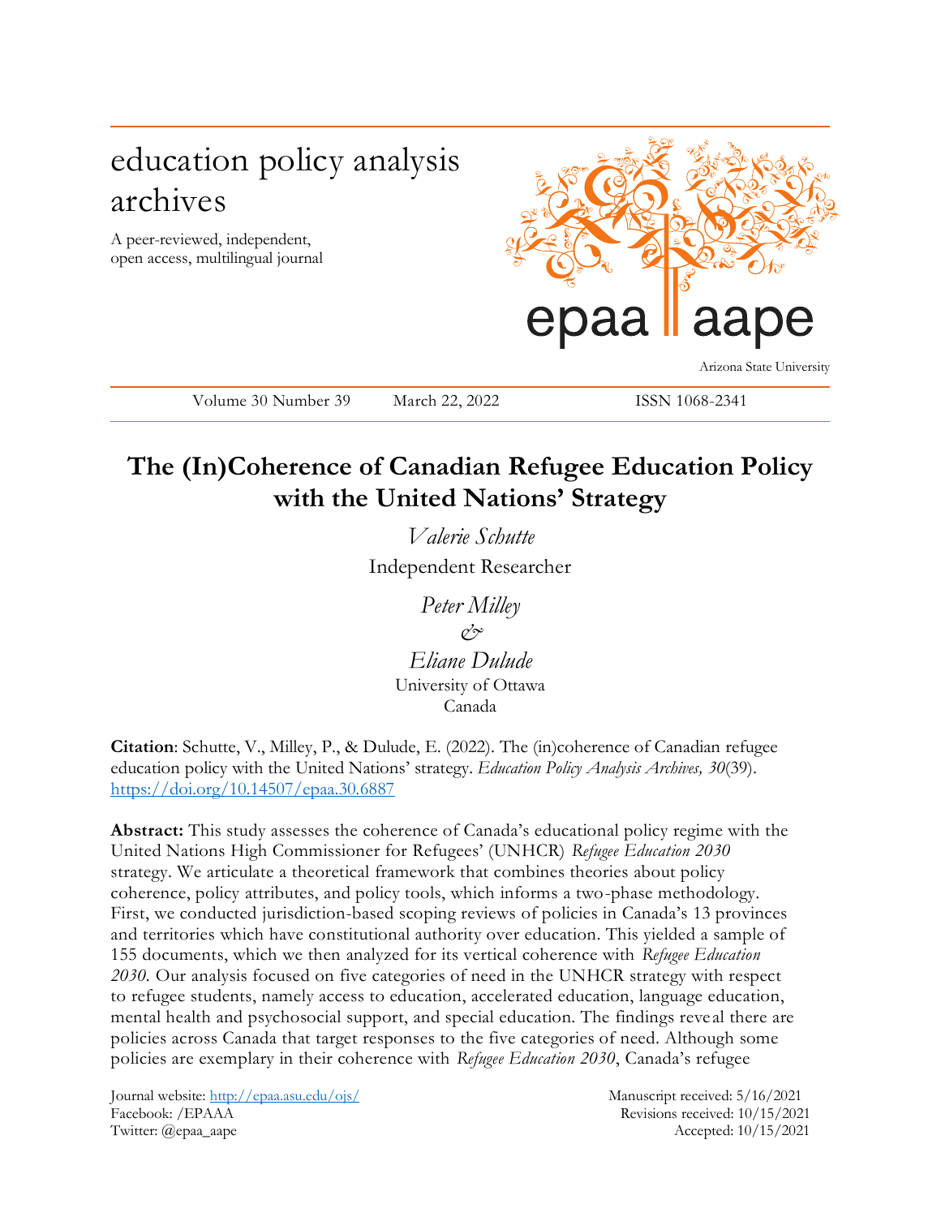education policy analysis archives

A peer-reviewed, independent, open access, multilingual journal

epaa aape

Arizona State University

Volume 30 Number 39 March 22, 2022 ISSN 1068-2341

# The (In)Coherence of Canadian Refugee Education Policy with the United Nations' Strategy

*Valerie Schutte*
Independent Researcher

*Peter Milley*
*&*
*Eliane Dulude*
University of Ottawa
Canada

**Citation**: Schutte, V., Milley, P., & Dulude, E. (2022). The (in)coherence of Canadian refugee education policy with the United Nations' strategy. *Education Policy Analysis Archives, 30*(39). https://doi.org/10.14507/epaa.30.6887

**Abstract:** This study assesses the coherence of Canada's educational policy regime with the United Nations High Commissioner for Refugees' (UNHCR) *Refugee Education 2030* strategy. We articulate a theoretical framework that combines theories about policy coherence, policy attributes, and policy tools, which informs a two-phase methodology. First, we conducted jurisdiction-based scoping reviews of policies in Canada's 13 provinces and territories which have constitutional authority over education. This yielded a sample of 155 documents, which we then analyzed for its vertical coherence with *Refugee Education 2030.* Our analysis focused on five categories of need in the UNHCR strategy with respect to refugee students, namely access to education, accelerated education, language education, mental health and psychosocial support, and special education. The findings reveal there are policies across Canada that target responses to the five categories of need. Although some policies are exemplary in their coherence with *Refugee Education 2030*, Canada's refugee

Journal website: http://epaa.asu.edu/ojs/
Facebook: /EPAAA
Twitter: @epaa_aape

Manuscript received: 5/16/2021
Revisions received: 10/15/2021
Accepted: 10/15/2021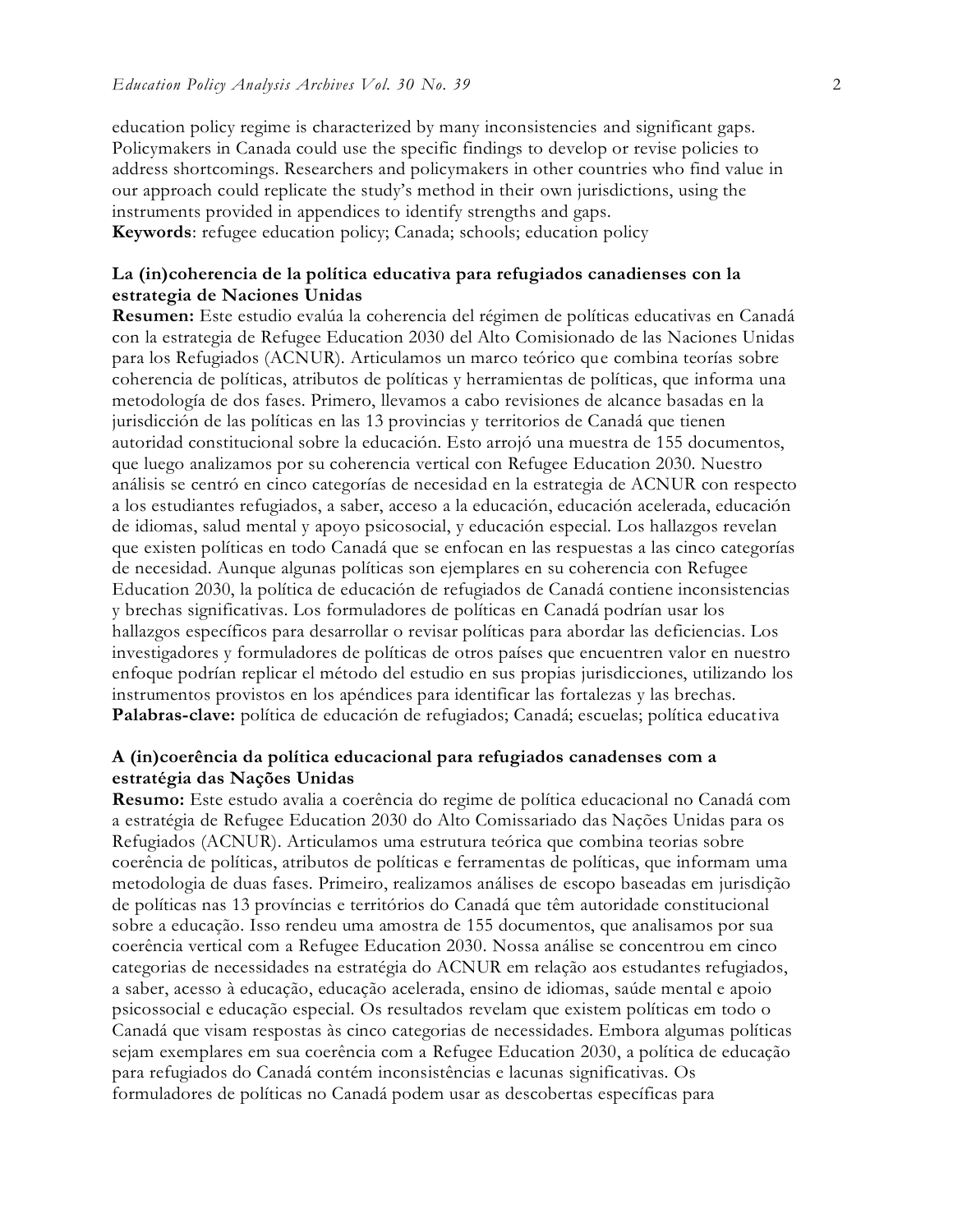education policy regime is characterized by many inconsistencies and significant gaps. Policymakers in Canada could use the specific findings to develop or revise policies to address shortcomings. Researchers and policymakers in other countries who find value in our approach could replicate the study's method in their own jurisdictions, using the instruments provided in appendices to identify strengths and gaps.
**Keywords**: refugee education policy; Canada; schools; education policy

**La (in)coherencia de la política educativa para refugiados canadienses con la estrategia de Naciones Unidas**
**Resumen:** Este estudio evalúa la coherencia del régimen de políticas educativas en Canadá con la estrategia de Refugee Education 2030 del Alto Comisionado de las Naciones Unidas para los Refugiados (ACNUR). Articulamos un marco teórico que combina teorías sobre coherencia de políticas, atributos de políticas y herramientas de políticas, que informa una metodología de dos fases. Primero, llevamos a cabo revisiones de alcance basadas en la jurisdicción de las políticas en las 13 provincias y territorios de Canadá que tienen autoridad constitucional sobre la educación. Esto arrojó una muestra de 155 documentos, que luego analizamos por su coherencia vertical con Refugee Education 2030. Nuestro análisis se centró en cinco categorías de necesidad en la estrategia de ACNUR con respecto a los estudiantes refugiados, a saber, acceso a la educación, educación acelerada, educación de idiomas, salud mental y apoyo psicosocial, y educación especial. Los hallazgos revelan que existen políticas en todo Canadá que se enfocan en las respuestas a las cinco categorías de necesidad. Aunque algunas políticas son ejemplares en su coherencia con Refugee Education 2030, la política de educación de refugiados de Canadá contiene inconsistencias y brechas significativas. Los formuladores de políticas en Canadá podrían usar los hallazgos específicos para desarrollar o revisar políticas para abordar las deficiencias. Los investigadores y formuladores de políticas de otros países que encuentren valor en nuestro enfoque podrían replicar el método del estudio en sus propias jurisdicciones, utilizando los instrumentos provistos en los apéndices para identificar las fortalezas y las brechas.
**Palabras-clave:** política de educación de refugiados; Canadá; escuelas; política educativa

**A (in)coerência da política educacional para refugiados canadenses com a estratégia das Nações Unidas**
**Resumo:** Este estudo avalia a coerência do regime de política educacional no Canadá com a estratégia de Refugee Education 2030 do Alto Comissariado das Nações Unidas para os Refugiados (ACNUR). Articulamos uma estrutura teórica que combina teorias sobre coerência de políticas, atributos de políticas e ferramentas de políticas, que informam uma metodologia de duas fases. Primeiro, realizamos análises de escopo baseadas em jurisdição de políticas nas 13 províncias e territórios do Canadá que têm autoridade constitucional sobre a educação. Isso rendeu uma amostra de 155 documentos, que analisamos por sua coerência vertical com a Refugee Education 2030. Nossa análise se concentrou em cinco categorias de necessidades na estratégia do ACNUR em relação aos estudantes refugiados, a saber, acesso à educação, educação acelerada, ensino de idiomas, saúde mental e apoio psicossocial e educação especial. Os resultados revelam que existem políticas em todo o Canadá que visam respostas às cinco categorias de necessidades. Embora algumas políticas sejam exemplares em sua coerência com a Refugee Education 2030, a política de educação para refugiados do Canadá contém inconsistências e lacunas significativas. Os formuladores de políticas no Canadá podem usar as descobertas específicas para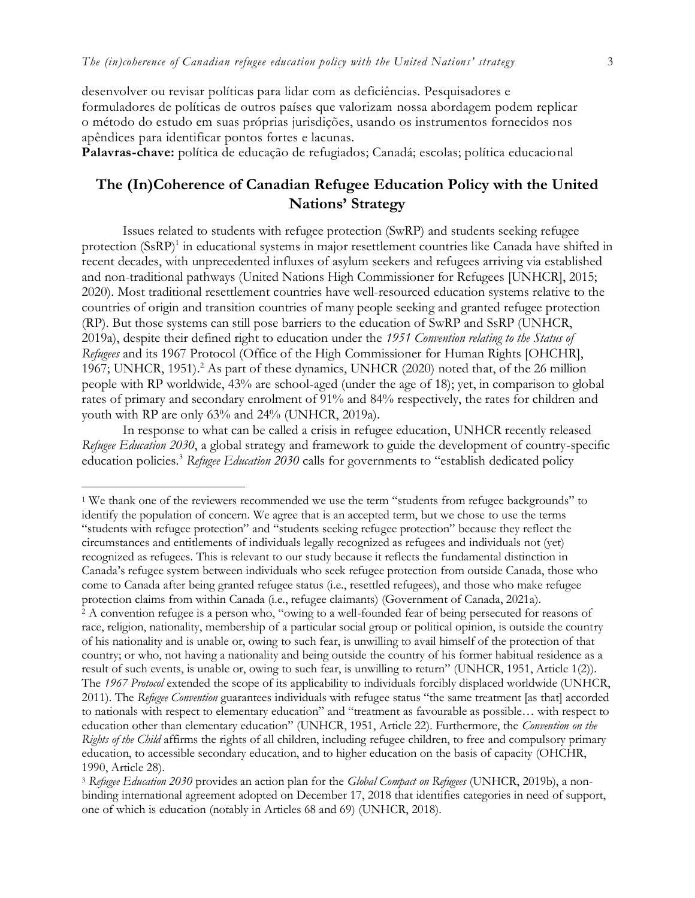desenvolver ou revisar políticas para lidar com as deficiências. Pesquisadores e formuladores de políticas de outros países que valorizam nossa abordagem podem replicar o método do estudo em suas próprias jurisdições, usando os instrumentos fornecidos nos apêndices para identificar pontos fortes e lacunas.

**Palavras-chave:** política de educação de refugiados; Canadá; escolas; política educacional

## The (In)Coherence of Canadian Refugee Education Policy with the United Nations' Strategy

Issues related to students with refugee protection (SwRP) and students seeking refugee protection (SsRP)[1] in educational systems in major resettlement countries like Canada have shifted in recent decades, with unprecedented influxes of asylum seekers and refugees arriving via established and non-traditional pathways (United Nations High Commissioner for Refugees [UNHCR], 2015; 2020). Most traditional resettlement countries have well-resourced education systems relative to the countries of origin and transition countries of many people seeking and granted refugee protection (RP). But those systems can still pose barriers to the education of SwRP and SsRP (UNHCR, 2019a), despite their defined right to education under the *1951 Convention relating to the Status of Refugees* and its 1967 Protocol (Office of the High Commissioner for Human Rights [OHCHR], 1967; UNHCR, 1951).[2] As part of these dynamics, UNHCR (2020) noted that, of the 26 million people with RP worldwide, 43% are school-aged (under the age of 18); yet, in comparison to global rates of primary and secondary enrolment of 91% and 84% respectively, the rates for children and youth with RP are only 63% and 24% (UNHCR, 2019a).

In response to what can be called a crisis in refugee education, UNHCR recently released *Refugee Education 2030*, a global strategy and framework to guide the development of country-specific education policies.[3] *Refugee Education 2030* calls for governments to "establish dedicated policy

---

[1] We thank one of the reviewers recommended we use the term "students from refugee backgrounds" to identify the population of concern. We agree that is an accepted term, but we chose to use the terms "students with refugee protection" and "students seeking refugee protection" because they reflect the circumstances and entitlements of individuals legally recognized as refugees and individuals not (yet) recognized as refugees. This is relevant to our study because it reflects the fundamental distinction in Canada's refugee system between individuals who seek refugee protection from outside Canada, those who come to Canada after being granted refugee status (i.e., resettled refugees), and those who make refugee protection claims from within Canada (i.e., refugee claimants) (Government of Canada, 2021a).

[2] A convention refugee is a person who, "owing to a well-founded fear of being persecuted for reasons of race, religion, nationality, membership of a particular social group or political opinion, is outside the country of his nationality and is unable or, owing to such fear, is unwilling to avail himself of the protection of that country; or who, not having a nationality and being outside the country of his former habitual residence as a result of such events, is unable or, owing to such fear, is unwilling to return" (UNHCR, 1951, Article 1(2)). The *1967 Protocol* extended the scope of its applicability to individuals forcibly displaced worldwide (UNHCR, 2011). The *Refugee Convention* guarantees individuals with refugee status "the same treatment [as that] accorded to nationals with respect to elementary education" and "treatment as favourable as possible… with respect to education other than elementary education" (UNHCR, 1951, Article 22). Furthermore, the *Convention on the Rights of the Child* affirms the rights of all children, including refugee children, to free and compulsory primary education, to accessible secondary education, and to higher education on the basis of capacity (OHCHR, 1990, Article 28).

[3] *Refugee Education 2030* provides an action plan for the *Global Compact on Refugees* (UNHCR, 2019b), a non-binding international agreement adopted on December 17, 2018 that identifies categories in need of support, one of which is education (notably in Articles 68 and 69) (UNHCR, 2018).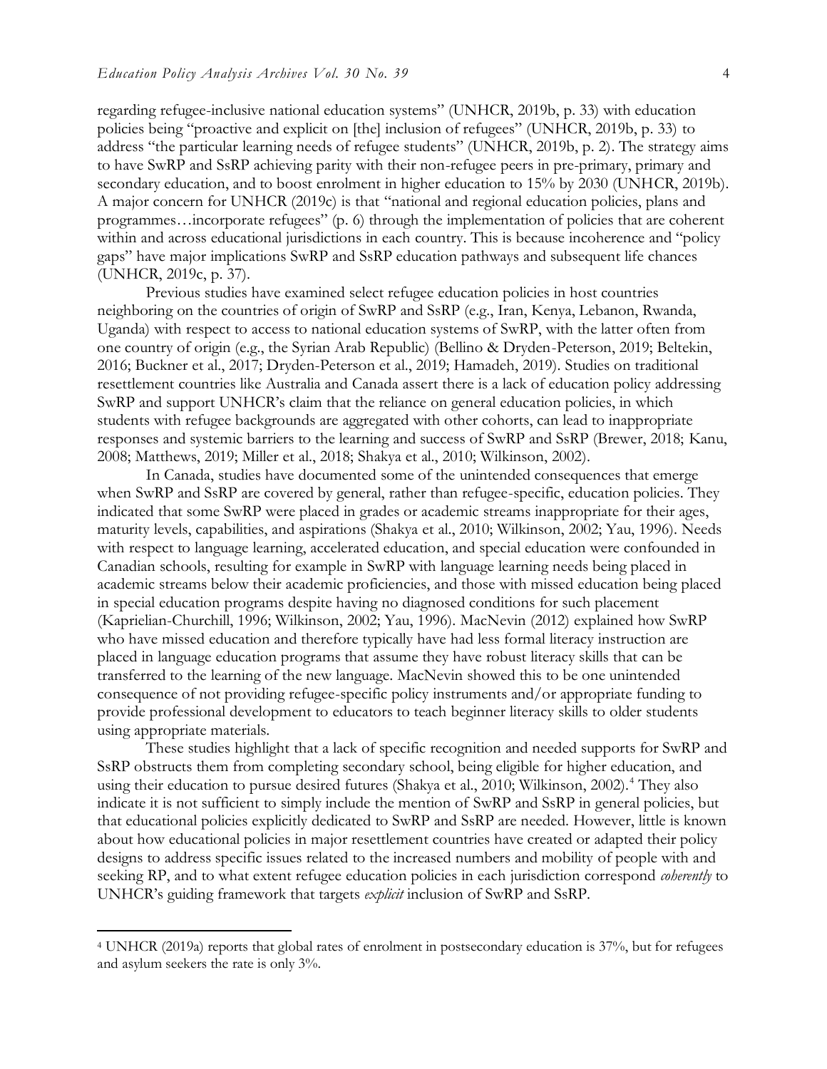regarding refugee-inclusive national education systems" (UNHCR, 2019b, p. 33) with education policies being "proactive and explicit on [the] inclusion of refugees" (UNHCR, 2019b, p. 33) to address "the particular learning needs of refugee students" (UNHCR, 2019b, p. 2). The strategy aims to have SwRP and SsRP achieving parity with their non-refugee peers in pre-primary, primary and secondary education, and to boost enrolment in higher education to 15% by 2030 (UNHCR, 2019b). A major concern for UNHCR (2019c) is that "national and regional education policies, plans and programmes…incorporate refugees" (p. 6) through the implementation of policies that are coherent within and across educational jurisdictions in each country. This is because incoherence and "policy gaps" have major implications SwRP and SsRP education pathways and subsequent life chances (UNHCR, 2019c, p. 37).

Previous studies have examined select refugee education policies in host countries neighboring on the countries of origin of SwRP and SsRP (e.g., Iran, Kenya, Lebanon, Rwanda, Uganda) with respect to access to national education systems of SwRP, with the latter often from one country of origin (e.g., the Syrian Arab Republic) (Bellino & Dryden-Peterson, 2019; Beltekin, 2016; Buckner et al., 2017; Dryden-Peterson et al., 2019; Hamadeh, 2019). Studies on traditional resettlement countries like Australia and Canada assert there is a lack of education policy addressing SwRP and support UNHCR's claim that the reliance on general education policies, in which students with refugee backgrounds are aggregated with other cohorts, can lead to inappropriate responses and systemic barriers to the learning and success of SwRP and SsRP (Brewer, 2018; Kanu, 2008; Matthews, 2019; Miller et al., 2018; Shakya et al., 2010; Wilkinson, 2002).

In Canada, studies have documented some of the unintended consequences that emerge when SwRP and SsRP are covered by general, rather than refugee-specific, education policies. They indicated that some SwRP were placed in grades or academic streams inappropriate for their ages, maturity levels, capabilities, and aspirations (Shakya et al., 2010; Wilkinson, 2002; Yau, 1996). Needs with respect to language learning, accelerated education, and special education were confounded in Canadian schools, resulting for example in SwRP with language learning needs being placed in academic streams below their academic proficiencies, and those with missed education being placed in special education programs despite having no diagnosed conditions for such placement (Kaprielian-Churchill, 1996; Wilkinson, 2002; Yau, 1996). MacNevin (2012) explained how SwRP who have missed education and therefore typically have had less formal literacy instruction are placed in language education programs that assume they have robust literacy skills that can be transferred to the learning of the new language. MacNevin showed this to be one unintended consequence of not providing refugee-specific policy instruments and/or appropriate funding to provide professional development to educators to teach beginner literacy skills to older students using appropriate materials.

These studies highlight that a lack of specific recognition and needed supports for SwRP and SsRP obstructs them from completing secondary school, being eligible for higher education, and using their education to pursue desired futures (Shakya et al., 2010; Wilkinson, 2002).[4] They also indicate it is not sufficient to simply include the mention of SwRP and SsRP in general policies, but that educational policies explicitly dedicated to SwRP and SsRP are needed. However, little is known about how educational policies in major resettlement countries have created or adapted their policy designs to address specific issues related to the increased numbers and mobility of people with and seeking RP, and to what extent refugee education policies in each jurisdiction correspond *coherently* to UNHCR's guiding framework that targets *explicit* inclusion of SwRP and SsRP.

[4] UNHCR (2019a) reports that global rates of enrolment in postsecondary education is 37%, but for refugees and asylum seekers the rate is only 3%.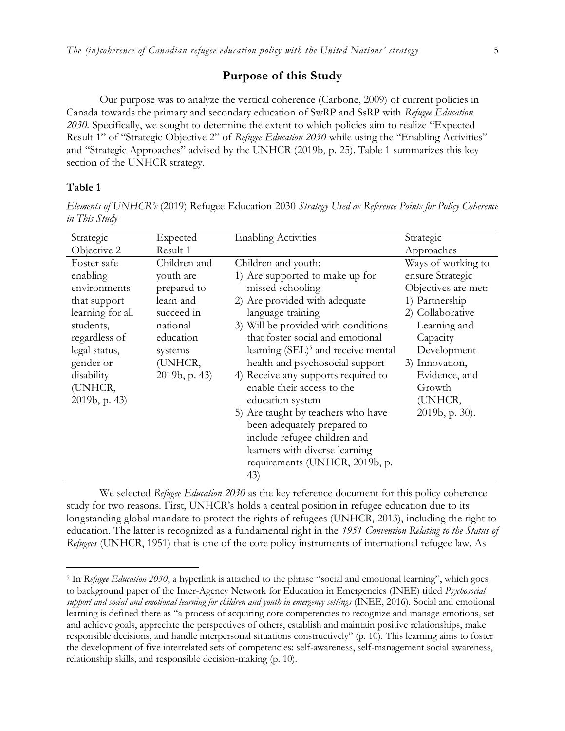## Purpose of this Study

Our purpose was to analyze the vertical coherence (Carbone, 2009) of current policies in Canada towards the primary and secondary education of SwRP and SsRP with *Refugee Education 2030*. Specifically, we sought to determine the extent to which policies aim to realize "Expected Result 1" of "Strategic Objective 2" of *Refugee Education 2030* while using the "Enabling Activities" and "Strategic Approaches" advised by the UNHCR (2019b, p. 25). Table 1 summarizes this key section of the UNHCR strategy.

**Table 1**

*Elements of UNHCR's* (2019) Refugee Education 2030 *Strategy Used as Reference Points for Policy Coherence in This Study*

| Strategic Objective 2 | Expected Result 1 | Enabling Activities | Strategic Approaches |
|---|---|---|---|
| Foster safe enabling environments that support learning for all students, regardless of legal status, gender or disability (UNHCR, 2019b, p. 43) | Children and youth are prepared to learn and succeed in national education systems (UNHCR, 2019b, p. 43) | Children and youth:<br>1) Are supported to make up for missed schooling<br>2) Are provided with adequate language training<br>3) Will be provided with conditions that foster social and emotional learning (SEL)[5] and receive mental health and psychosocial support<br>4) Receive any supports required to enable their access to the education system<br>5) Are taught by teachers who have been adequately prepared to include refugee children and learners with diverse learning requirements (UNHCR, 2019b, p. 43) | Ways of working to ensure Strategic Objectives are met:<br>1) Partnership<br>2) Collaborative Learning and Capacity Development<br>3) Innovation, Evidence, and Growth (UNHCR, 2019b, p. 30). |

We selected *Refugee Education 2030* as the key reference document for this policy coherence study for two reasons. First, UNHCR's holds a central position in refugee education due to its longstanding global mandate to protect the rights of refugees (UNHCR, 2013), including the right to education. The latter is recognized as a fundamental right in the *1951 Convention Relating to the Status of Refugees* (UNHCR, 1951) that is one of the core policy instruments of international refugee law. As

[5] In *Refugee Education 2030*, a hyperlink is attached to the phrase "social and emotional learning", which goes to background paper of the Inter-Agency Network for Education in Emergencies (INEE) titled *Psychosocial support and social and emotional learning for children and youth in emergency settings* (INEE, 2016). Social and emotional learning is defined there as "a process of acquiring core competencies to recognize and manage emotions, set and achieve goals, appreciate the perspectives of others, establish and maintain positive relationships, make responsible decisions, and handle interpersonal situations constructively" (p. 10). This learning aims to foster the development of five interrelated sets of competencies: self-awareness, self-management social awareness, relationship skills, and responsible decision-making (p. 10).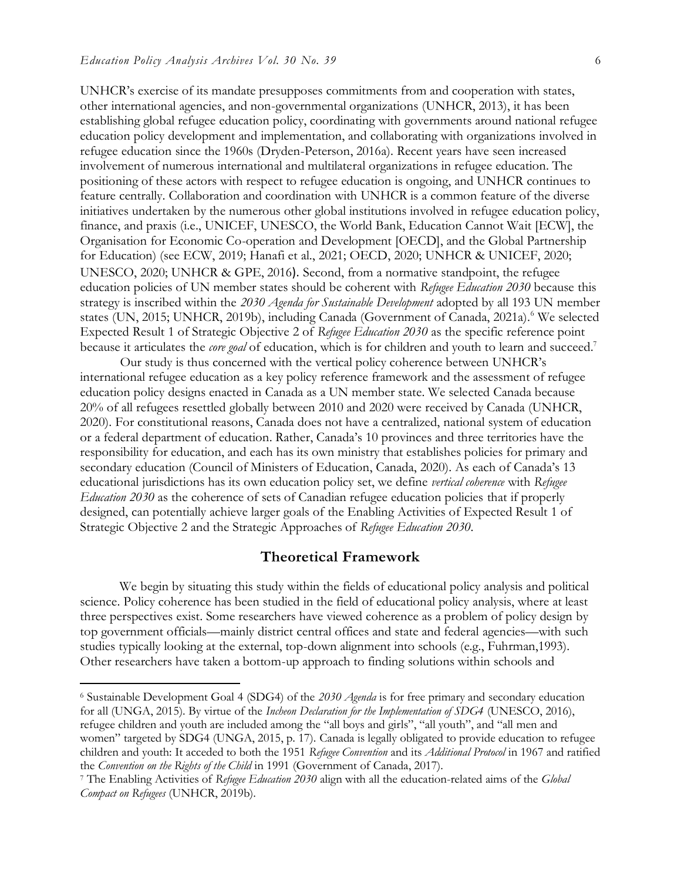UNHCR's exercise of its mandate presupposes commitments from and cooperation with states, other international agencies, and non-governmental organizations (UNHCR, 2013), it has been establishing global refugee education policy, coordinating with governments around national refugee education policy development and implementation, and collaborating with organizations involved in refugee education since the 1960s (Dryden-Peterson, 2016a). Recent years have seen increased involvement of numerous international and multilateral organizations in refugee education. The positioning of these actors with respect to refugee education is ongoing, and UNHCR continues to feature centrally. Collaboration and coordination with UNHCR is a common feature of the diverse initiatives undertaken by the numerous other global institutions involved in refugee education policy, finance, and praxis (i.e., UNICEF, UNESCO, the World Bank, Education Cannot Wait [ECW], the Organisation for Economic Co-operation and Development [OECD], and the Global Partnership for Education) (see ECW, 2019; Hanafi et al., 2021; OECD, 2020; UNHCR & UNICEF, 2020; UNESCO, 2020; UNHCR & GPE, 2016). Second, from a normative standpoint, the refugee education policies of UN member states should be coherent with *Refugee Education 2030* because this strategy is inscribed within the *2030 Agenda for Sustainable Development* adopted by all 193 UN member states (UN, 2015; UNHCR, 2019b), including Canada (Government of Canada, 2021a).[6] We selected Expected Result 1 of Strategic Objective 2 of *Refugee Education 2030* as the specific reference point because it articulates the *core goal* of education, which is for children and youth to learn and succeed.[7]

Our study is thus concerned with the vertical policy coherence between UNHCR's international refugee education as a key policy reference framework and the assessment of refugee education policy designs enacted in Canada as a UN member state. We selected Canada because 20% of all refugees resettled globally between 2010 and 2020 were received by Canada (UNHCR, 2020). For constitutional reasons, Canada does not have a centralized, national system of education or a federal department of education. Rather, Canada's 10 provinces and three territories have the responsibility for education, and each has its own ministry that establishes policies for primary and secondary education (Council of Ministers of Education, Canada, 2020). As each of Canada's 13 educational jurisdictions has its own education policy set, we define *vertical coherence* with *Refugee Education 2030* as the coherence of sets of Canadian refugee education policies that if properly designed, can potentially achieve larger goals of the Enabling Activities of Expected Result 1 of Strategic Objective 2 and the Strategic Approaches of *Refugee Education 2030*.

## Theoretical Framework

We begin by situating this study within the fields of educational policy analysis and political science. Policy coherence has been studied in the field of educational policy analysis, where at least three perspectives exist. Some researchers have viewed coherence as a problem of policy design by top government officials—mainly district central offices and state and federal agencies—with such studies typically looking at the external, top-down alignment into schools (e.g., Fuhrman,1993). Other researchers have taken a bottom-up approach to finding solutions within schools and

---

[6] Sustainable Development Goal 4 (SDG4) of the *2030 Agenda* is for free primary and secondary education for all (UNGA, 2015). By virtue of the *Incheon Declaration for the Implementation of SDG4* (UNESCO, 2016), refugee children and youth are included among the "all boys and girls", "all youth", and "all men and women" targeted by SDG4 (UNGA, 2015, p. 17). Canada is legally obligated to provide education to refugee children and youth: It acceded to both the 1951 *Refugee Convention* and its *Additional Protocol* in 1967 and ratified the *Convention on the Rights of the Child* in 1991 (Government of Canada, 2017).

[7] The Enabling Activities of *Refugee Education 2030* align with all the education-related aims of the *Global Compact on Refugees* (UNHCR, 2019b).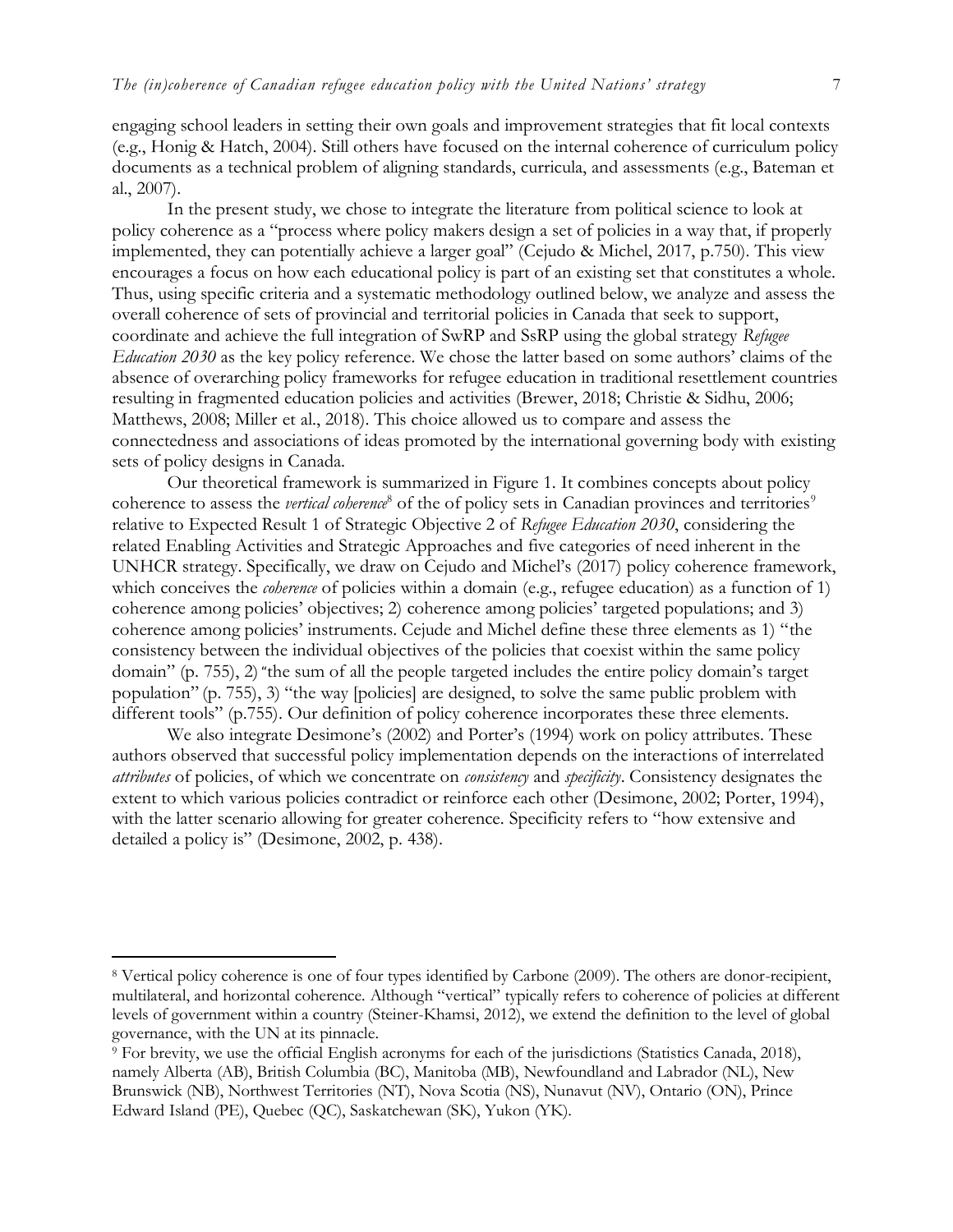engaging school leaders in setting their own goals and improvement strategies that fit local contexts (e.g., Honig & Hatch, 2004). Still others have focused on the internal coherence of curriculum policy documents as a technical problem of aligning standards, curricula, and assessments (e.g., Bateman et al., 2007).

In the present study, we chose to integrate the literature from political science to look at policy coherence as a "process where policy makers design a set of policies in a way that, if properly implemented, they can potentially achieve a larger goal" (Cejudo & Michel, 2017, p.750). This view encourages a focus on how each educational policy is part of an existing set that constitutes a whole. Thus, using specific criteria and a systematic methodology outlined below, we analyze and assess the overall coherence of sets of provincial and territorial policies in Canada that seek to support, coordinate and achieve the full integration of SwRP and SsRP using the global strategy *Refugee Education 2030* as the key policy reference. We chose the latter based on some authors' claims of the absence of overarching policy frameworks for refugee education in traditional resettlement countries resulting in fragmented education policies and activities (Brewer, 2018; Christie & Sidhu, 2006; Matthews, 2008; Miller et al., 2018). This choice allowed us to compare and assess the connectedness and associations of ideas promoted by the international governing body with existing sets of policy designs in Canada.

Our theoretical framework is summarized in Figure 1. It combines concepts about policy coherence to assess the *vertical coherence*[8] of the of policy sets in Canadian provinces and territories[9] relative to Expected Result 1 of Strategic Objective 2 of *Refugee Education 2030*, considering the related Enabling Activities and Strategic Approaches and five categories of need inherent in the UNHCR strategy. Specifically, we draw on Cejudo and Michel's (2017) policy coherence framework, which conceives the *coherence* of policies within a domain (e.g., refugee education) as a function of 1) coherence among policies' objectives; 2) coherence among policies' targeted populations; and 3) coherence among policies' instruments. Cejude and Michel define these three elements as 1) "the consistency between the individual objectives of the policies that coexist within the same policy domain" (p. 755), 2) "the sum of all the people targeted includes the entire policy domain's target population" (p. 755), 3) "the way [policies] are designed, to solve the same public problem with different tools" (p.755). Our definition of policy coherence incorporates these three elements.

We also integrate Desimone's (2002) and Porter's (1994) work on policy attributes. These authors observed that successful policy implementation depends on the interactions of interrelated *attributes* of policies, of which we concentrate on *consistency* and *specificity*. Consistency designates the extent to which various policies contradict or reinforce each other (Desimone, 2002; Porter, 1994), with the latter scenario allowing for greater coherence. Specificity refers to "how extensive and detailed a policy is" (Desimone, 2002, p. 438).

---

[8] Vertical policy coherence is one of four types identified by Carbone (2009). The others are donor-recipient, multilateral, and horizontal coherence. Although "vertical" typically refers to coherence of policies at different levels of government within a country (Steiner-Khamsi, 2012), we extend the definition to the level of global governance, with the UN at its pinnacle.

[9] For brevity, we use the official English acronyms for each of the jurisdictions (Statistics Canada, 2018), namely Alberta (AB), British Columbia (BC), Manitoba (MB), Newfoundland and Labrador (NL), New Brunswick (NB), Northwest Territories (NT), Nova Scotia (NS), Nunavut (NV), Ontario (ON), Prince Edward Island (PE), Quebec (QC), Saskatchewan (SK), Yukon (YK).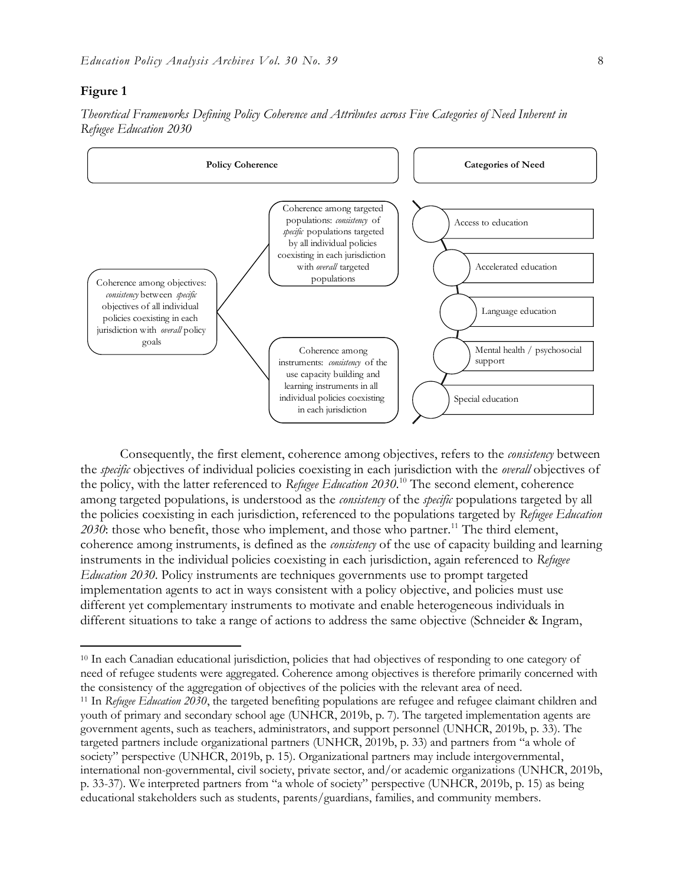**Figure 1**

*Theoretical Frameworks Defining Policy Coherence and Attributes across Five Categories of Need Inherent in Refugee Education 2030*

**Policy Coherence**

Coherence among objectives: *consistency* between *specific* objectives of all individual policies coexisting in each jurisdiction with *overall* policy goals

Coherence among targeted populations: *consistency* of *specific* populations targeted by all individual policies coexisting in each jurisdiction with *overall* targeted populations

Coherence among instruments: *consistency* of the use capacity building and learning instruments in all individual policies coexisting in each jurisdiction

**Categories of Need**

- Access to education
- Accelerated education
- Language education
- Mental health / psychosocial support
- Special education

Consequently, the first element, coherence among objectives, refers to the *consistency* between the *specific* objectives of individual policies coexisting in each jurisdiction with the *overall* objectives of the policy, with the latter referenced to *Refugee Education 2030*.[10] The second element, coherence among targeted populations, is understood as the *consistency* of the *specific* populations targeted by all the policies coexisting in each jurisdiction, referenced to the populations targeted by *Refugee Education 2030*: those who benefit, those who implement, and those who partner.[11] The third element, coherence among instruments, is defined as the *consistency* of the use of capacity building and learning instruments in the individual policies coexisting in each jurisdiction, again referenced to *Refugee Education 2030*. Policy instruments are techniques governments use to prompt targeted implementation agents to act in ways consistent with a policy objective, and policies must use different yet complementary instruments to motivate and enable heterogeneous individuals in different situations to take a range of actions to address the same objective (Schneider & Ingram,

---

[10] In each Canadian educational jurisdiction, policies that had objectives of responding to one category of need of refugee students were aggregated. Coherence among objectives is therefore primarily concerned with the consistency of the aggregation of objectives of the policies with the relevant area of need.

[11] In *Refugee Education 2030*, the targeted benefiting populations are refugee and refugee claimant children and youth of primary and secondary school age (UNHCR, 2019b, p. 7). The targeted implementation agents are government agents, such as teachers, administrators, and support personnel (UNHCR, 2019b, p. 33). The targeted partners include organizational partners (UNHCR, 2019b, p. 33) and partners from "a whole of society" perspective (UNHCR, 2019b, p. 15). Organizational partners may include intergovernmental, international non-governmental, civil society, private sector, and/or academic organizations (UNHCR, 2019b, p. 33-37). We interpreted partners from "a whole of society" perspective (UNHCR, 2019b, p. 15) as being educational stakeholders such as students, parents/guardians, families, and community members.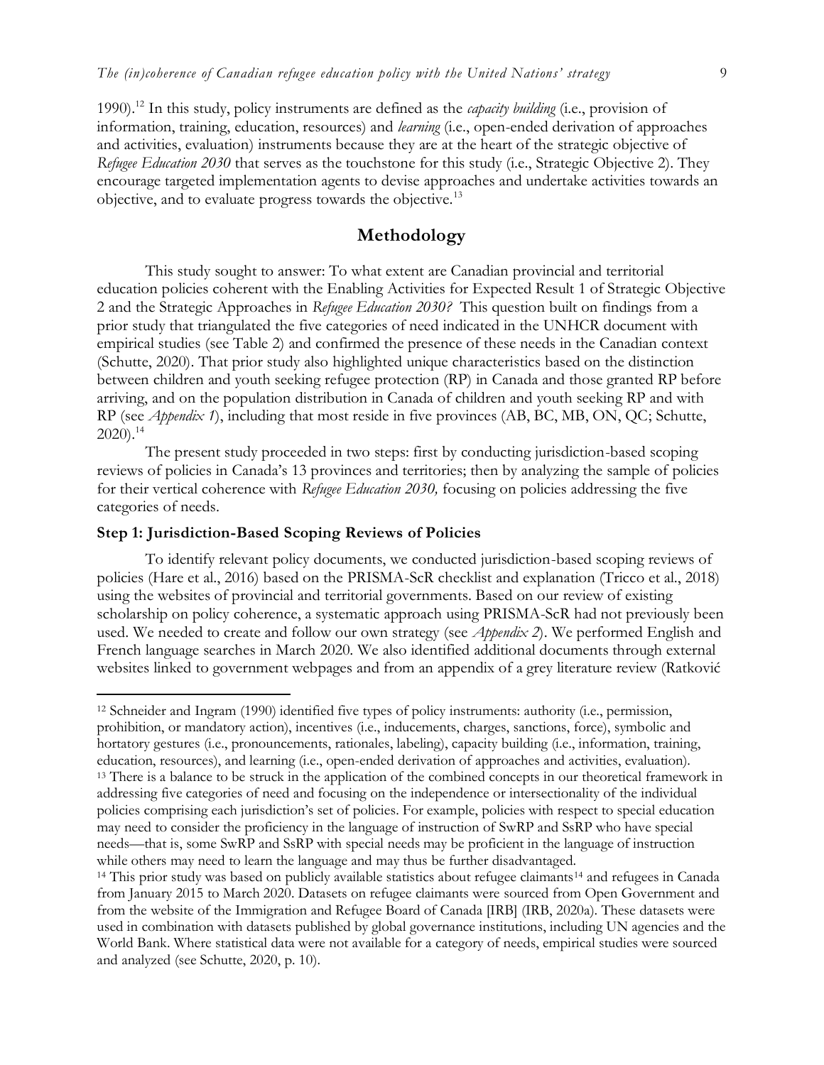1990).[12] In this study, policy instruments are defined as the *capacity building* (i.e., provision of information, training, education, resources) and *learning* (i.e., open-ended derivation of approaches and activities, evaluation) instruments because they are at the heart of the strategic objective of *Refugee Education 2030* that serves as the touchstone for this study (i.e., Strategic Objective 2). They encourage targeted implementation agents to devise approaches and undertake activities towards an objective, and to evaluate progress towards the objective.[13]

## Methodology

This study sought to answer: To what extent are Canadian provincial and territorial education policies coherent with the Enabling Activities for Expected Result 1 of Strategic Objective 2 and the Strategic Approaches in *Refugee Education 2030?* This question built on findings from a prior study that triangulated the five categories of need indicated in the UNHCR document with empirical studies (see Table 2) and confirmed the presence of these needs in the Canadian context (Schutte, 2020). That prior study also highlighted unique characteristics based on the distinction between children and youth seeking refugee protection (RP) in Canada and those granted RP before arriving, and on the population distribution in Canada of children and youth seeking RP and with RP (see *Appendix 1*), including that most reside in five provinces (AB, BC, MB, ON, QC; Schutte, 2020).[14]

The present study proceeded in two steps: first by conducting jurisdiction-based scoping reviews of policies in Canada's 13 provinces and territories; then by analyzing the sample of policies for their vertical coherence with *Refugee Education 2030,* focusing on policies addressing the five categories of needs.

### Step 1: Jurisdiction-Based Scoping Reviews of Policies

To identify relevant policy documents, we conducted jurisdiction-based scoping reviews of policies (Hare et al., 2016) based on the PRISMA-ScR checklist and explanation (Tricco et al., 2018) using the websites of provincial and territorial governments. Based on our review of existing scholarship on policy coherence, a systematic approach using PRISMA-ScR had not previously been used. We needed to create and follow our own strategy (see *Appendix 2*). We performed English and French language searches in March 2020. We also identified additional documents through external websites linked to government webpages and from an appendix of a grey literature review (Ratković

---

[12] Schneider and Ingram (1990) identified five types of policy instruments: authority (i.e., permission, prohibition, or mandatory action), incentives (i.e., inducements, charges, sanctions, force), symbolic and hortatory gestures (i.e., pronouncements, rationales, labeling), capacity building (i.e., information, training, education, resources), and learning (i.e., open-ended derivation of approaches and activities, evaluation).

[13] There is a balance to be struck in the application of the combined concepts in our theoretical framework in addressing five categories of need and focusing on the independence or intersectionality of the individual policies comprising each jurisdiction's set of policies. For example, policies with respect to special education may need to consider the proficiency in the language of instruction of SwRP and SsRP who have special needs—that is, some SwRP and SsRP with special needs may be proficient in the language of instruction while others may need to learn the language and may thus be further disadvantaged.

[14] This prior study was based on publicly available statistics about refugee claimants[14] and refugees in Canada from January 2015 to March 2020. Datasets on refugee claimants were sourced from Open Government and from the website of the Immigration and Refugee Board of Canada [IRB] (IRB, 2020a). These datasets were used in combination with datasets published by global governance institutions, including UN agencies and the World Bank. Where statistical data were not available for a category of needs, empirical studies were sourced and analyzed (see Schutte, 2020, p. 10).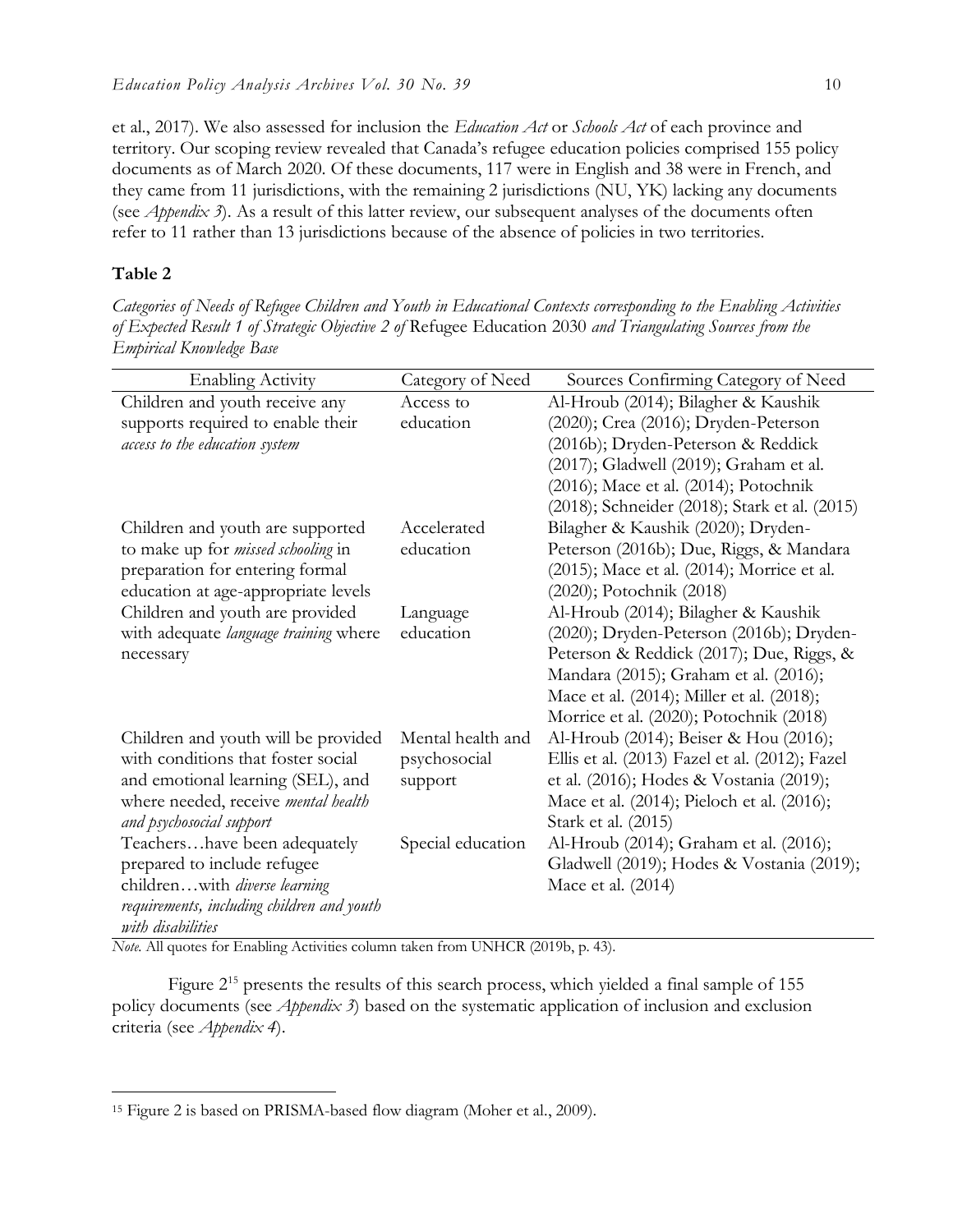et al., 2017). We also assessed for inclusion the *Education Act* or *Schools Act* of each province and territory. Our scoping review revealed that Canada's refugee education policies comprised 155 policy documents as of March 2020. Of these documents, 117 were in English and 38 were in French, and they came from 11 jurisdictions, with the remaining 2 jurisdictions (NU, YK) lacking any documents (see *Appendix 3*). As a result of this latter review, our subsequent analyses of the documents often refer to 11 rather than 13 jurisdictions because of the absence of policies in two territories.

**Table 2**

*Categories of Needs of Refugee Children and Youth in Educational Contexts corresponding to the Enabling Activities of Expected Result 1 of Strategic Objective 2 of* Refugee Education 2030 *and Triangulating Sources from the Empirical Knowledge Base*

| Enabling Activity | Category of Need | Sources Confirming Category of Need |
|---|---|---|
| Children and youth receive any supports required to enable their *access to the education system* | Access to education | Al-Hroub (2014); Bilagher & Kaushik (2020); Crea (2016); Dryden-Peterson (2016b); Dryden-Peterson & Reddick (2017); Gladwell (2019); Graham et al. (2016); Mace et al. (2014); Potochnik (2018); Schneider (2018); Stark et al. (2015) |
| Children and youth are supported to make up for *missed schooling* in preparation for entering formal education at age-appropriate levels | Accelerated education | Bilagher & Kaushik (2020); Dryden-Peterson (2016b); Due, Riggs, & Mandara (2015); Mace et al. (2014); Morrice et al. (2020); Potochnik (2018) |
| Children and youth are provided with adequate *language training* where necessary | Language education | Al-Hroub (2014); Bilagher & Kaushik (2020); Dryden-Peterson (2016b); Dryden-Peterson & Reddick (2017); Due, Riggs, & Mandara (2015); Graham et al. (2016); Mace et al. (2014); Miller et al. (2018); Morrice et al. (2020); Potochnik (2018) |
| Children and youth will be provided with conditions that foster social and emotional learning (SEL), and where needed, receive *mental health and psychosocial support* | Mental health and psychosocial support | Al-Hroub (2014); Beiser & Hou (2016); Ellis et al. (2013) Fazel et al. (2012); Fazel et al. (2016); Hodes & Vostania (2019); Mace et al. (2014); Pieloch et al. (2016); Stark et al. (2015) |
| Teachers…have been adequately prepared to include refugee children…with *diverse learning requirements, including children and youth with disabilities* | Special education | Al-Hroub (2014); Graham et al. (2016); Gladwell (2019); Hodes & Vostania (2019); Mace et al. (2014) |

*Note.* All quotes for Enabling Activities column taken from UNHCR (2019b, p. 43).

Figure 2[15] presents the results of this search process, which yielded a final sample of 155 policy documents (see *Appendix 3*) based on the systematic application of inclusion and exclusion criteria (see *Appendix 4*).

[15] Figure 2 is based on PRISMA-based flow diagram (Moher et al., 2009).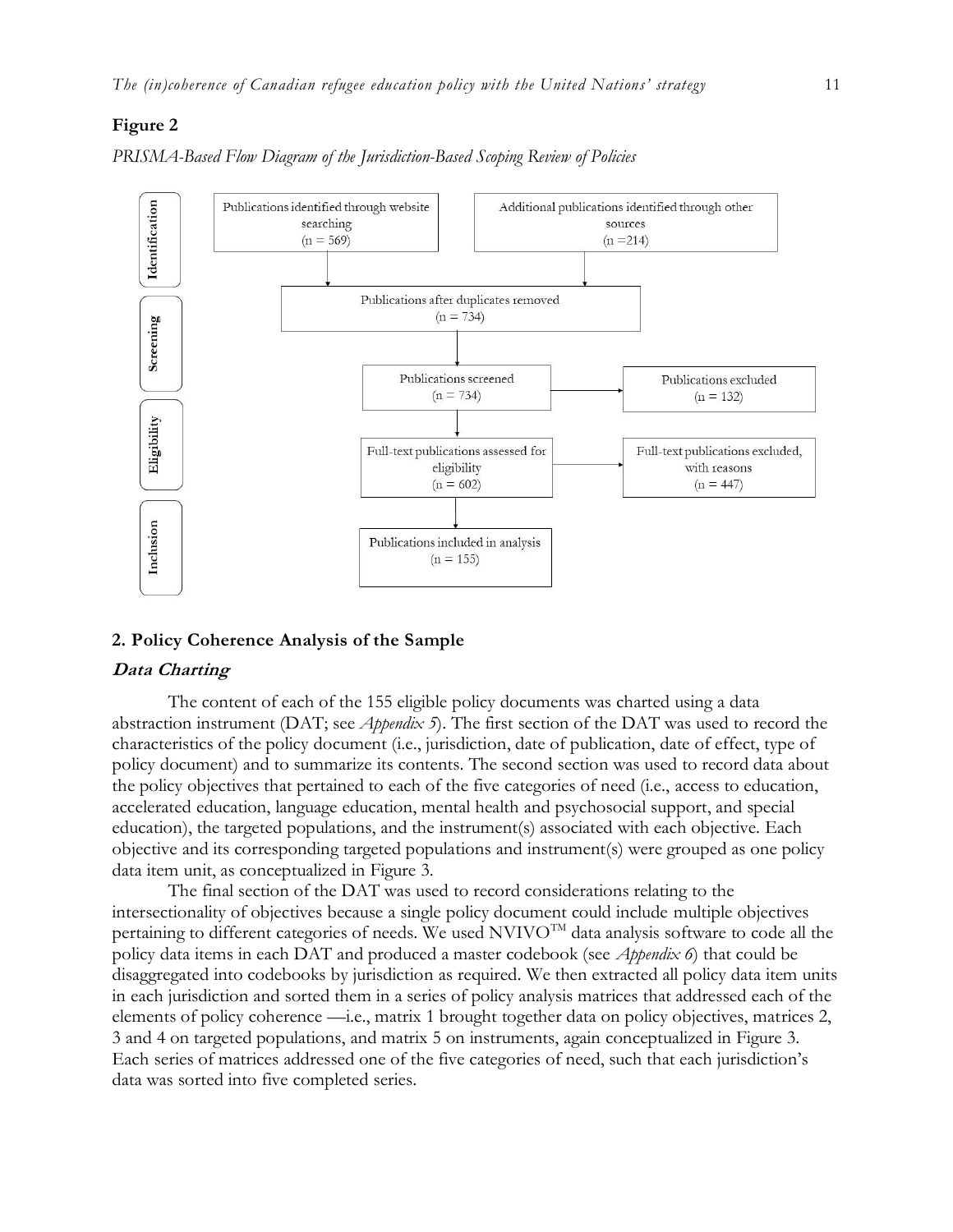**Figure 2**

*PRISMA-Based Flow Diagram of the Jurisdiction-Based Scoping Review of Policies*

| Stage | Step |
| --- | --- |
| Identification | Publications identified through website searching (n = 569) |
| Identification | Additional publications identified through other sources (n =214) |
| Screening | Publications after duplicates removed (n = 734) |
| Screening | Publications screened (n = 734) → Publications excluded (n = 132) |
| Eligibility | Full-text publications assessed for eligibility (n = 602) → Full-text publications excluded, with reasons (n = 447) |
| Inclusion | Publications included in analysis (n = 155) |

## 2. Policy Coherence Analysis of the Sample

### *Data Charting*

The content of each of the 155 eligible policy documents was charted using a data abstraction instrument (DAT; see *Appendix 5*). The first section of the DAT was used to record the characteristics of the policy document (i.e., jurisdiction, date of publication, date of effect, type of policy document) and to summarize its contents. The second section was used to record data about the policy objectives that pertained to each of the five categories of need (i.e., access to education, accelerated education, language education, mental health and psychosocial support, and special education), the targeted populations, and the instrument(s) associated with each objective. Each objective and its corresponding targeted populations and instrument(s) were grouped as one policy data item unit, as conceptualized in Figure 3.

The final section of the DAT was used to record considerations relating to the intersectionality of objectives because a single policy document could include multiple objectives pertaining to different categories of needs. We used NVIVO™ data analysis software to code all the policy data items in each DAT and produced a master codebook (see *Appendix 6*) that could be disaggregated into codebooks by jurisdiction as required. We then extracted all policy data item units in each jurisdiction and sorted them in a series of policy analysis matrices that addressed each of the elements of policy coherence —i.e., matrix 1 brought together data on policy objectives, matrices 2, 3 and 4 on targeted populations, and matrix 5 on instruments, again conceptualized in Figure 3. Each series of matrices addressed one of the five categories of need, such that each jurisdiction's data was sorted into five completed series.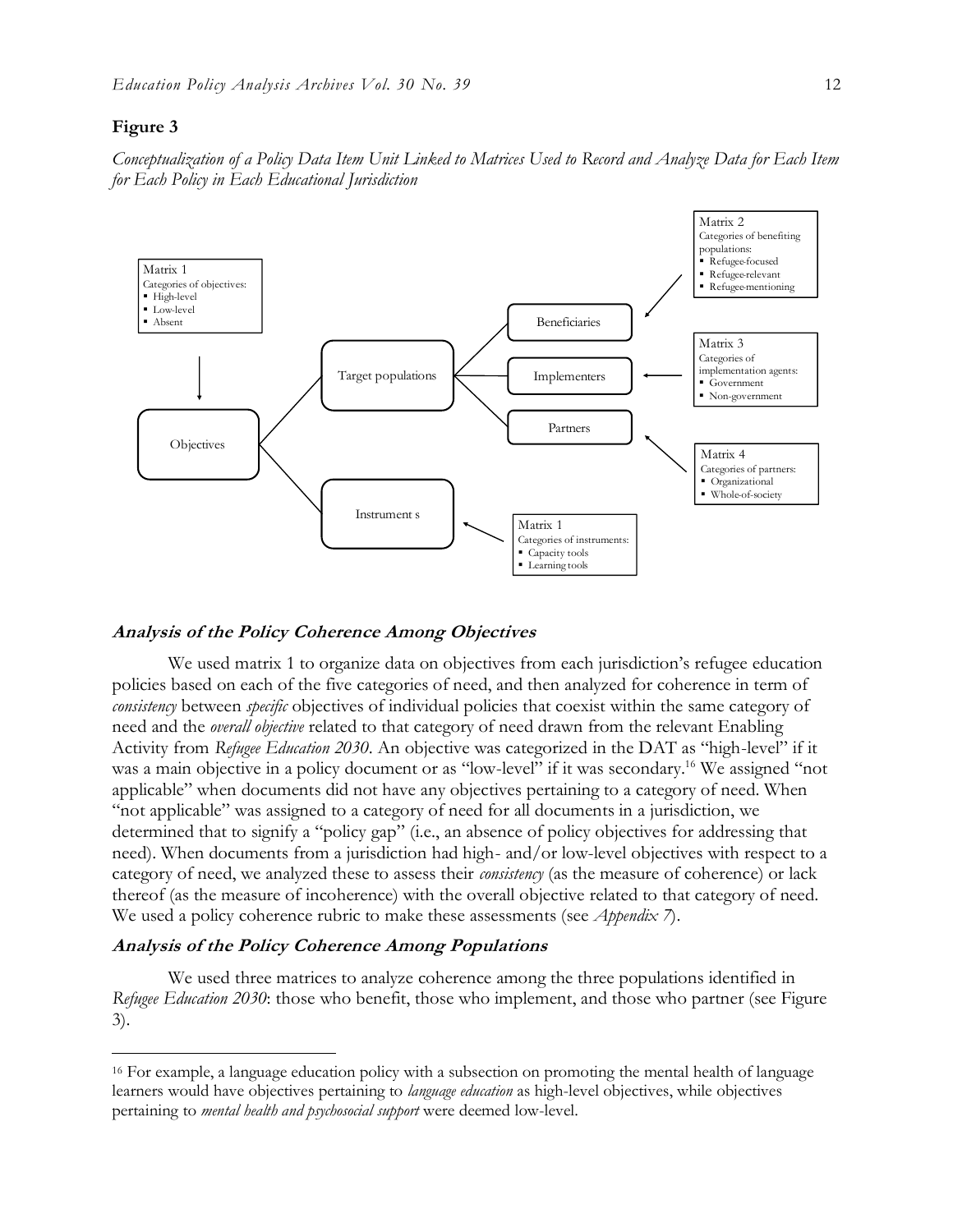## Figure 3

*Conceptualization of a Policy Data Item Unit Linked to Matrices Used to Record and Analyze Data for Each Item for Each Policy in Each Educational Jurisdiction*

Matrix 1
Categories of objectives:
- High-level
- Low-level
- Absent

Objectives

Target populations

Beneficiaries

Implementers

Partners

Instrument s

Matrix 2
Categories of benefiting populations:
- Refugee-focused
- Refugee-relevant
- Refugee-mentioning

Matrix 3
Categories of implementation agents:
- Government
- Non-government

Matrix 4
Categories of partners:
- Organizational
- Whole-of-society

Matrix 1
Categories of instruments:
- Capacity tools
- Learning tools

### Analysis of the Policy Coherence Among Objectives

We used matrix 1 to organize data on objectives from each jurisdiction's refugee education policies based on each of the five categories of need, and then analyzed for coherence in term of *consistency* between *specific* objectives of individual policies that coexist within the same category of need and the *overall objective* related to that category of need drawn from the relevant Enabling Activity from *Refugee Education 2030*. An objective was categorized in the DAT as "high-level" if it was a main objective in a policy document or as "low-level" if it was secondary.[16] We assigned "not applicable" when documents did not have any objectives pertaining to a category of need. When "not applicable" was assigned to a category of need for all documents in a jurisdiction, we determined that to signify a "policy gap" (i.e., an absence of policy objectives for addressing that need). When documents from a jurisdiction had high- and/or low-level objectives with respect to a category of need, we analyzed these to assess their *consistency* (as the measure of coherence) or lack thereof (as the measure of incoherence) with the overall objective related to that category of need. We used a policy coherence rubric to make these assessments (see *Appendix 7*).

### Analysis of the Policy Coherence Among Populations

We used three matrices to analyze coherence among the three populations identified in *Refugee Education 2030*: those who benefit, those who implement, and those who partner (see Figure 3).

[16] For example, a language education policy with a subsection on promoting the mental health of language learners would have objectives pertaining to *language education* as high-level objectives, while objectives pertaining to *mental health and psychosocial support* were deemed low-level.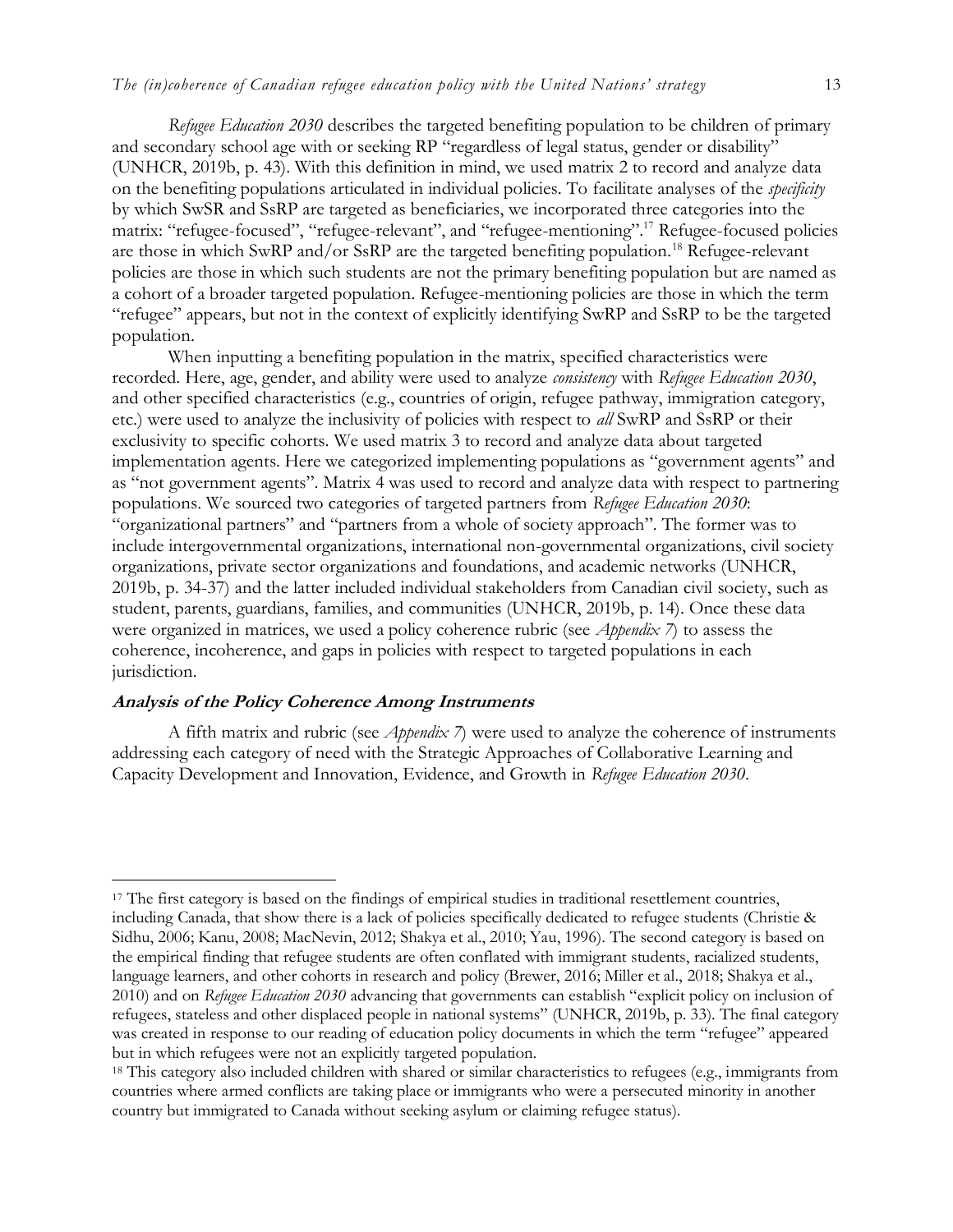*Refugee Education 2030* describes the targeted benefiting population to be children of primary and secondary school age with or seeking RP "regardless of legal status, gender or disability" (UNHCR, 2019b, p. 43). With this definition in mind, we used matrix 2 to record and analyze data on the benefiting populations articulated in individual policies. To facilitate analyses of the *specificity* by which SwSR and SsRP are targeted as beneficiaries, we incorporated three categories into the matrix: "refugee-focused", "refugee-relevant", and "refugee-mentioning".[17] Refugee-focused policies are those in which SwRP and/or SsRP are the targeted benefiting population.[18] Refugee-relevant policies are those in which such students are not the primary benefiting population but are named as a cohort of a broader targeted population. Refugee-mentioning policies are those in which the term "refugee" appears, but not in the context of explicitly identifying SwRP and SsRP to be the targeted population.

When inputting a benefiting population in the matrix, specified characteristics were recorded. Here, age, gender, and ability were used to analyze *consistency* with *Refugee Education 2030*, and other specified characteristics (e.g., countries of origin, refugee pathway, immigration category, etc.) were used to analyze the inclusivity of policies with respect to *all* SwRP and SsRP or their exclusivity to specific cohorts. We used matrix 3 to record and analyze data about targeted implementation agents. Here we categorized implementing populations as "government agents" and as "not government agents". Matrix 4 was used to record and analyze data with respect to partnering populations. We sourced two categories of targeted partners from *Refugee Education 2030*: "organizational partners" and "partners from a whole of society approach". The former was to include intergovernmental organizations, international non-governmental organizations, civil society organizations, private sector organizations and foundations, and academic networks (UNHCR, 2019b, p. 34-37) and the latter included individual stakeholders from Canadian civil society, such as student, parents, guardians, families, and communities (UNHCR, 2019b, p. 14). Once these data were organized in matrices, we used a policy coherence rubric (see *Appendix 7*) to assess the coherence, incoherence, and gaps in policies with respect to targeted populations in each jurisdiction.

### Analysis of the Policy Coherence Among Instruments

A fifth matrix and rubric (see *Appendix 7*) were used to analyze the coherence of instruments addressing each category of need with the Strategic Approaches of Collaborative Learning and Capacity Development and Innovation, Evidence, and Growth in *Refugee Education 2030*.

---

[17] The first category is based on the findings of empirical studies in traditional resettlement countries, including Canada, that show there is a lack of policies specifically dedicated to refugee students (Christie & Sidhu, 2006; Kanu, 2008; MacNevin, 2012; Shakya et al., 2010; Yau, 1996). The second category is based on the empirical finding that refugee students are often conflated with immigrant students, racialized students, language learners, and other cohorts in research and policy (Brewer, 2016; Miller et al., 2018; Shakya et al., 2010) and on *Refugee Education 2030* advancing that governments can establish "explicit policy on inclusion of refugees, stateless and other displaced people in national systems" (UNHCR, 2019b, p. 33). The final category was created in response to our reading of education policy documents in which the term "refugee" appeared but in which refugees were not an explicitly targeted population.

[18] This category also included children with shared or similar characteristics to refugees (e.g., immigrants from countries where armed conflicts are taking place or immigrants who were a persecuted minority in another country but immigrated to Canada without seeking asylum or claiming refugee status).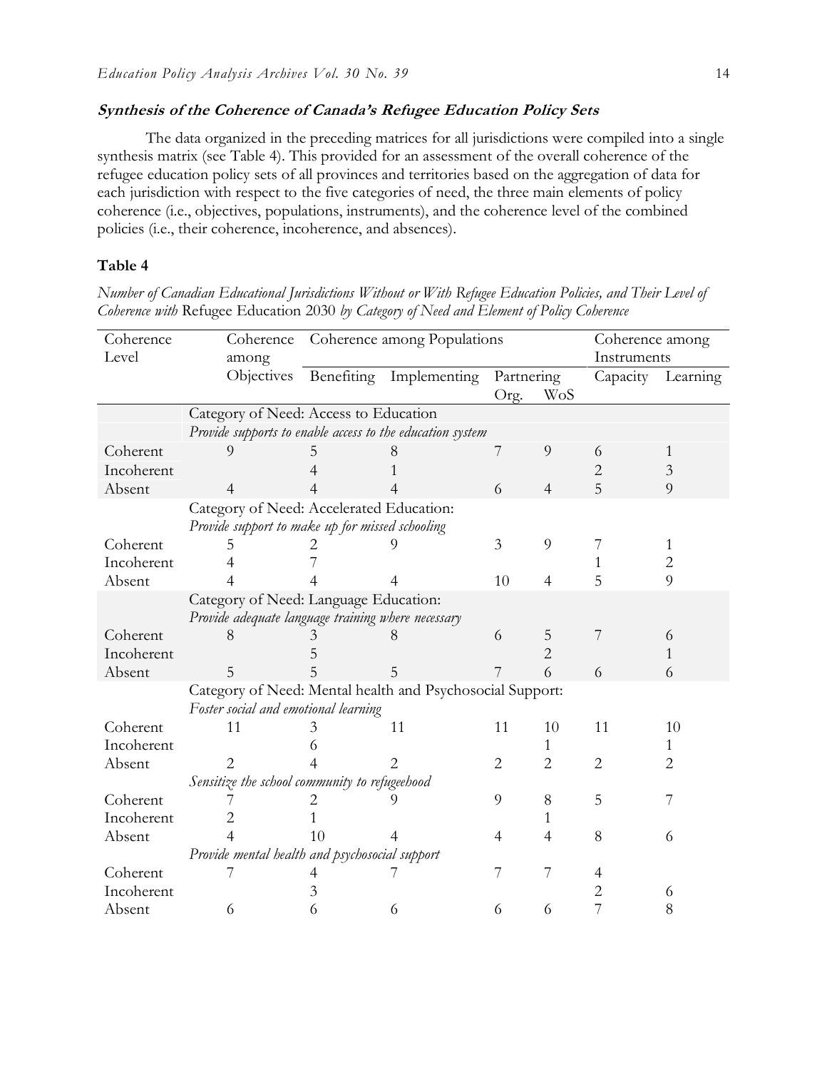### *Synthesis of the Coherence of Canada's Refugee Education Policy Sets*

The data organized in the preceding matrices for all jurisdictions were compiled into a single synthesis matrix (see Table 4). This provided for an assessment of the overall coherence of the refugee education policy sets of all provinces and territories based on the aggregation of data for each jurisdiction with respect to the five categories of need, the three main elements of policy coherence (i.e., objectives, populations, instruments), and the coherence level of the combined policies (i.e., their coherence, incoherence, and absences).

**Table 4**

*Number of Canadian Educational Jurisdictions Without or With Refugee Education Policies, and Their Level of Coherence with* Refugee Education 2030 *by Category of Need and Element of Policy Coherence*

| Coherence Level | Coherence among | Coherence among Populations | | | | Coherence among Instruments | |
|---|---|---|---|---|---|---|---|
| | Objectives | Benefiting | Implementing | Partnering | | Capacity | Learning |
| | | | | Org. | WoS | | |
| | Category of Need: Access to Education | | | | | | |
| | *Provide supports to enable access to the education system* | | | | | | |
| Coherent | 9 | 5 | 8 | 7 | 9 | 6 | 1 |
| Incoherent | | 4 | 1 | | | 2 | 3 |
| Absent | 4 | 4 | 4 | 6 | 4 | 5 | 9 |
| | Category of Need: Accelerated Education: | | | | | | |
| | *Provide support to make up for missed schooling* | | | | | | |
| Coherent | 5 | 2 | 9 | 3 | 9 | 7 | 1 |
| Incoherent | 4 | 7 | | | | 1 | 2 |
| Absent | 4 | 4 | 4 | 10 | 4 | 5 | 9 |
| | Category of Need: Language Education: | | | | | | |
| | *Provide adequate language training where necessary* | | | | | | |
| Coherent | 8 | 3 | 8 | 6 | 5 | 7 | 6 |
| Incoherent | | 5 | | | 2 | | 1 |
| Absent | 5 | 5 | 5 | 7 | 6 | 6 | 6 |
| | Category of Need: Mental health and Psychosocial Support: | | | | | | |
| | *Foster social and emotional learning* | | | | | | |
| Coherent | 11 | 3 | 11 | 11 | 10 | 11 | 10 |
| Incoherent | | 6 | | | 1 | | 1 |
| Absent | 2 | 4 | 2 | 2 | 2 | 2 | 2 |
| | *Sensitize the school community to refugeehood* | | | | | | |
| Coherent | 7 | 2 | 9 | 9 | 8 | 5 | 7 |
| Incoherent | 2 | 1 | | | 1 | | |
| Absent | 4 | 10 | 4 | 4 | 4 | 8 | 6 |
| | *Provide mental health and psychosocial support* | | | | | | |
| Coherent | 7 | 4 | 7 | 7 | 7 | 4 | |
| Incoherent | | 3 | | | | 2 | 6 |
| Absent | 6 | 6 | 6 | 6 | 6 | 7 | 8 |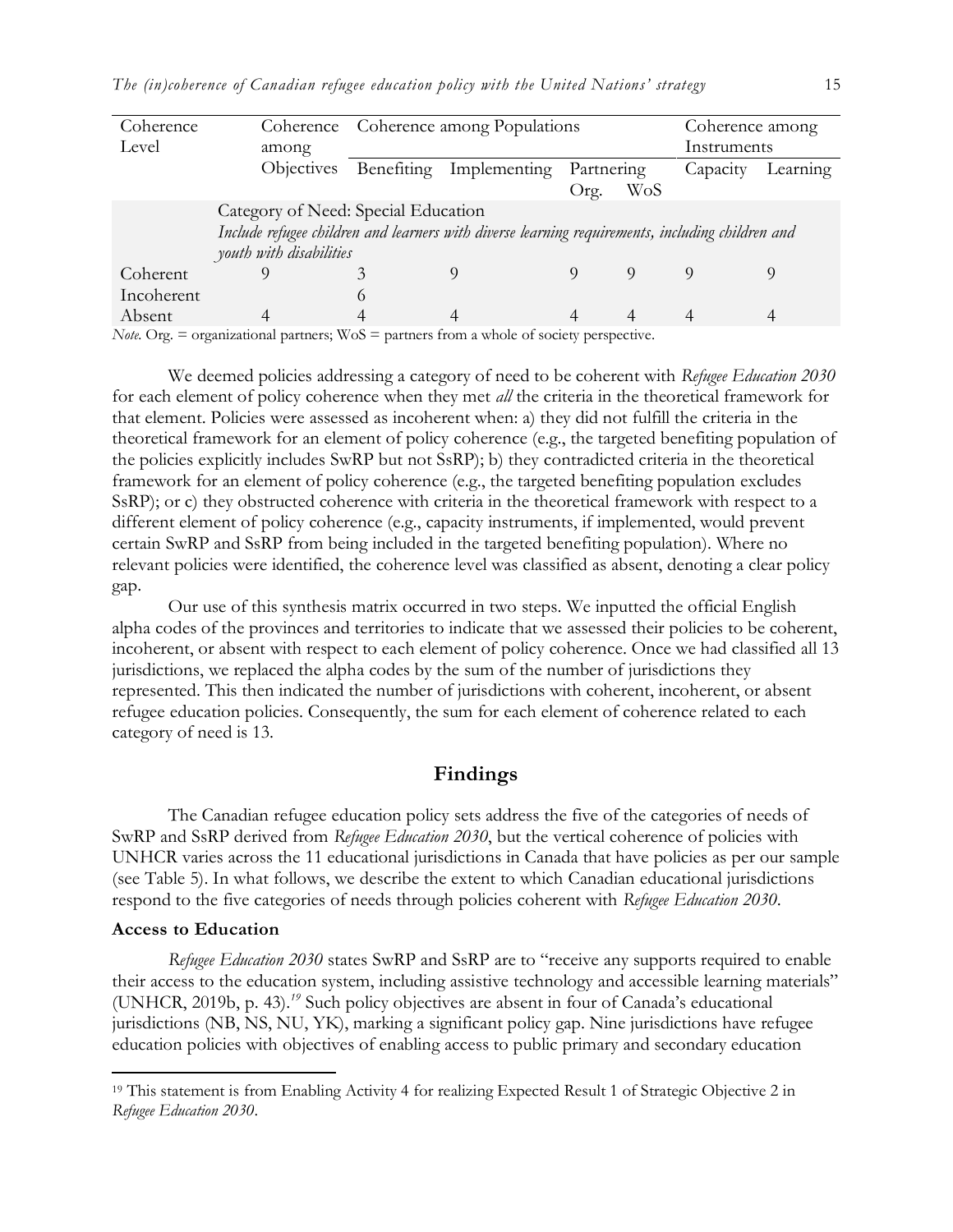| Coherence Level | Coherence among Objectives | Coherence among Populations | | | | Coherence among Instruments | |
|---|---|---|---|---|---|---|---|
| | | Benefiting | Implementing | Partnering | | Capacity | Learning |
| | | | | Org. | WoS | | |
| | Category of Need: Special Education<br>*Include refugee children and learners with diverse learning requirements, including children and youth with disabilities* | | | | | | |
| Coherent | 9 | 3 | 9 | 9 | 9 | 9 | 9 |
| Incoherent | | 6 | | | | | |
| Absent | 4 | 4 | 4 | 4 | 4 | 4 | 4 |

*Note.* Org. = organizational partners; WoS = partners from a whole of society perspective.

We deemed policies addressing a category of need to be coherent with *Refugee Education 2030* for each element of policy coherence when they met *all* the criteria in the theoretical framework for that element. Policies were assessed as incoherent when: a) they did not fulfill the criteria in the theoretical framework for an element of policy coherence (e.g., the targeted benefiting population of the policies explicitly includes SwRP but not SsRP); b) they contradicted criteria in the theoretical framework for an element of policy coherence (e.g., the targeted benefiting population excludes SsRP); or c) they obstructed coherence with criteria in the theoretical framework with respect to a different element of policy coherence (e.g., capacity instruments, if implemented, would prevent certain SwRP and SsRP from being included in the targeted benefiting population). Where no relevant policies were identified, the coherence level was classified as absent, denoting a clear policy gap.

Our use of this synthesis matrix occurred in two steps. We inputted the official English alpha codes of the provinces and territories to indicate that we assessed their policies to be coherent, incoherent, or absent with respect to each element of policy coherence. Once we had classified all 13 jurisdictions, we replaced the alpha codes by the sum of the number of jurisdictions they represented. This then indicated the number of jurisdictions with coherent, incoherent, or absent refugee education policies. Consequently, the sum for each element of coherence related to each category of need is 13.

## Findings

The Canadian refugee education policy sets address the five of the categories of needs of SwRP and SsRP derived from *Refugee Education 2030*, but the vertical coherence of policies with UNHCR varies across the 11 educational jurisdictions in Canada that have policies as per our sample (see Table 5). In what follows, we describe the extent to which Canadian educational jurisdictions respond to the five categories of needs through policies coherent with *Refugee Education 2030*.

### Access to Education

*Refugee Education 2030* states SwRP and SsRP are to "receive any supports required to enable their access to the education system, including assistive technology and accessible learning materials" (UNHCR, 2019b, p. 43).[19] Such policy objectives are absent in four of Canada's educational jurisdictions (NB, NS, NU, YK), marking a significant policy gap. Nine jurisdictions have refugee education policies with objectives of enabling access to public primary and secondary education

[19] This statement is from Enabling Activity 4 for realizing Expected Result 1 of Strategic Objective 2 in *Refugee Education 2030*.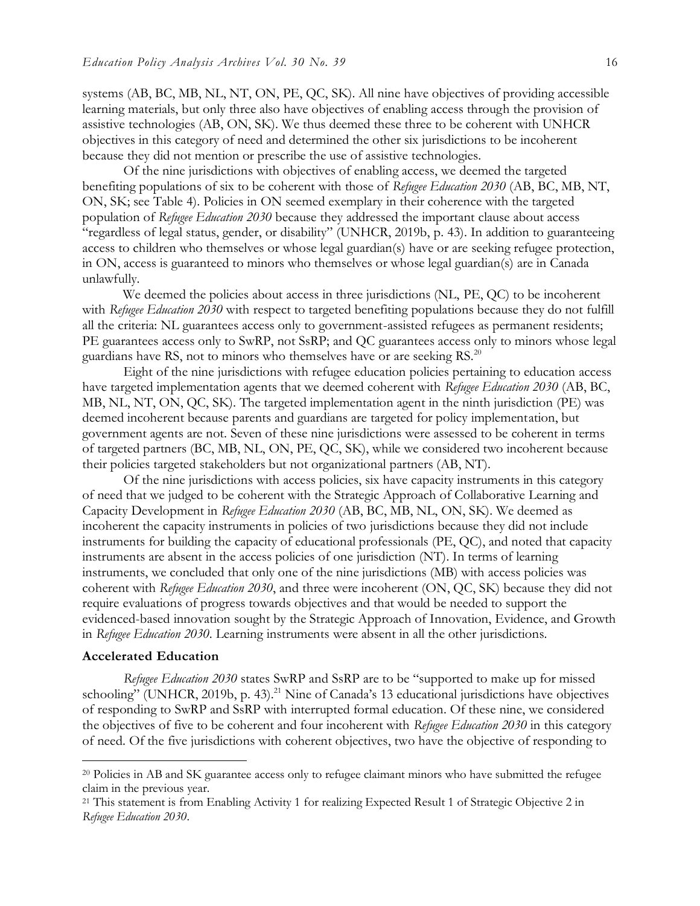systems (AB, BC, MB, NL, NT, ON, PE, QC, SK). All nine have objectives of providing accessible learning materials, but only three also have objectives of enabling access through the provision of assistive technologies (AB, ON, SK). We thus deemed these three to be coherent with UNHCR objectives in this category of need and determined the other six jurisdictions to be incoherent because they did not mention or prescribe the use of assistive technologies.

Of the nine jurisdictions with objectives of enabling access, we deemed the targeted benefiting populations of six to be coherent with those of *Refugee Education 2030* (AB, BC, MB, NT, ON, SK; see Table 4). Policies in ON seemed exemplary in their coherence with the targeted population of *Refugee Education 2030* because they addressed the important clause about access "regardless of legal status, gender, or disability" (UNHCR, 2019b, p. 43). In addition to guaranteeing access to children who themselves or whose legal guardian(s) have or are seeking refugee protection, in ON, access is guaranteed to minors who themselves or whose legal guardian(s) are in Canada unlawfully.

We deemed the policies about access in three jurisdictions (NL, PE, QC) to be incoherent with *Refugee Education 2030* with respect to targeted benefiting populations because they do not fulfill all the criteria: NL guarantees access only to government-assisted refugees as permanent residents; PE guarantees access only to SwRP, not SsRP; and QC guarantees access only to minors whose legal guardians have RS, not to minors who themselves have or are seeking RS.[20]

Eight of the nine jurisdictions with refugee education policies pertaining to education access have targeted implementation agents that we deemed coherent with *Refugee Education 2030* (AB, BC, MB, NL, NT, ON, QC, SK). The targeted implementation agent in the ninth jurisdiction (PE) was deemed incoherent because parents and guardians are targeted for policy implementation, but government agents are not. Seven of these nine jurisdictions were assessed to be coherent in terms of targeted partners (BC, MB, NL, ON, PE, QC, SK), while we considered two incoherent because their policies targeted stakeholders but not organizational partners (AB, NT).

Of the nine jurisdictions with access policies, six have capacity instruments in this category of need that we judged to be coherent with the Strategic Approach of Collaborative Learning and Capacity Development in *Refugee Education 2030* (AB, BC, MB, NL, ON, SK). We deemed as incoherent the capacity instruments in policies of two jurisdictions because they did not include instruments for building the capacity of educational professionals (PE, QC), and noted that capacity instruments are absent in the access policies of one jurisdiction (NT). In terms of learning instruments, we concluded that only one of the nine jurisdictions (MB) with access policies was coherent with *Refugee Education 2030*, and three were incoherent (ON, QC, SK) because they did not require evaluations of progress towards objectives and that would be needed to support the evidenced-based innovation sought by the Strategic Approach of Innovation, Evidence, and Growth in *Refugee Education 2030*. Learning instruments were absent in all the other jurisdictions.

### Accelerated Education

*Refugee Education 2030* states SwRP and SsRP are to be "supported to make up for missed schooling" (UNHCR, 2019b, p. 43).[21] Nine of Canada's 13 educational jurisdictions have objectives of responding to SwRP and SsRP with interrupted formal education. Of these nine, we considered the objectives of five to be coherent and four incoherent with *Refugee Education 2030* in this category of need. Of the five jurisdictions with coherent objectives, two have the objective of responding to

---

[20] Policies in AB and SK guarantee access only to refugee claimant minors who have submitted the refugee claim in the previous year.

[21] This statement is from Enabling Activity 1 for realizing Expected Result 1 of Strategic Objective 2 in *Refugee Education 2030*.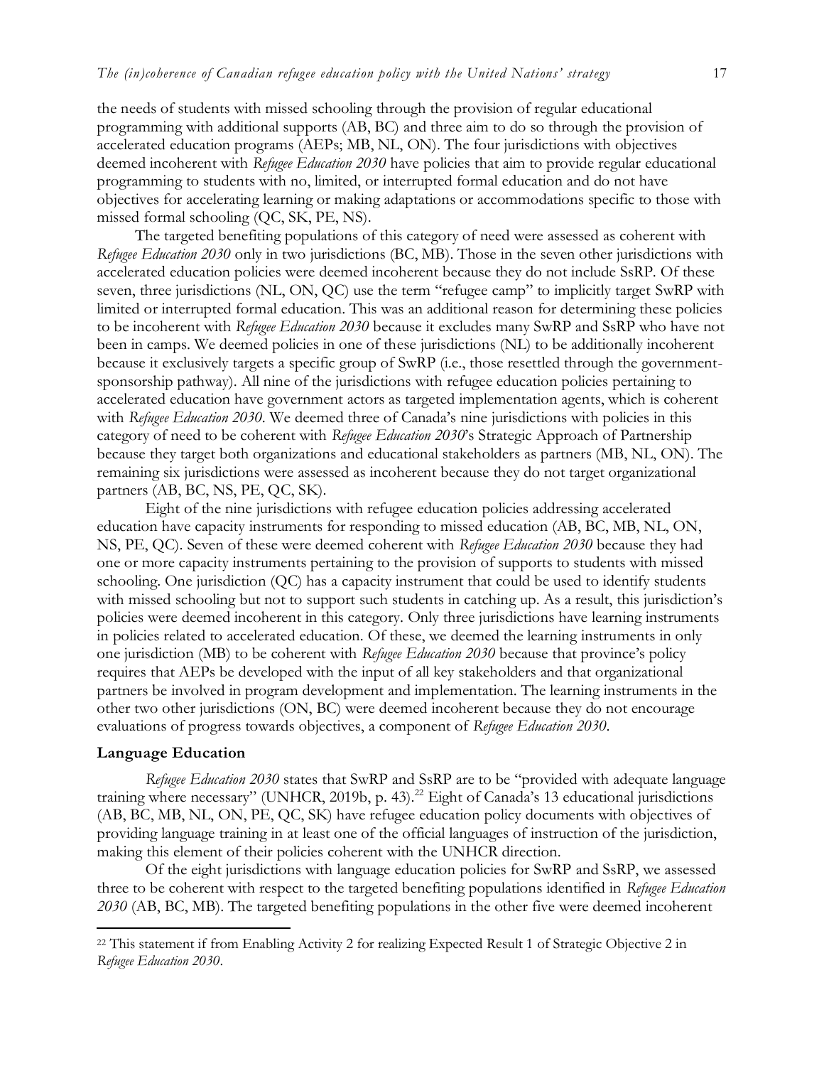the needs of students with missed schooling through the provision of regular educational programming with additional supports (AB, BC) and three aim to do so through the provision of accelerated education programs (AEPs; MB, NL, ON). The four jurisdictions with objectives deemed incoherent with *Refugee Education 2030* have policies that aim to provide regular educational programming to students with no, limited, or interrupted formal education and do not have objectives for accelerating learning or making adaptations or accommodations specific to those with missed formal schooling (QC, SK, PE, NS).

The targeted benefiting populations of this category of need were assessed as coherent with *Refugee Education 2030* only in two jurisdictions (BC, MB). Those in the seven other jurisdictions with accelerated education policies were deemed incoherent because they do not include SsRP. Of these seven, three jurisdictions (NL, ON, QC) use the term "refugee camp" to implicitly target SwRP with limited or interrupted formal education. This was an additional reason for determining these policies to be incoherent with *Refugee Education 2030* because it excludes many SwRP and SsRP who have not been in camps. We deemed policies in one of these jurisdictions (NL) to be additionally incoherent because it exclusively targets a specific group of SwRP (i.e., those resettled through the government-sponsorship pathway). All nine of the jurisdictions with refugee education policies pertaining to accelerated education have government actors as targeted implementation agents, which is coherent with *Refugee Education 2030*. We deemed three of Canada's nine jurisdictions with policies in this category of need to be coherent with *Refugee Education 2030*'s Strategic Approach of Partnership because they target both organizations and educational stakeholders as partners (MB, NL, ON). The remaining six jurisdictions were assessed as incoherent because they do not target organizational partners (AB, BC, NS, PE, QC, SK).

Eight of the nine jurisdictions with refugee education policies addressing accelerated education have capacity instruments for responding to missed education (AB, BC, MB, NL, ON, NS, PE, QC). Seven of these were deemed coherent with *Refugee Education 2030* because they had one or more capacity instruments pertaining to the provision of supports to students with missed schooling. One jurisdiction (QC) has a capacity instrument that could be used to identify students with missed schooling but not to support such students in catching up. As a result, this jurisdiction's policies were deemed incoherent in this category. Only three jurisdictions have learning instruments in policies related to accelerated education. Of these, we deemed the learning instruments in only one jurisdiction (MB) to be coherent with *Refugee Education 2030* because that province's policy requires that AEPs be developed with the input of all key stakeholders and that organizational partners be involved in program development and implementation. The learning instruments in the other two other jurisdictions (ON, BC) were deemed incoherent because they do not encourage evaluations of progress towards objectives, a component of *Refugee Education 2030*.

### Language Education

*Refugee Education 2030* states that SwRP and SsRP are to be "provided with adequate language training where necessary" (UNHCR, 2019b, p. 43).[22] Eight of Canada's 13 educational jurisdictions (AB, BC, MB, NL, ON, PE, QC, SK) have refugee education policy documents with objectives of providing language training in at least one of the official languages of instruction of the jurisdiction, making this element of their policies coherent with the UNHCR direction.

Of the eight jurisdictions with language education policies for SwRP and SsRP, we assessed three to be coherent with respect to the targeted benefiting populations identified in *Refugee Education 2030* (AB, BC, MB). The targeted benefiting populations in the other five were deemed incoherent

---

[22] This statement if from Enabling Activity 2 for realizing Expected Result 1 of Strategic Objective 2 in *Refugee Education 2030*.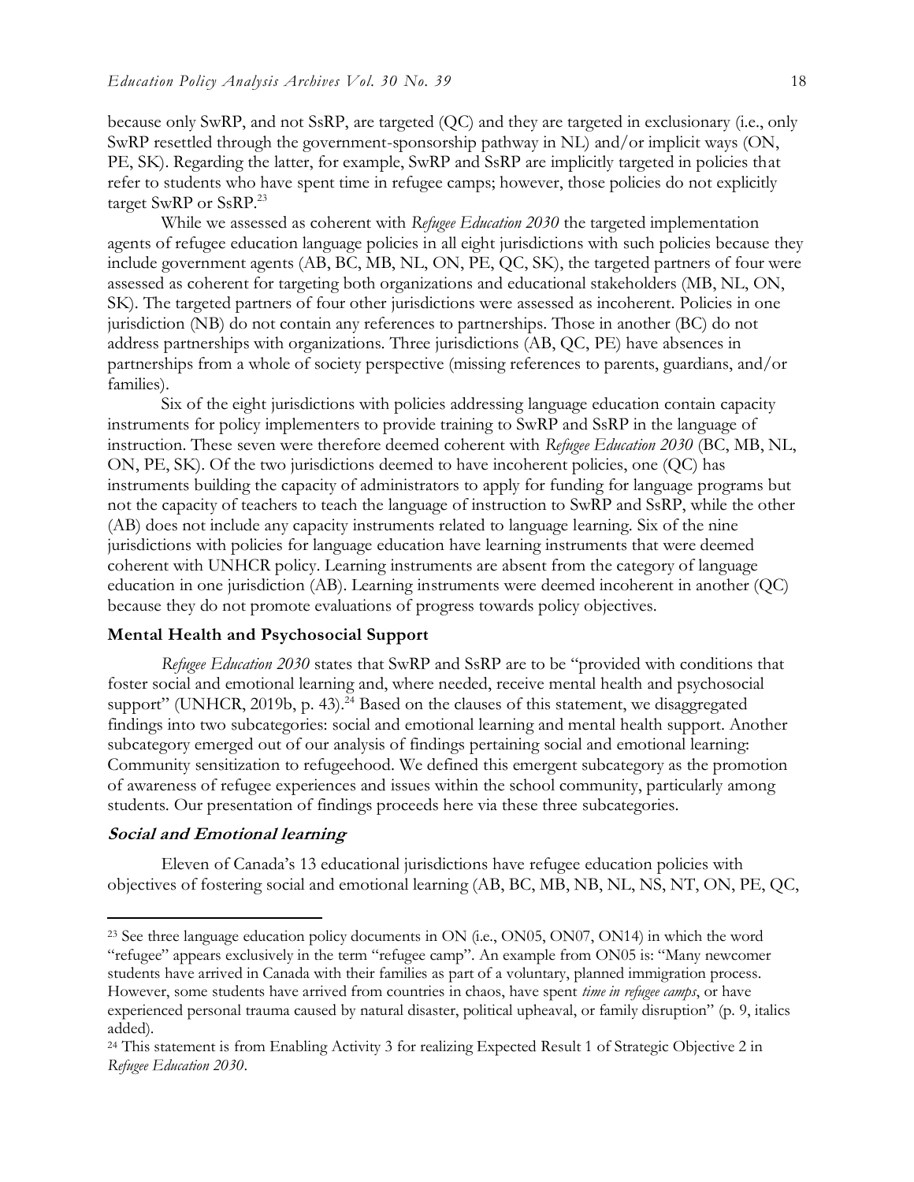because only SwRP, and not SsRP, are targeted (QC) and they are targeted in exclusionary (i.e., only SwRP resettled through the government-sponsorship pathway in NL) and/or implicit ways (ON, PE, SK). Regarding the latter, for example, SwRP and SsRP are implicitly targeted in policies that refer to students who have spent time in refugee camps; however, those policies do not explicitly target SwRP or SsRP.[23]

While we assessed as coherent with *Refugee Education 2030* the targeted implementation agents of refugee education language policies in all eight jurisdictions with such policies because they include government agents (AB, BC, MB, NL, ON, PE, QC, SK), the targeted partners of four were assessed as coherent for targeting both organizations and educational stakeholders (MB, NL, ON, SK). The targeted partners of four other jurisdictions were assessed as incoherent. Policies in one jurisdiction (NB) do not contain any references to partnerships. Those in another (BC) do not address partnerships with organizations. Three jurisdictions (AB, QC, PE) have absences in partnerships from a whole of society perspective (missing references to parents, guardians, and/or families).

Six of the eight jurisdictions with policies addressing language education contain capacity instruments for policy implementers to provide training to SwRP and SsRP in the language of instruction. These seven were therefore deemed coherent with *Refugee Education 2030* (BC, MB, NL, ON, PE, SK). Of the two jurisdictions deemed to have incoherent policies, one (QC) has instruments building the capacity of administrators to apply for funding for language programs but not the capacity of teachers to teach the language of instruction to SwRP and SsRP, while the other (AB) does not include any capacity instruments related to language learning. Six of the nine jurisdictions with policies for language education have learning instruments that were deemed coherent with UNHCR policy. Learning instruments are absent from the category of language education in one jurisdiction (AB). Learning instruments were deemed incoherent in another (QC) because they do not promote evaluations of progress towards policy objectives.

### Mental Health and Psychosocial Support

*Refugee Education 2030* states that SwRP and SsRP are to be "provided with conditions that foster social and emotional learning and, where needed, receive mental health and psychosocial support" (UNHCR, 2019b, p. 43).[24] Based on the clauses of this statement, we disaggregated findings into two subcategories: social and emotional learning and mental health support. Another subcategory emerged out of our analysis of findings pertaining social and emotional learning: Community sensitization to refugeehood. We defined this emergent subcategory as the promotion of awareness of refugee experiences and issues within the school community, particularly among students. Our presentation of findings proceeds here via these three subcategories.

#### *Social and Emotional learning*

Eleven of Canada's 13 educational jurisdictions have refugee education policies with objectives of fostering social and emotional learning (AB, BC, MB, NB, NL, NS, NT, ON, PE, QC,

---

[23] See three language education policy documents in ON (i.e., ON05, ON07, ON14) in which the word "refugee" appears exclusively in the term "refugee camp". An example from ON05 is: "Many newcomer students have arrived in Canada with their families as part of a voluntary, planned immigration process. However, some students have arrived from countries in chaos, have spent *time in refugee camps*, or have experienced personal trauma caused by natural disaster, political upheaval, or family disruption" (p. 9, italics added).

[24] This statement is from Enabling Activity 3 for realizing Expected Result 1 of Strategic Objective 2 in *Refugee Education 2030*.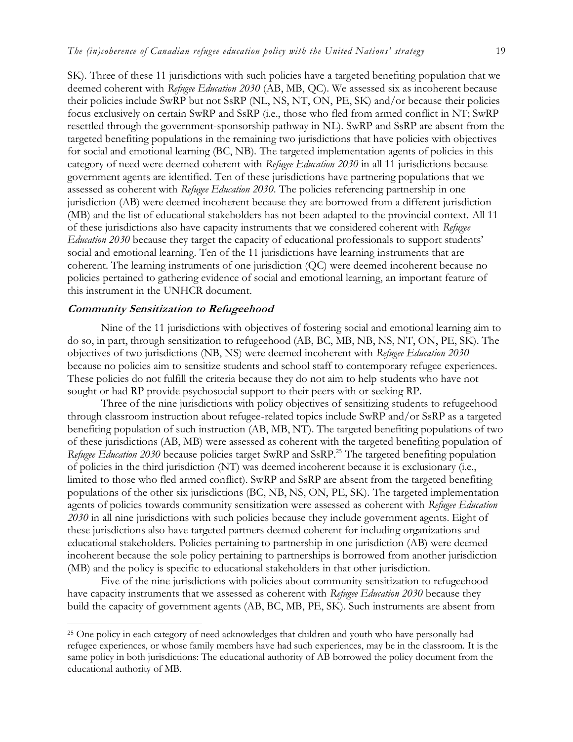SK). Three of these 11 jurisdictions with such policies have a targeted benefiting population that we deemed coherent with *Refugee Education 2030* (AB, MB, QC). We assessed six as incoherent because their policies include SwRP but not SsRP (NL, NS, NT, ON, PE, SK) and/or because their policies focus exclusively on certain SwRP and SsRP (i.e., those who fled from armed conflict in NT; SwRP resettled through the government-sponsorship pathway in NL). SwRP and SsRP are absent from the targeted benefiting populations in the remaining two jurisdictions that have policies with objectives for social and emotional learning (BC, NB). The targeted implementation agents of policies in this category of need were deemed coherent with *Refugee Education 2030* in all 11 jurisdictions because government agents are identified. Ten of these jurisdictions have partnering populations that we assessed as coherent with *Refugee Education 2030*. The policies referencing partnership in one jurisdiction (AB) were deemed incoherent because they are borrowed from a different jurisdiction (MB) and the list of educational stakeholders has not been adapted to the provincial context. All 11 of these jurisdictions also have capacity instruments that we considered coherent with *Refugee Education 2030* because they target the capacity of educational professionals to support students' social and emotional learning. Ten of the 11 jurisdictions have learning instruments that are coherent. The learning instruments of one jurisdiction (QC) were deemed incoherent because no policies pertained to gathering evidence of social and emotional learning, an important feature of this instrument in the UNHCR document.

#### ***Community Sensitization to Refugeehood***

Nine of the 11 jurisdictions with objectives of fostering social and emotional learning aim to do so, in part, through sensitization to refugeehood (AB, BC, MB, NB, NS, NT, ON, PE, SK). The objectives of two jurisdictions (NB, NS) were deemed incoherent with *Refugee Education 2030* because no policies aim to sensitize students and school staff to contemporary refugee experiences. These policies do not fulfill the criteria because they do not aim to help students who have not sought or had RP provide psychosocial support to their peers with or seeking RP.

Three of the nine jurisdictions with policy objectives of sensitizing students to refugeehood through classroom instruction about refugee-related topics include SwRP and/or SsRP as a targeted benefiting population of such instruction (AB, MB, NT). The targeted benefiting populations of two of these jurisdictions (AB, MB) were assessed as coherent with the targeted benefiting population of *Refugee Education 2030* because policies target SwRP and SsRP.[25] The targeted benefiting population of policies in the third jurisdiction (NT) was deemed incoherent because it is exclusionary (i.e., limited to those who fled armed conflict). SwRP and SsRP are absent from the targeted benefiting populations of the other six jurisdictions (BC, NB, NS, ON, PE, SK). The targeted implementation agents of policies towards community sensitization were assessed as coherent with *Refugee Education 2030* in all nine jurisdictions with such policies because they include government agents. Eight of these jurisdictions also have targeted partners deemed coherent for including organizations and educational stakeholders. Policies pertaining to partnership in one jurisdiction (AB) were deemed incoherent because the sole policy pertaining to partnerships is borrowed from another jurisdiction (MB) and the policy is specific to educational stakeholders in that other jurisdiction.

Five of the nine jurisdictions with policies about community sensitization to refugeehood have capacity instruments that we assessed as coherent with *Refugee Education 2030* because they build the capacity of government agents (AB, BC, MB, PE, SK). Such instruments are absent from

---

[25] One policy in each category of need acknowledges that children and youth who have personally had refugee experiences, or whose family members have had such experiences, may be in the classroom. It is the same policy in both jurisdictions: The educational authority of AB borrowed the policy document from the educational authority of MB.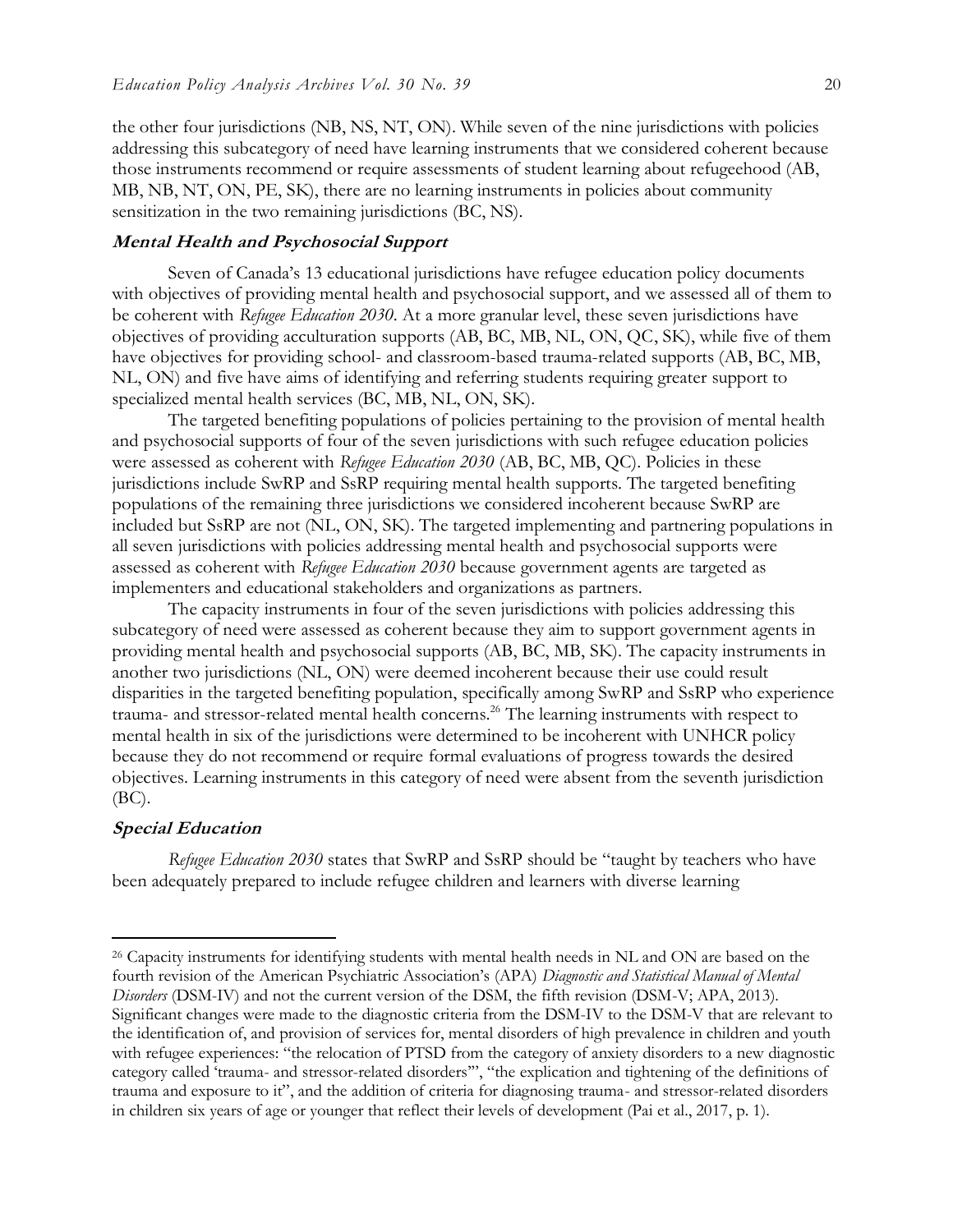the other four jurisdictions (NB, NS, NT, ON). While seven of the nine jurisdictions with policies addressing this subcategory of need have learning instruments that we considered coherent because those instruments recommend or require assessments of student learning about refugeehood (AB, MB, NB, NT, ON, PE, SK), there are no learning instruments in policies about community sensitization in the two remaining jurisdictions (BC, NS).

### Mental Health and Psychosocial Support

Seven of Canada's 13 educational jurisdictions have refugee education policy documents with objectives of providing mental health and psychosocial support, and we assessed all of them to be coherent with *Refugee Education 2030*. At a more granular level, these seven jurisdictions have objectives of providing acculturation supports (AB, BC, MB, NL, ON, QC, SK), while five of them have objectives for providing school- and classroom-based trauma-related supports (AB, BC, MB, NL, ON) and five have aims of identifying and referring students requiring greater support to specialized mental health services (BC, MB, NL, ON, SK).

The targeted benefiting populations of policies pertaining to the provision of mental health and psychosocial supports of four of the seven jurisdictions with such refugee education policies were assessed as coherent with *Refugee Education 2030* (AB, BC, MB, QC). Policies in these jurisdictions include SwRP and SsRP requiring mental health supports. The targeted benefiting populations of the remaining three jurisdictions we considered incoherent because SwRP are included but SsRP are not (NL, ON, SK). The targeted implementing and partnering populations in all seven jurisdictions with policies addressing mental health and psychosocial supports were assessed as coherent with *Refugee Education 2030* because government agents are targeted as implementers and educational stakeholders and organizations as partners.

The capacity instruments in four of the seven jurisdictions with policies addressing this subcategory of need were assessed as coherent because they aim to support government agents in providing mental health and psychosocial supports (AB, BC, MB, SK). The capacity instruments in another two jurisdictions (NL, ON) were deemed incoherent because their use could result disparities in the targeted benefiting population, specifically among SwRP and SsRP who experience trauma- and stressor-related mental health concerns.[26] The learning instruments with respect to mental health in six of the jurisdictions were determined to be incoherent with UNHCR policy because they do not recommend or require formal evaluations of progress towards the desired objectives. Learning instruments in this category of need were absent from the seventh jurisdiction (BC).

### Special Education

*Refugee Education 2030* states that SwRP and SsRP should be "taught by teachers who have been adequately prepared to include refugee children and learners with diverse learning

---

[26] Capacity instruments for identifying students with mental health needs in NL and ON are based on the fourth revision of the American Psychiatric Association's (APA) *Diagnostic and Statistical Manual of Mental Disorders* (DSM-IV) and not the current version of the DSM, the fifth revision (DSM-V; APA, 2013). Significant changes were made to the diagnostic criteria from the DSM-IV to the DSM-V that are relevant to the identification of, and provision of services for, mental disorders of high prevalence in children and youth with refugee experiences: "the relocation of PTSD from the category of anxiety disorders to a new diagnostic category called 'trauma- and stressor-related disorders'", "the explication and tightening of the definitions of trauma and exposure to it", and the addition of criteria for diagnosing trauma- and stressor-related disorders in children six years of age or younger that reflect their levels of development (Pai et al., 2017, p. 1).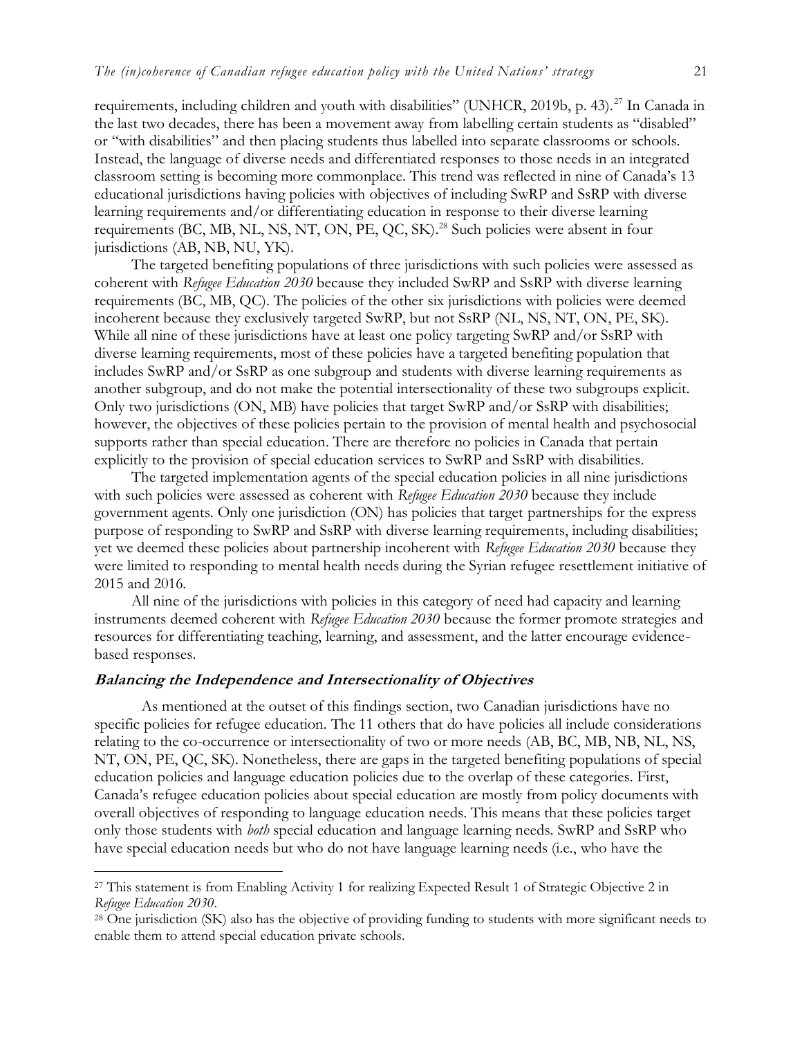requirements, including children and youth with disabilities" (UNHCR, 2019b, p. 43).[27] In Canada in the last two decades, there has been a movement away from labelling certain students as "disabled" or "with disabilities" and then placing students thus labelled into separate classrooms or schools. Instead, the language of diverse needs and differentiated responses to those needs in an integrated classroom setting is becoming more commonplace. This trend was reflected in nine of Canada's 13 educational jurisdictions having policies with objectives of including SwRP and SsRP with diverse learning requirements and/or differentiating education in response to their diverse learning requirements (BC, MB, NL, NS, NT, ON, PE, QC, SK).[28] Such policies were absent in four jurisdictions (AB, NB, NU, YK).

The targeted benefiting populations of three jurisdictions with such policies were assessed as coherent with *Refugee Education 2030* because they included SwRP and SsRP with diverse learning requirements (BC, MB, QC). The policies of the other six jurisdictions with policies were deemed incoherent because they exclusively targeted SwRP, but not SsRP (NL, NS, NT, ON, PE, SK). While all nine of these jurisdictions have at least one policy targeting SwRP and/or SsRP with diverse learning requirements, most of these policies have a targeted benefiting population that includes SwRP and/or SsRP as one subgroup and students with diverse learning requirements as another subgroup, and do not make the potential intersectionality of these two subgroups explicit. Only two jurisdictions (ON, MB) have policies that target SwRP and/or SsRP with disabilities; however, the objectives of these policies pertain to the provision of mental health and psychosocial supports rather than special education. There are therefore no policies in Canada that pertain explicitly to the provision of special education services to SwRP and SsRP with disabilities.

The targeted implementation agents of the special education policies in all nine jurisdictions with such policies were assessed as coherent with *Refugee Education 2030* because they include government agents. Only one jurisdiction (ON) has policies that target partnerships for the express purpose of responding to SwRP and SsRP with diverse learning requirements, including disabilities; yet we deemed these policies about partnership incoherent with *Refugee Education 2030* because they were limited to responding to mental health needs during the Syrian refugee resettlement initiative of 2015 and 2016.

All nine of the jurisdictions with policies in this category of need had capacity and learning instruments deemed coherent with *Refugee Education 2030* because the former promote strategies and resources for differentiating teaching, learning, and assessment, and the latter encourage evidence-based responses.

### *Balancing the Independence and Intersectionality of Objectives*

As mentioned at the outset of this findings section, two Canadian jurisdictions have no specific policies for refugee education. The 11 others that do have policies all include considerations relating to the co-occurrence or intersectionality of two or more needs (AB, BC, MB, NB, NL, NS, NT, ON, PE, QC, SK). Nonetheless, there are gaps in the targeted benefiting populations of special education policies and language education policies due to the overlap of these categories. First, Canada's refugee education policies about special education are mostly from policy documents with overall objectives of responding to language education needs. This means that these policies target only those students with *both* special education and language learning needs. SwRP and SsRP who have special education needs but who do not have language learning needs (i.e., who have the

---

[27] This statement is from Enabling Activity 1 for realizing Expected Result 1 of Strategic Objective 2 in *Refugee Education 2030*.

[28] One jurisdiction (SK) also has the objective of providing funding to students with more significant needs to enable them to attend special education private schools.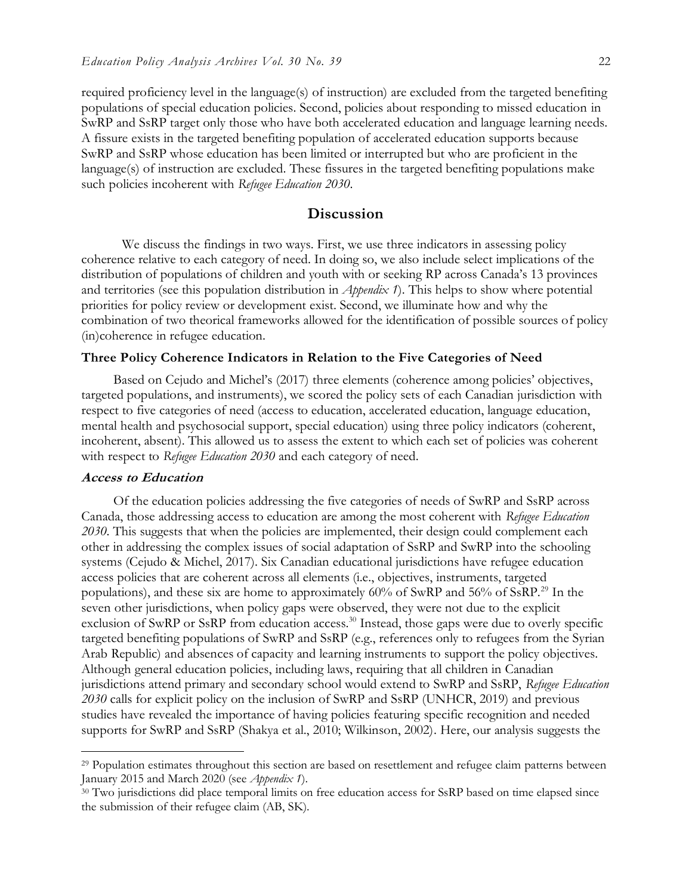required proficiency level in the language(s) of instruction) are excluded from the targeted benefiting populations of special education policies. Second, policies about responding to missed education in SwRP and SsRP target only those who have both accelerated education and language learning needs. A fissure exists in the targeted benefiting population of accelerated education supports because SwRP and SsRP whose education has been limited or interrupted but who are proficient in the language(s) of instruction are excluded. These fissures in the targeted benefiting populations make such policies incoherent with *Refugee Education 2030*.

## Discussion

We discuss the findings in two ways. First, we use three indicators in assessing policy coherence relative to each category of need. In doing so, we also include select implications of the distribution of populations of children and youth with or seeking RP across Canada's 13 provinces and territories (see this population distribution in *Appendix 1*). This helps to show where potential priorities for policy review or development exist. Second, we illuminate how and why the combination of two theoretical frameworks allowed for the identification of possible sources of policy (in)coherence in refugee education.

### Three Policy Coherence Indicators in Relation to the Five Categories of Need

Based on Cejudo and Michel's (2017) three elements (coherence among policies' objectives, targeted populations, and instruments), we scored the policy sets of each Canadian jurisdiction with respect to five categories of need (access to education, accelerated education, language education, mental health and psychosocial support, special education) using three policy indicators (coherent, incoherent, absent). This allowed us to assess the extent to which each set of policies was coherent with respect to *Refugee Education 2030* and each category of need.

#### *Access to Education*

Of the education policies addressing the five categories of needs of SwRP and SsRP across Canada, those addressing access to education are among the most coherent with *Refugee Education 2030*. This suggests that when the policies are implemented, their design could complement each other in addressing the complex issues of social adaptation of SsRP and SwRP into the schooling systems (Cejudo & Michel, 2017). Six Canadian educational jurisdictions have refugee education access policies that are coherent across all elements (i.e., objectives, instruments, targeted populations), and these six are home to approximately 60% of SwRP and 56% of SsRP.[29] In the seven other jurisdictions, when policy gaps were observed, they were not due to the explicit exclusion of SwRP or SsRP from education access.[30] Instead, those gaps were due to overly specific targeted benefiting populations of SwRP and SsRP (e.g., references only to refugees from the Syrian Arab Republic) and absences of capacity and learning instruments to support the policy objectives. Although general education policies, including laws, requiring that all children in Canadian jurisdictions attend primary and secondary school would extend to SwRP and SsRP, *Refugee Education 2030* calls for explicit policy on the inclusion of SwRP and SsRP (UNHCR, 2019) and previous studies have revealed the importance of having policies featuring specific recognition and needed supports for SwRP and SsRP (Shakya et al., 2010; Wilkinson, 2002). Here, our analysis suggests the

---

[29] Population estimates throughout this section are based on resettlement and refugee claim patterns between January 2015 and March 2020 (see *Appendix 1*).

[30] Two jurisdictions did place temporal limits on free education access for SsRP based on time elapsed since the submission of their refugee claim (AB, SK).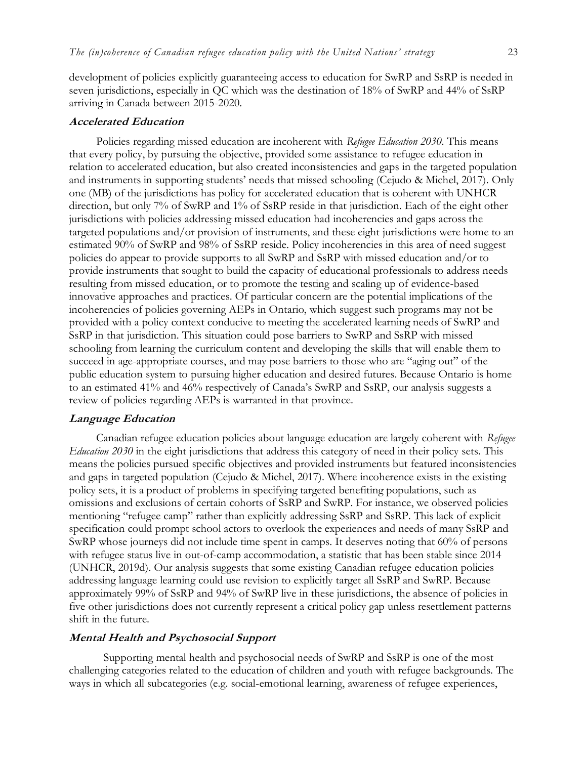development of policies explicitly guaranteeing access to education for SwRP and SsRP is needed in seven jurisdictions, especially in QC which was the destination of 18% of SwRP and 44% of SsRP arriving in Canada between 2015-2020.

### ***Accelerated Education***

Policies regarding missed education are incoherent with *Refugee Education 2030*. This means that every policy, by pursuing the objective, provided some assistance to refugee education in relation to accelerated education, but also created inconsistencies and gaps in the targeted population and instruments in supporting students' needs that missed schooling (Cejudo & Michel, 2017). Only one (MB) of the jurisdictions has policy for accelerated education that is coherent with UNHCR direction, but only 7% of SwRP and 1% of SsRP reside in that jurisdiction. Each of the eight other jurisdictions with policies addressing missed education had incoherencies and gaps across the targeted populations and/or provision of instruments, and these eight jurisdictions were home to an estimated 90% of SwRP and 98% of SsRP reside. Policy incoherencies in this area of need suggest policies do appear to provide supports to all SwRP and SsRP with missed education and/or to provide instruments that sought to build the capacity of educational professionals to address needs resulting from missed education, or to promote the testing and scaling up of evidence-based innovative approaches and practices. Of particular concern are the potential implications of the incoherencies of policies governing AEPs in Ontario, which suggest such programs may not be provided with a policy context conducive to meeting the accelerated learning needs of SwRP and SsRP in that jurisdiction. This situation could pose barriers to SwRP and SsRP with missed schooling from learning the curriculum content and developing the skills that will enable them to succeed in age-appropriate courses, and may pose barriers to those who are "aging out" of the public education system to pursuing higher education and desired futures. Because Ontario is home to an estimated 41% and 46% respectively of Canada's SwRP and SsRP, our analysis suggests a review of policies regarding AEPs is warranted in that province.

### ***Language Education***

Canadian refugee education policies about language education are largely coherent with *Refugee Education 2030* in the eight jurisdictions that address this category of need in their policy sets. This means the policies pursued specific objectives and provided instruments but featured inconsistencies and gaps in targeted population (Cejudo & Michel, 2017). Where incoherence exists in the existing policy sets, it is a product of problems in specifying targeted benefiting populations, such as omissions and exclusions of certain cohorts of SsRP and SwRP. For instance, we observed policies mentioning "refugee camp" rather than explicitly addressing SsRP and SsRP. This lack of explicit specification could prompt school actors to overlook the experiences and needs of many SsRP and SwRP whose journeys did not include time spent in camps. It deserves noting that 60% of persons with refugee status live in out-of-camp accommodation, a statistic that has been stable since 2014 (UNHCR, 2019d). Our analysis suggests that some existing Canadian refugee education policies addressing language learning could use revision to explicitly target all SsRP and SwRP. Because approximately 99% of SsRP and 94% of SwRP live in these jurisdictions, the absence of policies in five other jurisdictions does not currently represent a critical policy gap unless resettlement patterns shift in the future.

### ***Mental Health and Psychosocial Support***

Supporting mental health and psychosocial needs of SwRP and SsRP is one of the most challenging categories related to the education of children and youth with refugee backgrounds. The ways in which all subcategories (e.g. social-emotional learning, awareness of refugee experiences,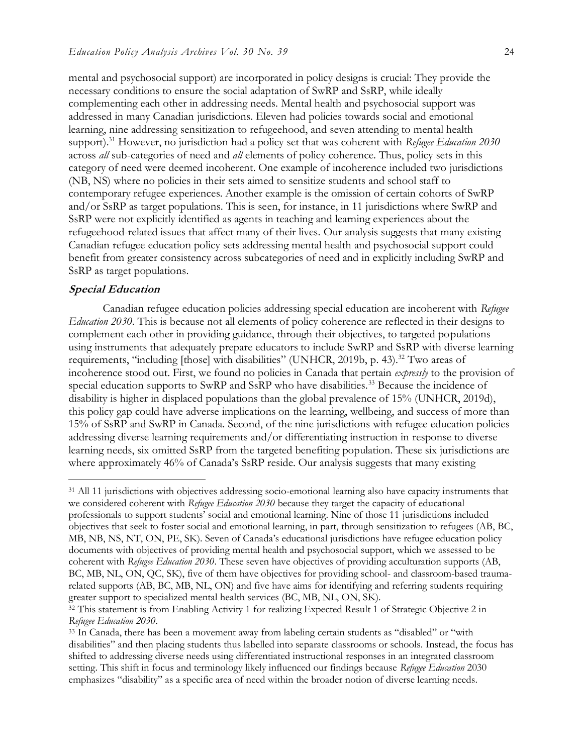mental and psychosocial support) are incorporated in policy designs is crucial: They provide the necessary conditions to ensure the social adaptation of SwRP and SsRP, while ideally complementing each other in addressing needs. Mental health and psychosocial support was addressed in many Canadian jurisdictions. Eleven had policies towards social and emotional learning, nine addressing sensitization to refugeehood, and seven attending to mental health support).[31] However, no jurisdiction had a policy set that was coherent with *Refugee Education 2030* across *all* sub-categories of need and *all* elements of policy coherence. Thus, policy sets in this category of need were deemed incoherent. One example of incoherence included two jurisdictions (NB, NS) where no policies in their sets aimed to sensitize students and school staff to contemporary refugee experiences. Another example is the omission of certain cohorts of SwRP and/or SsRP as target populations. This is seen, for instance, in 11 jurisdictions where SwRP and SsRP were not explicitly identified as agents in teaching and learning experiences about the refugeehood-related issues that affect many of their lives. Our analysis suggests that many existing Canadian refugee education policy sets addressing mental health and psychosocial support could benefit from greater consistency across subcategories of need and in explicitly including SwRP and SsRP as target populations.

### **Special Education**

Canadian refugee education policies addressing special education are incoherent with *Refugee Education 2030*. This is because not all elements of policy coherence are reflected in their designs to complement each other in providing guidance, through their objectives, to targeted populations using instruments that adequately prepare educators to include SwRP and SsRP with diverse learning requirements, "including [those] with disabilities" (UNHCR, 2019b, p. 43).[32] Two areas of incoherence stood out. First, we found no policies in Canada that pertain *expressly* to the provision of special education supports to SwRP and SsRP who have disabilities.[33] Because the incidence of disability is higher in displaced populations than the global prevalence of 15% (UNHCR, 2019d), this policy gap could have adverse implications on the learning, wellbeing, and success of more than 15% of SsRP and SwRP in Canada. Second, of the nine jurisdictions with refugee education policies addressing diverse learning requirements and/or differentiating instruction in response to diverse learning needs, six omitted SsRP from the targeted benefiting population. These six jurisdictions are where approximately 46% of Canada's SsRP reside. Our analysis suggests that many existing

---

[31] All 11 jurisdictions with objectives addressing socio-emotional learning also have capacity instruments that we considered coherent with *Refugee Education 2030* because they target the capacity of educational professionals to support students' social and emotional learning. Nine of those 11 jurisdictions included objectives that seek to foster social and emotional learning, in part, through sensitization to refugees (AB, BC, MB, NB, NS, NT, ON, PE, SK). Seven of Canada's educational jurisdictions have refugee education policy documents with objectives of providing mental health and psychosocial support, which we assessed to be coherent with *Refugee Education 2030*. These seven have objectives of providing acculturation supports (AB, BC, MB, NL, ON, QC, SK), five of them have objectives for providing school- and classroom-based trauma-related supports (AB, BC, MB, NL, ON) and five have aims for identifying and referring students requiring greater support to specialized mental health services (BC, MB, NL, ON, SK).

[32] This statement is from Enabling Activity 1 for realizing Expected Result 1 of Strategic Objective 2 in *Refugee Education 2030*.

[33] In Canada, there has been a movement away from labeling certain students as "disabled" or "with disabilities" and then placing students thus labelled into separate classrooms or schools. Instead, the focus has shifted to addressing diverse needs using differentiated instructional responses in an integrated classroom setting. This shift in focus and terminology likely influenced our findings because *Refugee Education* 2030 emphasizes "disability" as a specific area of need within the broader notion of diverse learning needs.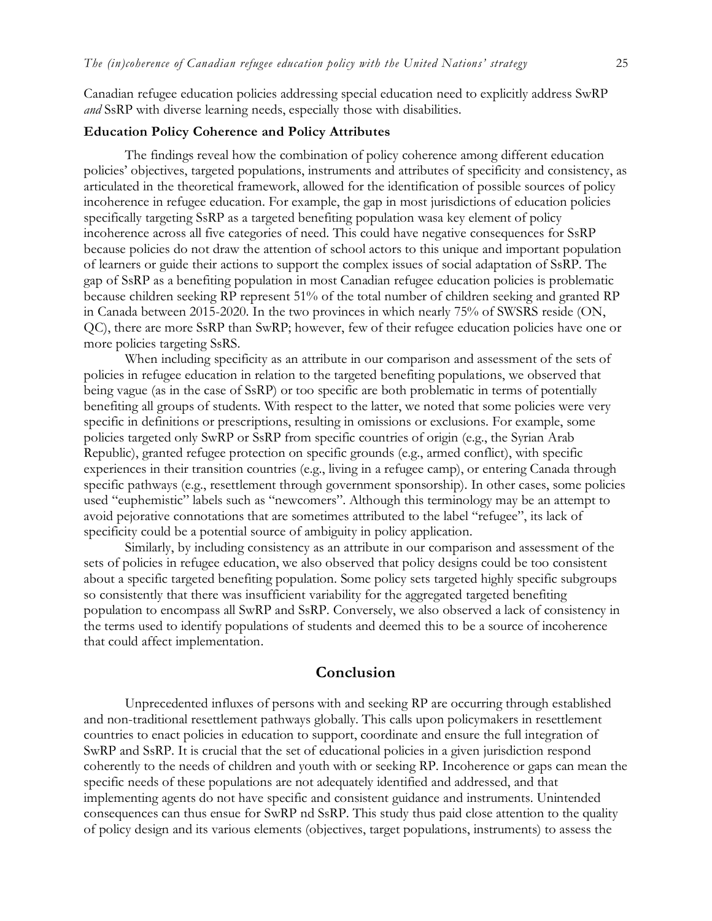Canadian refugee education policies addressing special education need to explicitly address SwRP *and* SsRP with diverse learning needs, especially those with disabilities.

### Education Policy Coherence and Policy Attributes

The findings reveal how the combination of policy coherence among different education policies' objectives, targeted populations, instruments and attributes of specificity and consistency, as articulated in the theoretical framework, allowed for the identification of possible sources of policy incoherence in refugee education. For example, the gap in most jurisdictions of education policies specifically targeting SsRP as a targeted benefiting population wasa key element of policy incoherence across all five categories of need. This could have negative consequences for SsRP because policies do not draw the attention of school actors to this unique and important population of learners or guide their actions to support the complex issues of social adaptation of SsRP. The gap of SsRP as a benefiting population in most Canadian refugee education policies is problematic because children seeking RP represent 51% of the total number of children seeking and granted RP in Canada between 2015-2020. In the two provinces in which nearly 75% of SWSRS reside (ON, QC), there are more SsRP than SwRP; however, few of their refugee education policies have one or more policies targeting SsRS.

When including specificity as an attribute in our comparison and assessment of the sets of policies in refugee education in relation to the targeted benefiting populations, we observed that being vague (as in the case of SsRP) or too specific are both problematic in terms of potentially benefiting all groups of students. With respect to the latter, we noted that some policies were very specific in definitions or prescriptions, resulting in omissions or exclusions. For example, some policies targeted only SwRP or SsRP from specific countries of origin (e.g., the Syrian Arab Republic), granted refugee protection on specific grounds (e.g., armed conflict), with specific experiences in their transition countries (e.g., living in a refugee camp), or entering Canada through specific pathways (e.g., resettlement through government sponsorship). In other cases, some policies used "euphemistic" labels such as "newcomers". Although this terminology may be an attempt to avoid pejorative connotations that are sometimes attributed to the label "refugee", its lack of specificity could be a potential source of ambiguity in policy application.

Similarly, by including consistency as an attribute in our comparison and assessment of the sets of policies in refugee education, we also observed that policy designs could be too consistent about a specific targeted benefiting population. Some policy sets targeted highly specific subgroups so consistently that there was insufficient variability for the aggregated targeted benefiting population to encompass all SwRP and SsRP. Conversely, we also observed a lack of consistency in the terms used to identify populations of students and deemed this to be a source of incoherence that could affect implementation.

## Conclusion

Unprecedented influxes of persons with and seeking RP are occurring through established and non-traditional resettlement pathways globally. This calls upon policymakers in resettlement countries to enact policies in education to support, coordinate and ensure the full integration of SwRP and SsRP. It is crucial that the set of educational policies in a given jurisdiction respond coherently to the needs of children and youth with or seeking RP. Incoherence or gaps can mean the specific needs of these populations are not adequately identified and addressed, and that implementing agents do not have specific and consistent guidance and instruments. Unintended consequences can thus ensue for SwRP nd SsRP. This study thus paid close attention to the quality of policy design and its various elements (objectives, target populations, instruments) to assess the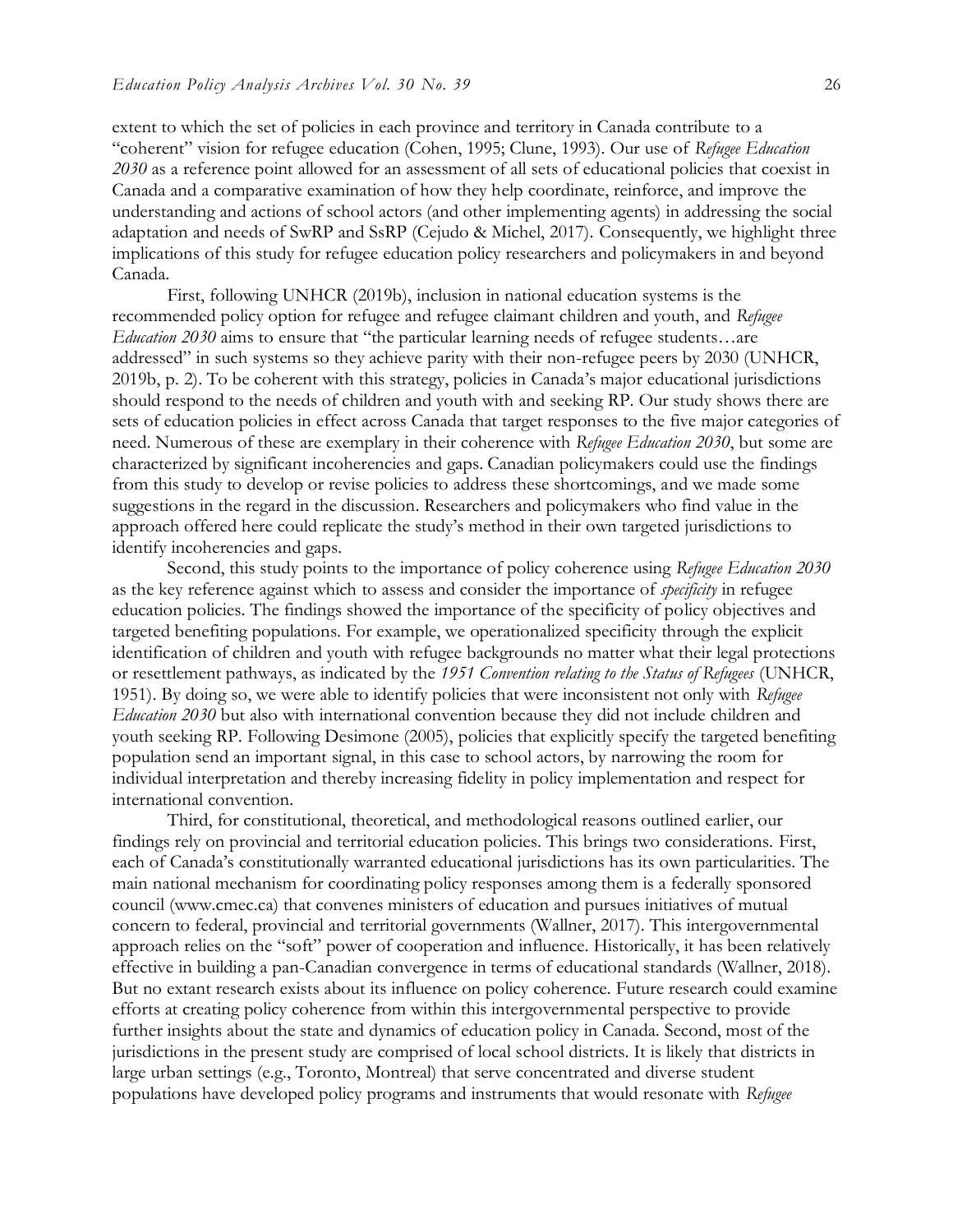extent to which the set of policies in each province and territory in Canada contribute to a "coherent" vision for refugee education (Cohen, 1995; Clune, 1993). Our use of *Refugee Education 2030* as a reference point allowed for an assessment of all sets of educational policies that coexist in Canada and a comparative examination of how they help coordinate, reinforce, and improve the understanding and actions of school actors (and other implementing agents) in addressing the social adaptation and needs of SwRP and SsRP (Cejudo & Michel, 2017). Consequently, we highlight three implications of this study for refugee education policy researchers and policymakers in and beyond Canada.

First, following UNHCR (2019b), inclusion in national education systems is the recommended policy option for refugee and refugee claimant children and youth, and *Refugee Education 2030* aims to ensure that "the particular learning needs of refugee students…are addressed" in such systems so they achieve parity with their non-refugee peers by 2030 (UNHCR, 2019b, p. 2). To be coherent with this strategy, policies in Canada's major educational jurisdictions should respond to the needs of children and youth with and seeking RP. Our study shows there are sets of education policies in effect across Canada that target responses to the five major categories of need. Numerous of these are exemplary in their coherence with *Refugee Education 2030*, but some are characterized by significant incoherencies and gaps. Canadian policymakers could use the findings from this study to develop or revise policies to address these shortcomings, and we made some suggestions in the regard in the discussion. Researchers and policymakers who find value in the approach offered here could replicate the study's method in their own targeted jurisdictions to identify incoherencies and gaps.

Second, this study points to the importance of policy coherence using *Refugee Education 2030* as the key reference against which to assess and consider the importance of *specificity* in refugee education policies. The findings showed the importance of the specificity of policy objectives and targeted benefiting populations. For example, we operationalized specificity through the explicit identification of children and youth with refugee backgrounds no matter what their legal protections or resettlement pathways, as indicated by the *1951 Convention relating to the Status of Refugees* (UNHCR, 1951). By doing so, we were able to identify policies that were inconsistent not only with *Refugee Education 2030* but also with international convention because they did not include children and youth seeking RP. Following Desimone (2005), policies that explicitly specify the targeted benefiting population send an important signal, in this case to school actors, by narrowing the room for individual interpretation and thereby increasing fidelity in policy implementation and respect for international convention.

Third, for constitutional, theoretical, and methodological reasons outlined earlier, our findings rely on provincial and territorial education policies. This brings two considerations. First, each of Canada's constitutionally warranted educational jurisdictions has its own particularities. The main national mechanism for coordinating policy responses among them is a federally sponsored council (www.cmec.ca) that convenes ministers of education and pursues initiatives of mutual concern to federal, provincial and territorial governments (Wallner, 2017). This intergovernmental approach relies on the "soft" power of cooperation and influence. Historically, it has been relatively effective in building a pan-Canadian convergence in terms of educational standards (Wallner, 2018). But no extant research exists about its influence on policy coherence. Future research could examine efforts at creating policy coherence from within this intergovernmental perspective to provide further insights about the state and dynamics of education policy in Canada. Second, most of the jurisdictions in the present study are comprised of local school districts. It is likely that districts in large urban settings (e.g., Toronto, Montreal) that serve concentrated and diverse student populations have developed policy programs and instruments that would resonate with *Refugee*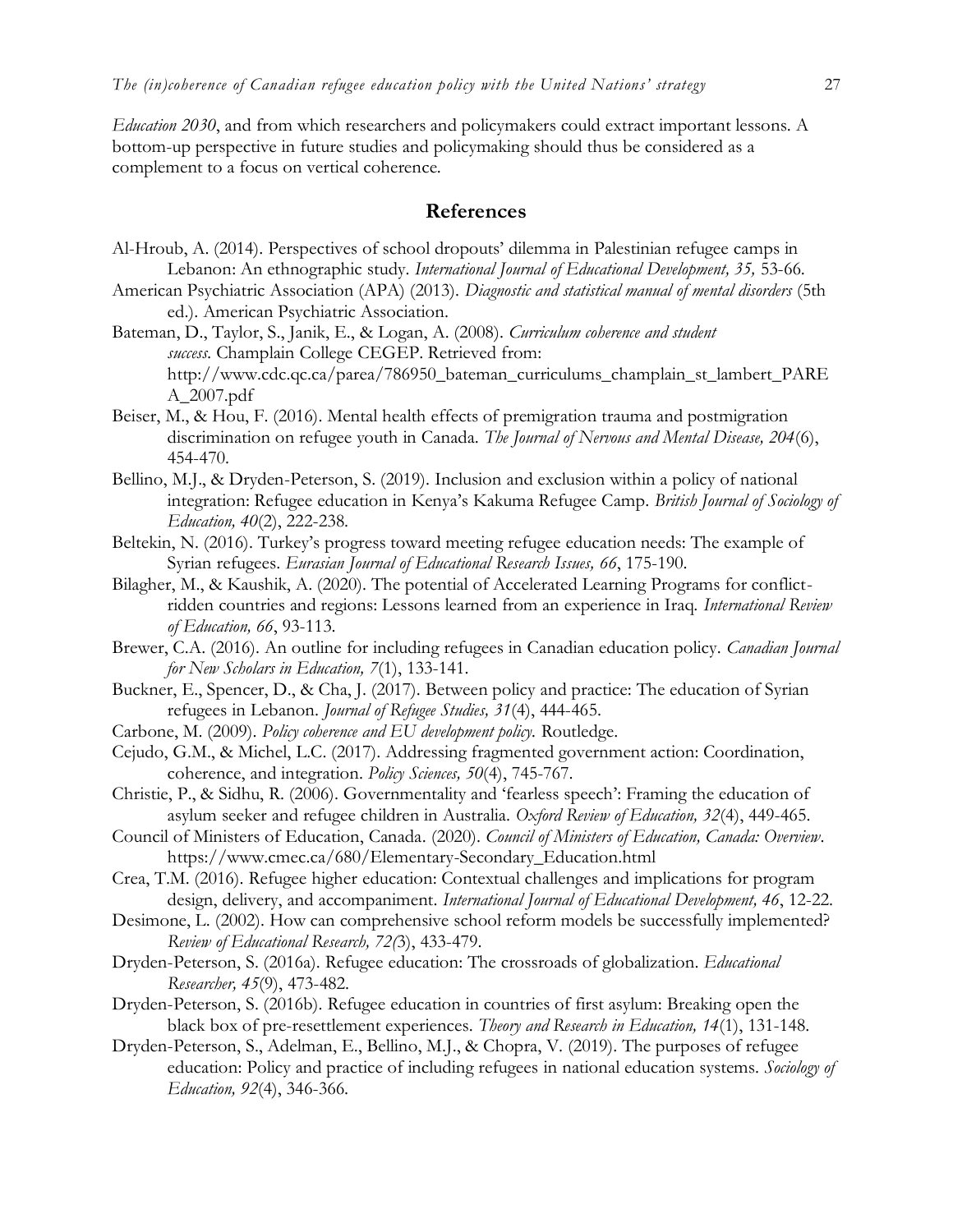*Education 2030*, and from which researchers and policymakers could extract important lessons. A bottom-up perspective in future studies and policymaking should thus be considered as a complement to a focus on vertical coherence.

## References

Al-Hroub, A. (2014). Perspectives of school dropouts' dilemma in Palestinian refugee camps in Lebanon: An ethnographic study. *International Journal of Educational Development, 35,* 53-66.

American Psychiatric Association (APA) (2013). *Diagnostic and statistical manual of mental disorders* (5th ed.). American Psychiatric Association.

Bateman, D., Taylor, S., Janik, E., & Logan, A. (2008). *Curriculum coherence and student success.* Champlain College CEGEP. Retrieved from: http://www.cdc.qc.ca/parea/786950_bateman_curriculums_champlain_st_lambert_PAREA_2007.pdf

Beiser, M., & Hou, F. (2016). Mental health effects of premigration trauma and postmigration discrimination on refugee youth in Canada. *The Journal of Nervous and Mental Disease, 204*(6), 454-470.

Bellino, M.J., & Dryden-Peterson, S. (2019). Inclusion and exclusion within a policy of national integration: Refugee education in Kenya's Kakuma Refugee Camp. *British Journal of Sociology of Education, 40*(2), 222-238.

Beltekin, N. (2016). Turkey's progress toward meeting refugee education needs: The example of Syrian refugees. *Eurasian Journal of Educational Research Issues, 66*, 175-190.

Bilagher, M., & Kaushik, A. (2020). The potential of Accelerated Learning Programs for conflict-ridden countries and regions: Lessons learned from an experience in Iraq. *International Review of Education, 66*, 93-113.

Brewer, C.A. (2016). An outline for including refugees in Canadian education policy. *Canadian Journal for New Scholars in Education, 7*(1), 133-141.

Buckner, E., Spencer, D., & Cha, J. (2017). Between policy and practice: The education of Syrian refugees in Lebanon. *Journal of Refugee Studies, 31*(4), 444-465.

Carbone, M. (2009). *Policy coherence and EU development policy.* Routledge.

Cejudo, G.M., & Michel, L.C. (2017). Addressing fragmented government action: Coordination, coherence, and integration. *Policy Sciences, 50*(4), 745-767.

Christie, P., & Sidhu, R. (2006). Governmentality and 'fearless speech': Framing the education of asylum seeker and refugee children in Australia. *Oxford Review of Education, 32*(4), 449-465.

Council of Ministers of Education, Canada. (2020). *Council of Ministers of Education, Canada: Overview*. https://www.cmec.ca/680/Elementary-Secondary_Education.html

Crea, T.M. (2016). Refugee higher education: Contextual challenges and implications for program design, delivery, and accompaniment. *International Journal of Educational Development, 46*, 12-22.

Desimone, L. (2002). How can comprehensive school reform models be successfully implemented? *Review of Educational Research, 72(*3), 433-479.

Dryden-Peterson, S. (2016a). Refugee education: The crossroads of globalization. *Educational Researcher, 45*(9), 473-482.

Dryden-Peterson, S. (2016b). Refugee education in countries of first asylum: Breaking open the black box of pre-resettlement experiences. *Theory and Research in Education, 14*(1), 131-148.

Dryden-Peterson, S., Adelman, E., Bellino, M.J., & Chopra, V. (2019). The purposes of refugee education: Policy and practice of including refugees in national education systems. *Sociology of Education, 92*(4), 346-366.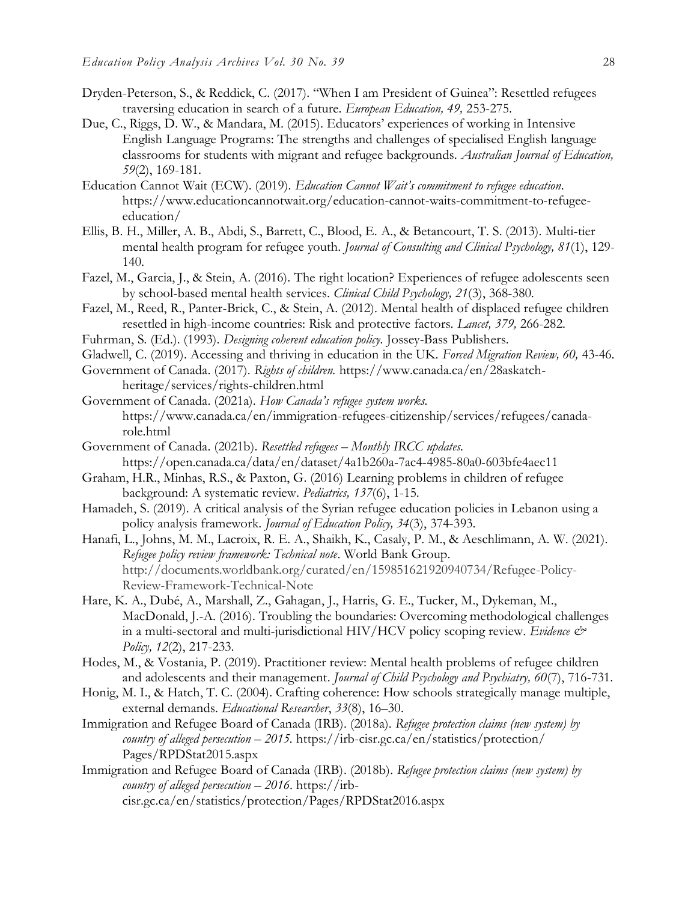Dryden-Peterson, S., & Reddick, C. (2017). "When I am President of Guinea": Resettled refugees traversing education in search of a future. *European Education, 49,* 253-275.

Due, C., Riggs, D. W., & Mandara, M. (2015). Educators' experiences of working in Intensive English Language Programs: The strengths and challenges of specialised English language classrooms for students with migrant and refugee backgrounds. *Australian Journal of Education, 59*(2), 169-181.

Education Cannot Wait (ECW). (2019). *Education Cannot Wait's commitment to refugee education*. https://www.educationcannotwait.org/education-cannot-waits-commitment-to-refugee-education/

Ellis, B. H., Miller, A. B., Abdi, S., Barrett, C., Blood, E. A., & Betancourt, T. S. (2013). Multi-tier mental health program for refugee youth. *Journal of Consulting and Clinical Psychology, 81*(1), 129-140.

Fazel, M., Garcia, J., & Stein, A. (2016). The right location? Experiences of refugee adolescents seen by school-based mental health services. *Clinical Child Psychology, 21*(3), 368-380.

Fazel, M., Reed, R., Panter-Brick, C., & Stein, A. (2012). Mental health of displaced refugee children resettled in high-income countries: Risk and protective factors. *Lancet, 379,* 266-282.

Fuhrman, S. (Ed.). (1993). *Designing coherent education policy.* Jossey-Bass Publishers.

Gladwell, C. (2019). Accessing and thriving in education in the UK. *Forced Migration Review, 60,* 43-46.

Government of Canada. (2017). *Rights of children.* https://www.canada.ca/en/28askatch-heritage/services/rights-children.html

Government of Canada. (2021a). *How Canada's refugee system works.* https://www.canada.ca/en/immigration-refugees-citizenship/services/refugees/canada-role.html

Government of Canada. (2021b). *Resettled refugees – Monthly IRCC updates.* https://open.canada.ca/data/en/dataset/4a1b260a-7ac4-4985-80a0-603bfe4aec11

Graham, H.R., Minhas, R.S., & Paxton, G. (2016) Learning problems in children of refugee background: A systematic review. *Pediatrics, 137*(6), 1-15.

Hamadeh, S. (2019). A critical analysis of the Syrian refugee education policies in Lebanon using a policy analysis framework. *Journal of Education Policy, 34*(3), 374-393.

Hanafi, L., Johns, M. M., Lacroix, R. E. A., Shaikh, K., Casaly, P. M., & Aeschlimann, A. W. (2021). *Refugee policy review framework: Technical note*. World Bank Group. http://documents.worldbank.org/curated/en/159851621920940734/Refugee-Policy-Review-Framework-Technical-Note

Hare, K. A., Dubé, A., Marshall, Z., Gahagan, J., Harris, G. E., Tucker, M., Dykeman, M., MacDonald, J.-A. (2016). Troubling the boundaries: Overcoming methodological challenges in a multi-sectoral and multi-jurisdictional HIV/HCV policy scoping review. *Evidence & Policy, 12*(2), 217-233.

Hodes, M., & Vostania, P. (2019). Practitioner review: Mental health problems of refugee children and adolescents and their management. *Journal of Child Psychology and Psychiatry, 60*(7), 716-731.

Honig, M. I., & Hatch, T. C. (2004). Crafting coherence: How schools strategically manage multiple, external demands. *Educational Researcher*, *33*(8), 16–30.

Immigration and Refugee Board of Canada (IRB). (2018a). *Refugee protection claims (new system) by country of alleged persecution – 2015.* https://irb-cisr.gc.ca/en/statistics/protection/Pages/RPDStat2015.aspx

Immigration and Refugee Board of Canada (IRB). (2018b). *Refugee protection claims (new system) by country of alleged persecution – 2016*. https://irb-cisr.gc.ca/en/statistics/protection/Pages/RPDStat2016.aspx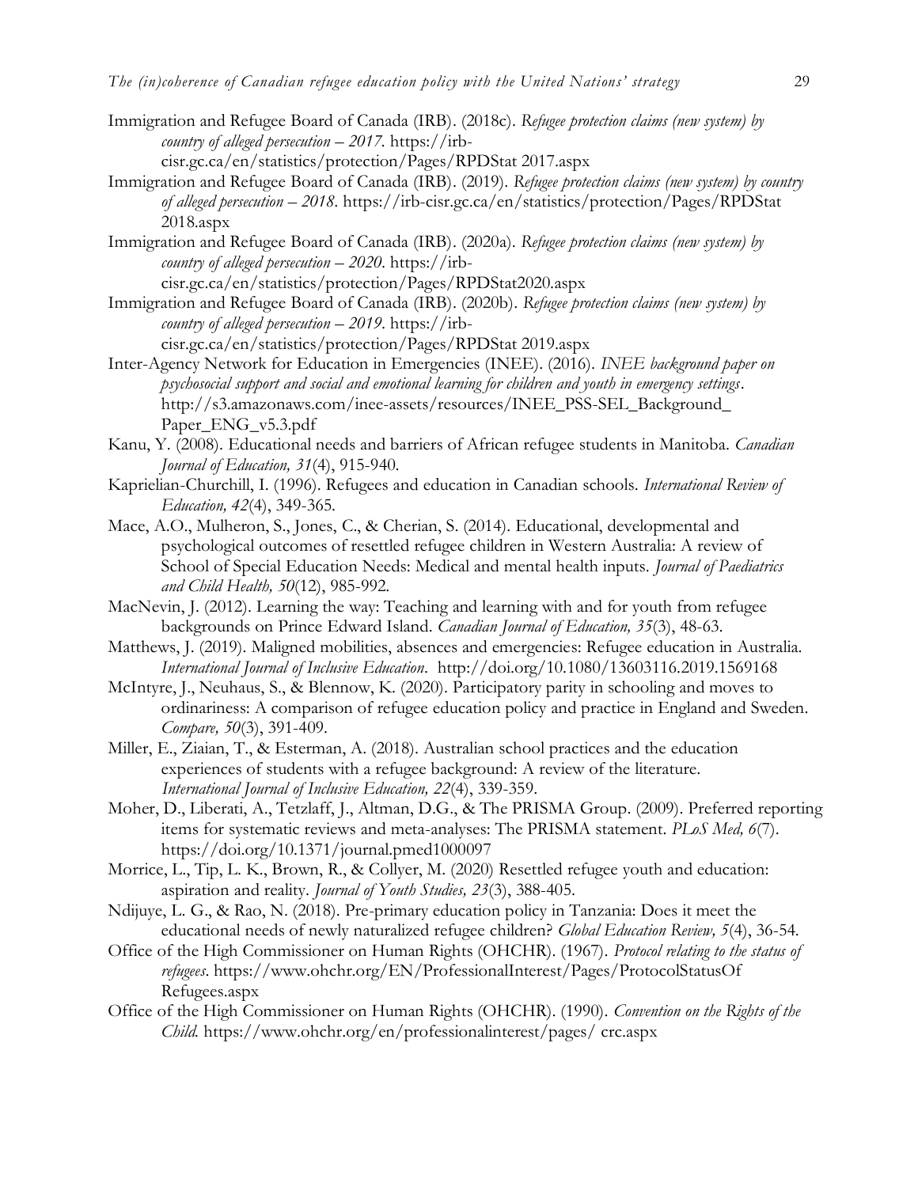Immigration and Refugee Board of Canada (IRB). (2018c). *Refugee protection claims (new system) by country of alleged persecution – 2017*. https://irb-cisr.gc.ca/en/statistics/protection/Pages/RPDStat 2017.aspx

Immigration and Refugee Board of Canada (IRB). (2019). *Refugee protection claims (new system) by country of alleged persecution – 2018*. https://irb-cisr.gc.ca/en/statistics/protection/Pages/RPDStat 2018.aspx

Immigration and Refugee Board of Canada (IRB). (2020a). *Refugee protection claims (new system) by country of alleged persecution – 2020*. https://irb-cisr.gc.ca/en/statistics/protection/Pages/RPDStat2020.aspx

Immigration and Refugee Board of Canada (IRB). (2020b). *Refugee protection claims (new system) by country of alleged persecution – 2019*. https://irb-cisr.gc.ca/en/statistics/protection/Pages/RPDStat 2019.aspx

Inter-Agency Network for Education in Emergencies (INEE). (2016). *INEE background paper on psychosocial support and social and emotional learning for children and youth in emergency settings*. http://s3.amazonaws.com/inee-assets/resources/INEE_PSS-SEL_Background_ Paper_ENG_v5.3.pdf

Kanu, Y. (2008). Educational needs and barriers of African refugee students in Manitoba. *Canadian Journal of Education, 31*(4), 915-940.

Kaprielian-Churchill, I. (1996). Refugees and education in Canadian schools. *International Review of Education, 42*(4), 349-365.

Mace, A.O., Mulheron, S., Jones, C., & Cherian, S. (2014). Educational, developmental and psychological outcomes of resettled refugee children in Western Australia: A review of School of Special Education Needs: Medical and mental health inputs. *Journal of Paediatrics and Child Health, 50*(12), 985-992.

MacNevin, J. (2012). Learning the way: Teaching and learning with and for youth from refugee backgrounds on Prince Edward Island. *Canadian Journal of Education, 35*(3), 48-63.

Matthews, J. (2019). Maligned mobilities, absences and emergencies: Refugee education in Australia. *International Journal of Inclusive Education*. http://doi.org/10.1080/13603116.2019.1569168

McIntyre, J., Neuhaus, S., & Blennow, K. (2020). Participatory parity in schooling and moves to ordinariness: A comparison of refugee education policy and practice in England and Sweden. *Compare, 50*(3), 391-409.

Miller, E., Ziaian, T., & Esterman, A. (2018). Australian school practices and the education experiences of students with a refugee background: A review of the literature. *International Journal of Inclusive Education, 22*(4), 339-359.

Moher, D., Liberati, A., Tetzlaff, J., Altman, D.G., & The PRISMA Group. (2009). Preferred reporting items for systematic reviews and meta-analyses: The PRISMA statement. *PLoS Med, 6*(7). https://doi.org/10.1371/journal.pmed1000097

Morrice, L., Tip, L. K., Brown, R., & Collyer, M. (2020) Resettled refugee youth and education: aspiration and reality. *Journal of Youth Studies, 23*(3), 388-405.

Ndijuye, L. G., & Rao, N. (2018). Pre-primary education policy in Tanzania: Does it meet the educational needs of newly naturalized refugee children? *Global Education Review, 5*(4), 36-54.

Office of the High Commissioner on Human Rights (OHCHR). (1967). *Protocol relating to the status of refugees*. https://www.ohchr.org/EN/ProfessionalInterest/Pages/ProtocolStatusOf Refugees.aspx

Office of the High Commissioner on Human Rights (OHCHR). (1990). *Convention on the Rights of the Child*. https://www.ohchr.org/en/professionalinterest/pages/ crc.aspx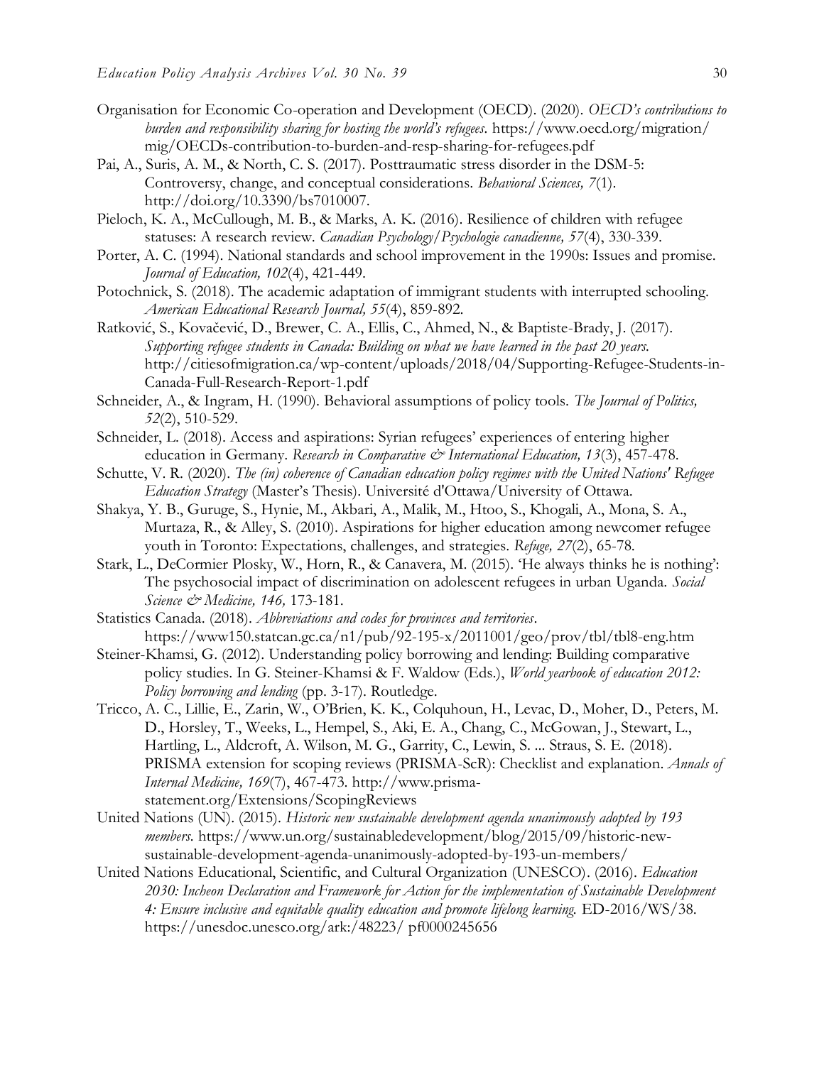Organisation for Economic Co-operation and Development (OECD). (2020). *OECD's contributions to burden and responsibility sharing for hosting the world's refugees*. https://www.oecd.org/migration/mig/OECDs-contribution-to-burden-and-resp-sharing-for-refugees.pdf

Pai, A., Suris, A. M., & North, C. S. (2017). Posttraumatic stress disorder in the DSM-5: Controversy, change, and conceptual considerations. *Behavioral Sciences, 7*(1). http://doi.org/10.3390/bs7010007.

Pieloch, K. A., McCullough, M. B., & Marks, A. K. (2016). Resilience of children with refugee statuses: A research review. *Canadian Psychology/Psychologie canadienne, 57*(4), 330-339.

Porter, A. C. (1994). National standards and school improvement in the 1990s: Issues and promise. *Journal of Education, 102*(4), 421-449.

Potochnick, S. (2018). The academic adaptation of immigrant students with interrupted schooling. *American Educational Research Journal, 55*(4), 859-892.

Ratković, S., Kovačević, D., Brewer, C. A., Ellis, C., Ahmed, N., & Baptiste-Brady, J. (2017). *Supporting refugee students in Canada: Building on what we have learned in the past 20 years.* http://citiesofmigration.ca/wp-content/uploads/2018/04/Supporting-Refugee-Students-in-Canada-Full-Research-Report-1.pdf

Schneider, A., & Ingram, H. (1990). Behavioral assumptions of policy tools. *The Journal of Politics, 52*(2), 510-529.

Schneider, L. (2018). Access and aspirations: Syrian refugees' experiences of entering higher education in Germany. *Research in Comparative & International Education, 13*(3), 457-478.

Schutte, V. R. (2020). *The (in) coherence of Canadian education policy regimes with the United Nations' Refugee Education Strategy* (Master's Thesis). Université d'Ottawa/University of Ottawa.

Shakya, Y. B., Guruge, S., Hynie, M., Akbari, A., Malik, M., Htoo, S., Khogali, A., Mona, S. A., Murtaza, R., & Alley, S. (2010). Aspirations for higher education among newcomer refugee youth in Toronto: Expectations, challenges, and strategies. *Refuge, 27*(2), 65-78.

Stark, L., DeCormier Plosky, W., Horn, R., & Canavera, M. (2015). 'He always thinks he is nothing': The psychosocial impact of discrimination on adolescent refugees in urban Uganda. *Social Science & Medicine, 146,* 173-181.

Statistics Canada. (2018). *Abbreviations and codes for provinces and territories*. https://www150.statcan.gc.ca/n1/pub/92-195-x/2011001/geo/prov/tbl/tbl8-eng.htm

Steiner-Khamsi, G. (2012). Understanding policy borrowing and lending: Building comparative policy studies. In G. Steiner-Khamsi & F. Waldow (Eds.), *World yearbook of education 2012: Policy borrowing and lending* (pp. 3-17). Routledge.

Tricco, A. C., Lillie, E., Zarin, W., O'Brien, K. K., Colquhoun, H., Levac, D., Moher, D., Peters, M. D., Horsley, T., Weeks, L., Hempel, S., Aki, E. A., Chang, C., McGowan, J., Stewart, L., Hartling, L., Aldcroft, A. Wilson, M. G., Garrity, C., Lewin, S. ... Straus, S. E. (2018). PRISMA extension for scoping reviews (PRISMA-ScR): Checklist and explanation. *Annals of Internal Medicine, 169*(7), 467-473. http://www.prisma-statement.org/Extensions/ScopingReviews

United Nations (UN). (2015). *Historic new sustainable development agenda unanimously adopted by 193 members.* https://www.un.org/sustainabledevelopment/blog/2015/09/historic-new-sustainable-development-agenda-unanimously-adopted-by-193-un-members/

United Nations Educational, Scientific, and Cultural Organization (UNESCO). (2016). *Education 2030: Incheon Declaration and Framework for Action for the implementation of Sustainable Development 4: Ensure inclusive and equitable quality education and promote lifelong learning.* ED-2016/WS/38. https://unesdoc.unesco.org/ark:/48223/ pf0000245656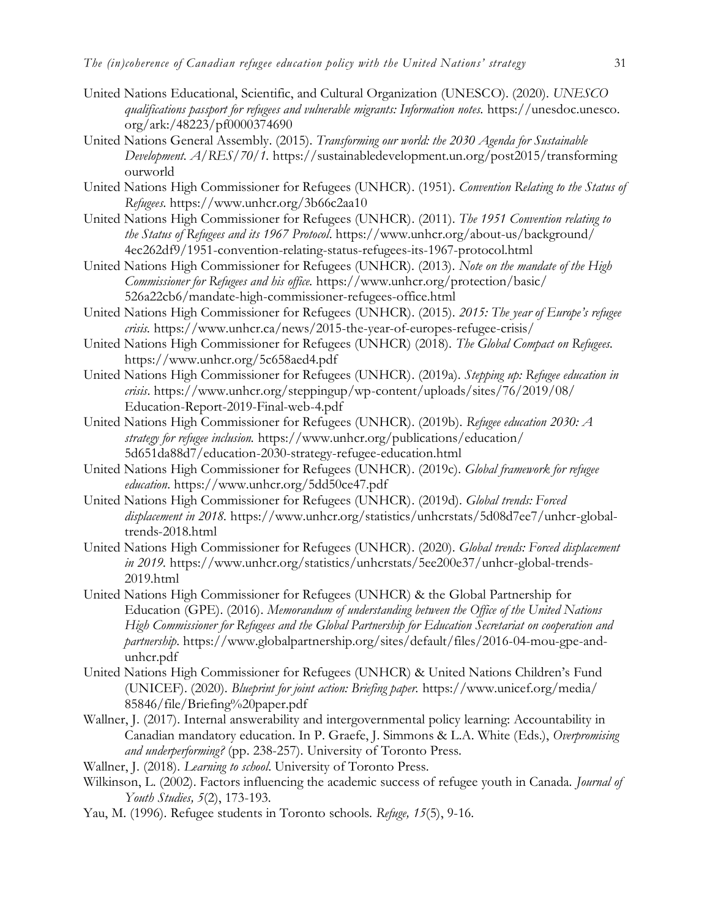United Nations Educational, Scientific, and Cultural Organization (UNESCO). (2020). *UNESCO qualifications passport for refugees and vulnerable migrants: Information notes*. https://unesdoc.unesco.org/ark:/48223/pf0000374690

United Nations General Assembly. (2015). *Transforming our world: the 2030 Agenda for Sustainable Development. A/RES/70/1*. https://sustainabledevelopment.un.org/post2015/transformingourworld

United Nations High Commissioner for Refugees (UNHCR). (1951). *Convention Relating to the Status of Refugees*. https://www.unhcr.org/3b66c2aa10

United Nations High Commissioner for Refugees (UNHCR). (2011). *The 1951 Convention relating to the Status of Refugees and its 1967 Protocol*. https://www.unhcr.org/about-us/background/4ec262df9/1951-convention-relating-status-refugees-its-1967-protocol.html

United Nations High Commissioner for Refugees (UNHCR). (2013). *Note on the mandate of the High Commissioner for Refugees and his office*. https://www.unhcr.org/protection/basic/526a22cb6/mandate-high-commissioner-refugees-office.html

United Nations High Commissioner for Refugees (UNHCR). (2015). *2015: The year of Europe's refugee crisis*. https://www.unhcr.ca/news/2015-the-year-of-europes-refugee-crisis/

United Nations High Commissioner for Refugees (UNHCR) (2018). *The Global Compact on Refugees*. https://www.unhcr.org/5c658aed4.pdf

United Nations High Commissioner for Refugees (UNHCR). (2019a). *Stepping up: Refugee education in crisis*. https://www.unhcr.org/steppingup/wp-content/uploads/sites/76/2019/08/Education-Report-2019-Final-web-4.pdf

United Nations High Commissioner for Refugees (UNHCR). (2019b). *Refugee education 2030: A strategy for refugee inclusion*. https://www.unhcr.org/publications/education/5d651da88d7/education-2030-strategy-refugee-education.html

United Nations High Commissioner for Refugees (UNHCR). (2019c). *Global framework for refugee education*. https://www.unhcr.org/5dd50ce47.pdf

United Nations High Commissioner for Refugees (UNHCR). (2019d). *Global trends: Forced displacement in 2018*. https://www.unhcr.org/statistics/unhcrstats/5d08d7ee7/unhcr-global-trends-2018.html

United Nations High Commissioner for Refugees (UNHCR). (2020). *Global trends: Forced displacement in 2019*. https://www.unhcr.org/statistics/unhcrstats/5ee200e37/unhcr-global-trends-2019.html

United Nations High Commissioner for Refugees (UNHCR) & the Global Partnership for Education (GPE). (2016). *Memorandum of understanding between the Office of the United Nations High Commissioner for Refugees and the Global Partnership for Education Secretariat on cooperation and partnership*. https://www.globalpartnership.org/sites/default/files/2016-04-mou-gpe-and-unhcr.pdf

United Nations High Commissioner for Refugees (UNHCR) & United Nations Children's Fund (UNICEF). (2020). *Blueprint for joint action: Briefing paper*. https://www.unicef.org/media/85846/file/Briefing%20paper.pdf

Wallner, J. (2017). Internal answerability and intergovernmental policy learning: Accountability in Canadian mandatory education. In P. Graefe, J. Simmons & L.A. White (Eds.), *Overpromising and underperforming?* (pp. 238-257). University of Toronto Press.

Wallner, J. (2018). *Learning to school*. University of Toronto Press.

Wilkinson, L. (2002). Factors influencing the academic success of refugee youth in Canada. *Journal of Youth Studies, 5*(2), 173-193.

Yau, M. (1996). Refugee students in Toronto schools. *Refuge, 15*(5), 9-16.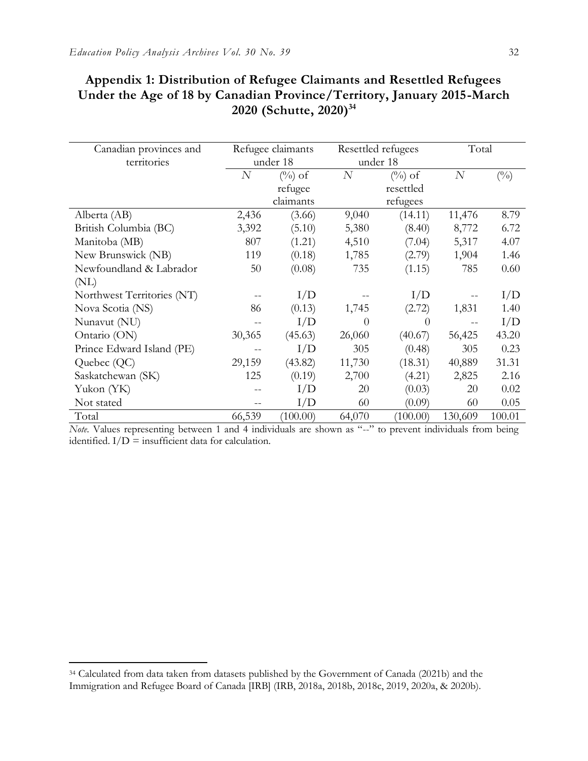## Appendix 1: Distribution of Refugee Claimants and Resettled Refugees Under the Age of 18 by Canadian Province/Territory, January 2015-March 2020 (Schutte, 2020)[34]

| Canadian provinces and territories | Refugee claimants under 18 | | Resettled refugees under 18 | | Total | |
|---|---|---|---|---|---|---|
| | *N* | (%) of refugee claimants | *N* | (%) of resettled refugees | *N* | (%) |
| Alberta (AB) | 2,436 | (3.66) | 9,040 | (14.11) | 11,476 | 8.79 |
| British Columbia (BC) | 3,392 | (5.10) | 5,380 | (8.40) | 8,772 | 6.72 |
| Manitoba (MB) | 807 | (1.21) | 4,510 | (7.04) | 5,317 | 4.07 |
| New Brunswick (NB) | 119 | (0.18) | 1,785 | (2.79) | 1,904 | 1.46 |
| Newfoundland & Labrador (NL) | 50 | (0.08) | 735 | (1.15) | 785 | 0.60 |
| Northwest Territories (NT) | -- | I/D | -- | I/D | -- | I/D |
| Nova Scotia (NS) | 86 | (0.13) | 1,745 | (2.72) | 1,831 | 1.40 |
| Nunavut (NU) | -- | I/D | 0 | 0 | -- | I/D |
| Ontario (ON) | 30,365 | (45.63) | 26,060 | (40.67) | 56,425 | 43.20 |
| Prince Edward Island (PE) | -- | I/D | 305 | (0.48) | 305 | 0.23 |
| Quebec (QC) | 29,159 | (43.82) | 11,730 | (18.31) | 40,889 | 31.31 |
| Saskatchewan (SK) | 125 | (0.19) | 2,700 | (4.21) | 2,825 | 2.16 |
| Yukon (YK) | -- | I/D | 20 | (0.03) | 20 | 0.02 |
| Not stated | -- | I/D | 60 | (0.09) | 60 | 0.05 |
| Total | 66,539 | (100.00) | 64,070 | (100.00) | 130,609 | 100.01 |

*Note.* Values representing between 1 and 4 individuals are shown as "--" to prevent individuals from being identified. I/D = insufficient data for calculation.

[34] Calculated from data taken from datasets published by the Government of Canada (2021b) and the Immigration and Refugee Board of Canada [IRB] (IRB, 2018a, 2018b, 2018c, 2019, 2020a, & 2020b).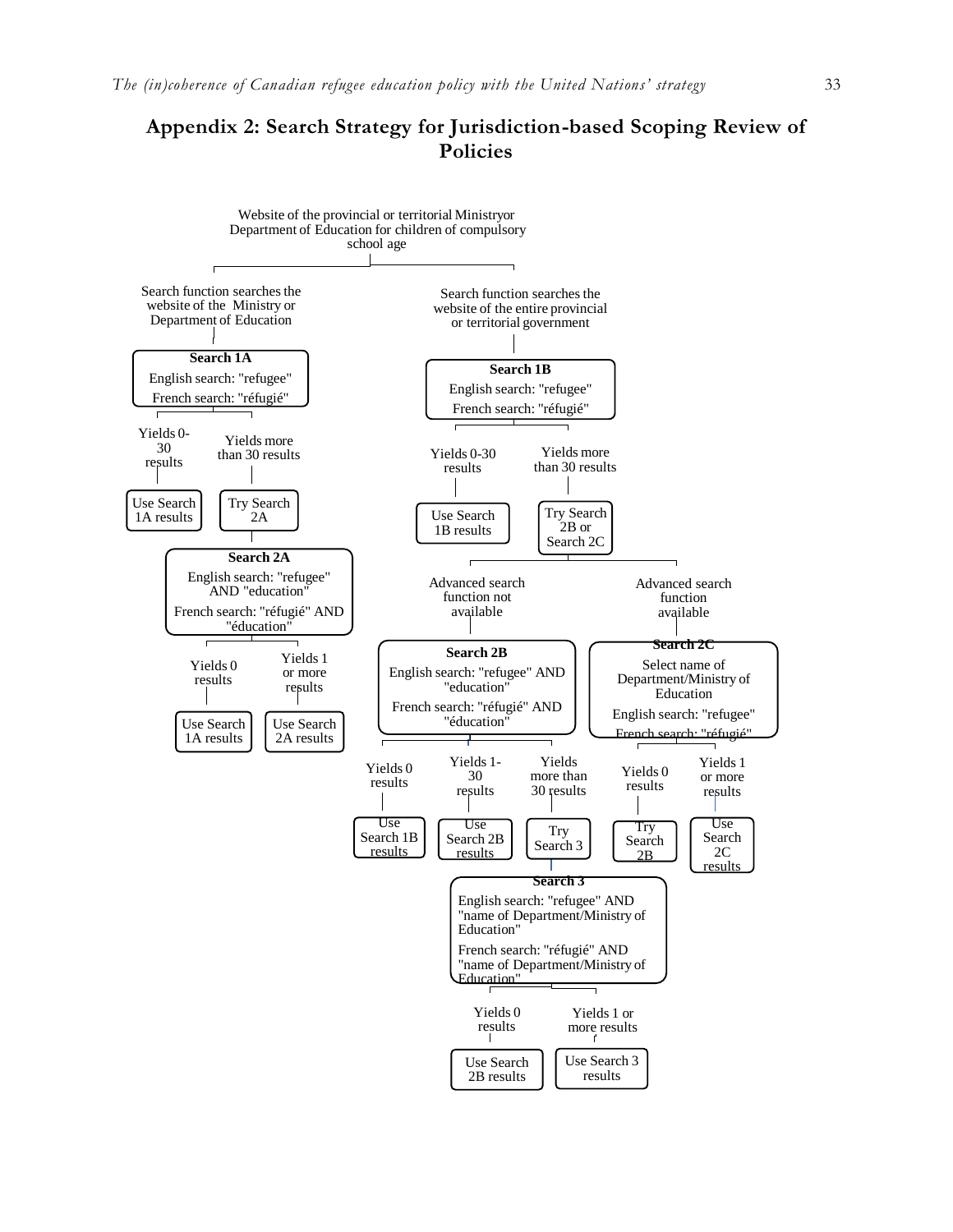# Appendix 2: Search Strategy for Jurisdiction-based Scoping Review of Policies

Website of the provincial or territorial Ministryor Department of Education for children of compulsory school age

Search function searches the website of the Ministry or Department of Education

**Search 1A**
English search: "refugee"
French search: "réfugié"

Yields 0-30 results → Use Search 1A results

Yields more than 30 results → Try Search 2A

**Search 2A**
English search: "refugee" AND "education"
French search: "réfugié" AND "éducation"

Yields 0 results → Use Search 1A results

Yields 1 or more results → Use Search 2A results

Search function searches the website of the entire provincial or territorial government

**Search 1B**
English search: "refugee"
French search: "réfugié"

Yields 0-30 results → Use Search 1B results

Yields more than 30 results → Try Search 2B or Search 2C

Advanced search function not available

**Search 2B**
English search: "refugee" AND "education"
French search: "réfugié" AND "éducation"

Yields 0 results → Use Search 1B results

Yields 1-30 results → Use Search 2B results

Yields more than 30 results → Try Search 3

**Search 3**
English search: "refugee" AND "name of Department/Ministry of Education"
French search: "réfugié" AND "name of Department/Ministry of Education"

Yields 0 results → Use Search 2B results

Yields 1 or more results → Use Search 3 results

Advanced search function available

**Search 2C**
Select name of Department/Ministry of Education
English search: "refugee"
French search: "réfugié"

Yields 0 results → Try Search 2B

Yields 1 or more results → Use Search 2C results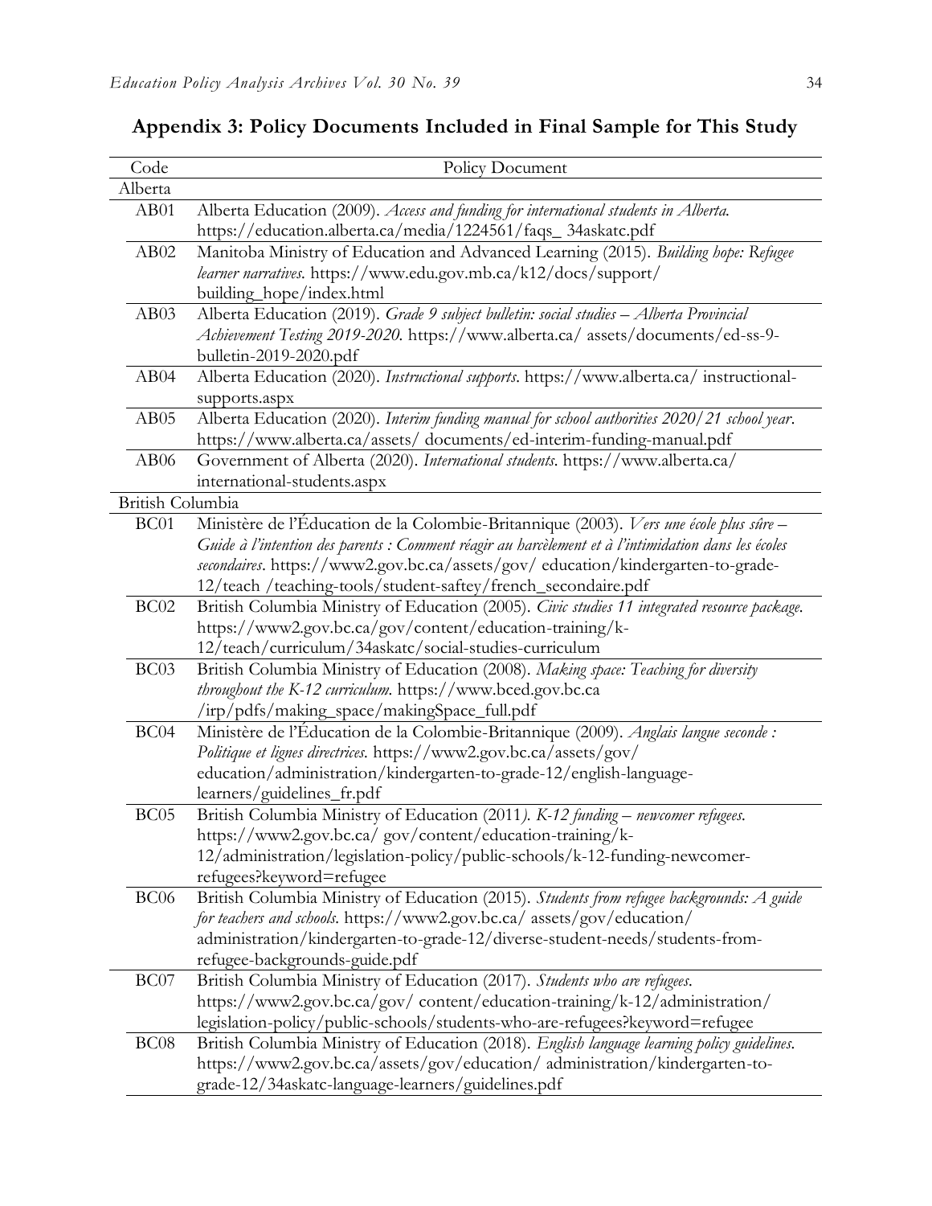## Appendix 3: Policy Documents Included in Final Sample for This Study

| Code | Policy Document |
|---|---|
| Alberta | |
| AB01 | Alberta Education (2009). *Access and funding for international students in Alberta.* https://education.alberta.ca/media/1224561/faqs_ 34askatc.pdf |
| AB02 | Manitoba Ministry of Education and Advanced Learning (2015). *Building hope: Refugee learner narratives.* https://www.edu.gov.mb.ca/k12/docs/support/ building_hope/index.html |
| AB03 | Alberta Education (2019). *Grade 9 subject bulletin: social studies – Alberta Provincial Achievement Testing 2019-2020.* https://www.alberta.ca/ assets/documents/ed-ss-9-bulletin-2019-2020.pdf |
| AB04 | Alberta Education (2020). *Instructional supports.* https://www.alberta.ca/ instructional-supports.aspx |
| AB05 | Alberta Education (2020). *Interim funding manual for school authorities 2020/21 school year.* https://www.alberta.ca/assets/ documents/ed-interim-funding-manual.pdf |
| AB06 | Government of Alberta (2020). *International students.* https://www.alberta.ca/ international-students.aspx |
| British Columbia | |
| BC01 | Ministère de l'Éducation de la Colombie-Britannique (2003). *Vers une école plus sûre – Guide à l'intention des parents : Comment réagir au harcèlement et à l'intimidation dans les écoles secondaires.* https://www2.gov.bc.ca/assets/gov/ education/kindergarten-to-grade-12/teach /teaching-tools/student-saftey/french_secondaire.pdf |
| BC02 | British Columbia Ministry of Education (2005). *Civic studies 11 integrated resource package.* https://www2.gov.bc.ca/gov/content/education-training/k-12/teach/curriculum/34askatc/social-studies-curriculum |
| BC03 | British Columbia Ministry of Education (2008). *Making space: Teaching for diversity throughout the K-12 curriculum.* https://www.bced.gov.bc.ca /irp/pdfs/making_space/makingSpace_full.pdf |
| BC04 | Ministère de l'Éducation de la Colombie-Britannique (2009). *Anglais langue seconde : Politique et lignes directrices.* https://www2.gov.bc.ca/assets/gov/ education/administration/kindergarten-to-grade-12/english-language-learners/guidelines_fr.pdf |
| BC05 | British Columbia Ministry of Education (2011). *K-12 funding – newcomer refugees.* https://www2.gov.bc.ca/ gov/content/education-training/k-12/administration/legislation-policy/public-schools/k-12-funding-newcomer-refugees?keyword=refugee |
| BC06 | British Columbia Ministry of Education (2015). *Students from refugee backgrounds: A guide for teachers and schools.* https://www2.gov.bc.ca/ assets/gov/education/ administration/kindergarten-to-grade-12/diverse-student-needs/students-from-refugee-backgrounds-guide.pdf |
| BC07 | British Columbia Ministry of Education (2017). *Students who are refugees.* https://www2.gov.bc.ca/gov/ content/education-training/k-12/administration/ legislation-policy/public-schools/students-who-are-refugees?keyword=refugee |
| BC08 | British Columbia Ministry of Education (2018). *English language learning policy guidelines.* https://www2.gov.bc.ca/assets/gov/education/ administration/kindergarten-to-grade-12/34askatc-language-learners/guidelines.pdf |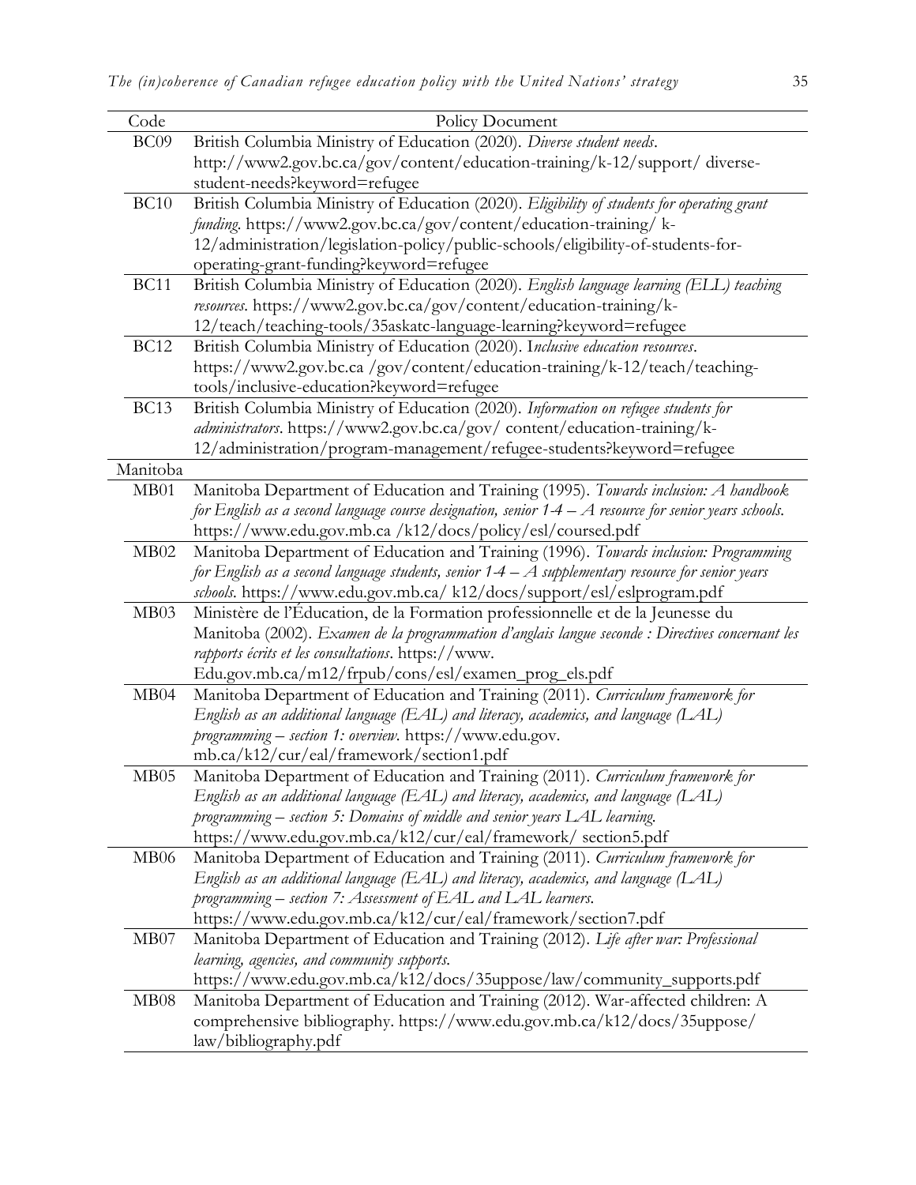| Code | Policy Document |
|---|---|
| BC09 | British Columbia Ministry of Education (2020). *Diverse student needs*. http://www2.gov.bc.ca/gov/content/education-training/k-12/support/ diverse-student-needs?keyword=refugee |
| BC10 | British Columbia Ministry of Education (2020). *Eligibility of students for operating grant funding*. https://www2.gov.bc.ca/gov/content/education-training/ k-12/administration/legislation-policy/public-schools/eligibility-of-students-for-operating-grant-funding?keyword=refugee |
| BC11 | British Columbia Ministry of Education (2020). *English language learning (ELL) teaching resources*. https://www2.gov.bc.ca/gov/content/education-training/k-12/teach/teaching-tools/35askatc-language-learning?keyword=refugee |
| BC12 | British Columbia Ministry of Education (2020). I*nclusive education resources*. https://www2.gov.bc.ca /gov/content/education-training/k-12/teach/teaching-tools/inclusive-education?keyword=refugee |
| BC13 | British Columbia Ministry of Education (2020). *Information on refugee students for administrators*. https://www2.gov.bc.ca/gov/ content/education-training/k-12/administration/program-management/refugee-students?keyword=refugee |
| Manitoba | |
| MB01 | Manitoba Department of Education and Training (1995). *Towards inclusion: A handbook for English as a second language course designation, senior 1-4 – A resource for senior years schools*. https://www.edu.gov.mb.ca /k12/docs/policy/esl/coursed.pdf |
| MB02 | Manitoba Department of Education and Training (1996). *Towards inclusion: Programming for English as a second language students, senior 1-4 – A supplementary resource for senior years schools*. https://www.edu.gov.mb.ca/ k12/docs/support/esl/eslprogram.pdf |
| MB03 | Ministère de l'Éducation, de la Formation professionnelle et de la Jeunesse du Manitoba (2002). *Examen de la programmation d'anglais langue seconde : Directives concernant les rapports écrits et les consultations*. https://www. Edu.gov.mb.ca/m12/frpub/cons/esl/examen_prog_els.pdf |
| MB04 | Manitoba Department of Education and Training (2011). *Curriculum framework for English as an additional language (EAL) and literacy, academics, and language (LAL) programming – section 1: overview*. https://www.edu.gov. mb.ca/k12/cur/eal/framework/section1.pdf |
| MB05 | Manitoba Department of Education and Training (2011). *Curriculum framework for English as an additional language (EAL) and literacy, academics, and language (LAL) programming – section 5: Domains of middle and senior years LAL learning*. https://www.edu.gov.mb.ca/k12/cur/eal/framework/ section5.pdf |
| MB06 | Manitoba Department of Education and Training (2011). *Curriculum framework for English as an additional language (EAL) and literacy, academics, and language (LAL) programming – section 7: Assessment of EAL and LAL learners*. https://www.edu.gov.mb.ca/k12/cur/eal/framework/section7.pdf |
| MB07 | Manitoba Department of Education and Training (2012). *Life after war: Professional learning, agencies, and community supports*. https://www.edu.gov.mb.ca/k12/docs/35uppose/law/community_supports.pdf |
| MB08 | Manitoba Department of Education and Training (2012). War-affected children: A comprehensive bibliography. https://www.edu.gov.mb.ca/k12/docs/35uppose/ law/bibliography.pdf |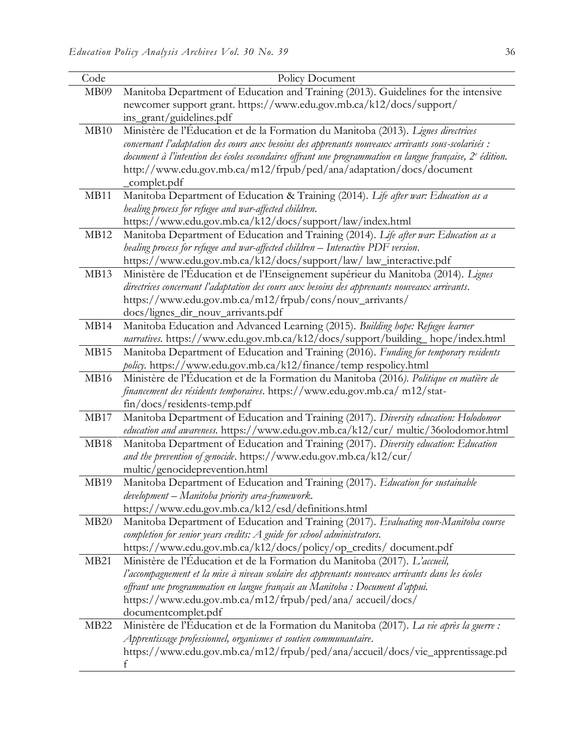| Code | Policy Document |
|---|---|
| MB09 | Manitoba Department of Education and Training (2013). Guidelines for the intensive newcomer support grant. https://www.edu.gov.mb.ca/k12/docs/support/ ins_grant/guidelines.pdf |
| MB10 | Ministère de l'Éducation et de la Formation du Manitoba (2013). *Lignes directrices concernant l'adaptation des cours aux besoins des apprenants nouveaux arrivants sous-scolarisés : document à l'intention des écoles secondaires offrant une programmation en langue française, 2ᵉ édition*. http://www.edu.gov.mb.ca/m12/frpub/ped/ana/adaptation/docs/document _complet.pdf |
| MB11 | Manitoba Department of Education & Training (2014). *Life after war: Education as a healing process for refugee and war-affected children*. https://www.edu.gov.mb.ca/k12/docs/support/law/index.html |
| MB12 | Manitoba Department of Education and Training (2014). *Life after war: Education as a healing process for refugee and war-affected children – Interactive PDF version*. https://www.edu.gov.mb.ca/k12/docs/support/law/ law_interactive.pdf |
| MB13 | Ministère de l'Éducation et de l'Enseignement supérieur du Manitoba (2014). *Lignes directrices concernant l'adaptation des cours aux besoins des apprenants nouveaux arrivants*. https://www.edu.gov.mb.ca/m12/frpub/cons/nouv_arrivants/ docs/lignes_dir_nouv_arrivants.pdf |
| MB14 | Manitoba Education and Advanced Learning (2015). *Building hope: Refugee learner narratives*. https://www.edu.gov.mb.ca/k12/docs/support/building_ hope/index.html |
| MB15 | Manitoba Department of Education and Training (2016). *Funding for temporary residents policy*. https://www.edu.gov.mb.ca/k12/finance/temp respolicy.html |
| MB16 | Ministère de l'Éducation et de la Formation du Manitoba (2016*). Politique en matière de financement des résidents temporaires*. https://www.edu.gov.mb.ca/ m12/stat-fin/docs/residents-temp.pdf |
| MB17 | Manitoba Department of Education and Training (2017). *Diversity education: Holodomor education and awareness*. https://www.edu.gov.mb.ca/k12/cur/ multic/36olodomor.html |
| MB18 | Manitoba Department of Education and Training (2017). *Diversity education: Education and the prevention of genocide*. https://www.edu.gov.mb.ca/k12/cur/ multic/genocideprevention.html |
| MB19 | Manitoba Department of Education and Training (2017). *Education for sustainable development – Manitoba priority area-framework*. https://www.edu.gov.mb.ca/k12/esd/definitions.html |
| MB20 | Manitoba Department of Education and Training (2017). *Evaluating non-Manitoba course completion for senior years credits: A guide for school administrators*. https://www.edu.gov.mb.ca/k12/docs/policy/op_credits/ document.pdf |
| MB21 | Ministère de l'Éducation et de la Formation du Manitoba (2017). *L'accueil, l'accompagnement et la mise à niveau scolaire des apprenants nouveaux arrivants dans les écoles offrant une programmation en langue français au Manitoba : Document d'appui*. https://www.edu.gov.mb.ca/m12/frpub/ped/ana/ accueil/docs/ documentcomplet.pdf |
| MB22 | Ministère de l'Éducation et de la Formation du Manitoba (2017). *La vie après la guerre : Apprentissage professionnel, organismes et soutien communautaire*. https://www.edu.gov.mb.ca/m12/frpub/ped/ana/accueil/docs/vie_apprentissage.pd f |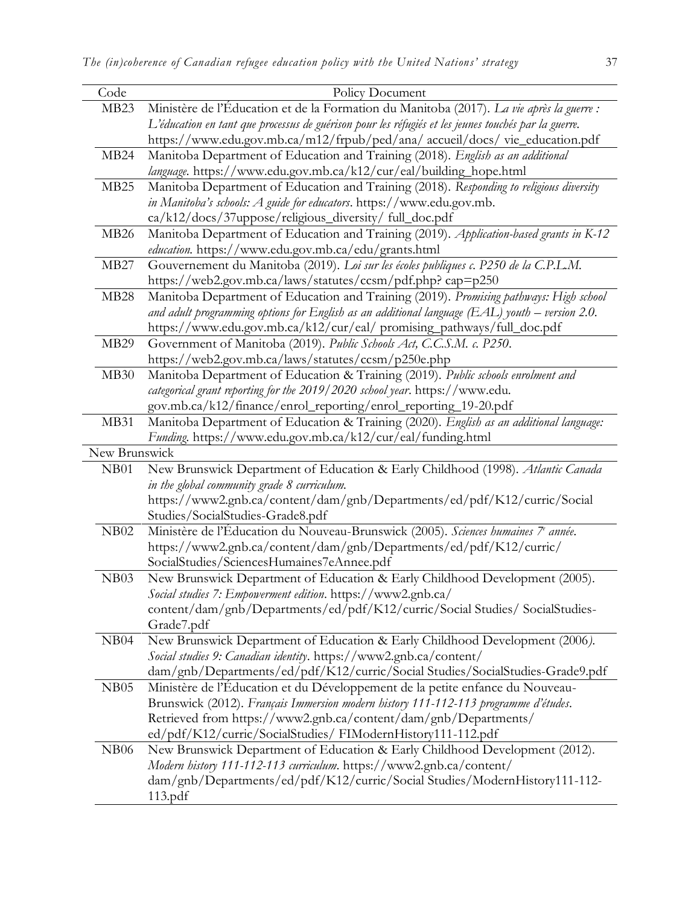| Code | Policy Document |
|---|---|
| MB23 | Ministère de l'Éducation et de la Formation du Manitoba (2017). *La vie après la guerre : L'éducation en tant que processus de guérison pour les réfugiés et les jeunes touchés par la guerre*. https://www.edu.gov.mb.ca/m12/frpub/ped/ana/ accueil/docs/ vie_education.pdf |
| MB24 | Manitoba Department of Education and Training (2018). *English as an additional language*. https://www.edu.gov.mb.ca/k12/cur/eal/building_hope.html |
| MB25 | Manitoba Department of Education and Training (2018). *Responding to religious diversity in Manitoba's schools: A guide for educators*. https://www.edu.gov.mb. ca/k12/docs/37uppose/religious_diversity/ full_doc.pdf |
| MB26 | Manitoba Department of Education and Training (2019). *Application-based grants in K-12 education*. https://www.edu.gov.mb.ca/edu/grants.html |
| MB27 | Gouvernement du Manitoba (2019). *Loi sur les écoles publiques c. P250 de la C.P.L.M.* https://web2.gov.mb.ca/laws/statutes/ccsm/pdf.php? cap=p250 |
| MB28 | Manitoba Department of Education and Training (2019). *Promising pathways: High school and adult programming options for English as an additional language (EAL) youth – version 2.0*. https://www.edu.gov.mb.ca/k12/cur/eal/ promising_pathways/full_doc.pdf |
| MB29 | Government of Manitoba (2019). *Public Schools Act, C.C.S.M. c. P250*. https://web2.gov.mb.ca/laws/statutes/ccsm/p250e.php |
| MB30 | Manitoba Department of Education & Training (2019). *Public schools enrolment and categorical grant reporting for the 2019/2020 school year*. https://www.edu. gov.mb.ca/k12/finance/enrol_reporting/enrol_reporting_19-20.pdf |
| MB31 | Manitoba Department of Education & Training (2020). *English as an additional language: Funding*. https://www.edu.gov.mb.ca/k12/cur/eal/funding.html |
| New Brunswick | |
| NB01 | New Brunswick Department of Education & Early Childhood (1998). *Atlantic Canada in the global community grade 8 curriculum*. https://www2.gnb.ca/content/dam/gnb/Departments/ed/pdf/K12/curric/Social Studies/SocialStudies-Grade8.pdf |
| NB02 | Ministère de l'Éducation du Nouveau-Brunswick (2005). *Sciences humaines 7e année*. https://www2.gnb.ca/content/dam/gnb/Departments/ed/pdf/K12/curric/ SocialStudies/SciencesHumaines7eAnnee.pdf |
| NB03 | New Brunswick Department of Education & Early Childhood Development (2005). *Social studies 7: Empowerment edition*. https://www2.gnb.ca/ content/dam/gnb/Departments/ed/pdf/K12/curric/Social Studies/ SocialStudies-Grade7.pdf |
| NB04 | New Brunswick Department of Education & Early Childhood Development (2006). *Social studies 9: Canadian identity*. https://www2.gnb.ca/content/ dam/gnb/Departments/ed/pdf/K12/curric/Social Studies/SocialStudies-Grade9.pdf |
| NB05 | Ministère de l'Éducation et du Développement de la petite enfance du Nouveau-Brunswick (2012). *Français Immersion modern history 111-112-113 programme d'études*. Retrieved from https://www2.gnb.ca/content/dam/gnb/Departments/ ed/pdf/K12/curric/SocialStudies/ FIModernHistory111-112.pdf |
| NB06 | New Brunswick Department of Education & Early Childhood Development (2012). *Modern history 111-112-113 curriculum*. https://www2.gnb.ca/content/ dam/gnb/Departments/ed/pdf/K12/curric/Social Studies/ModernHistory111-112-113.pdf |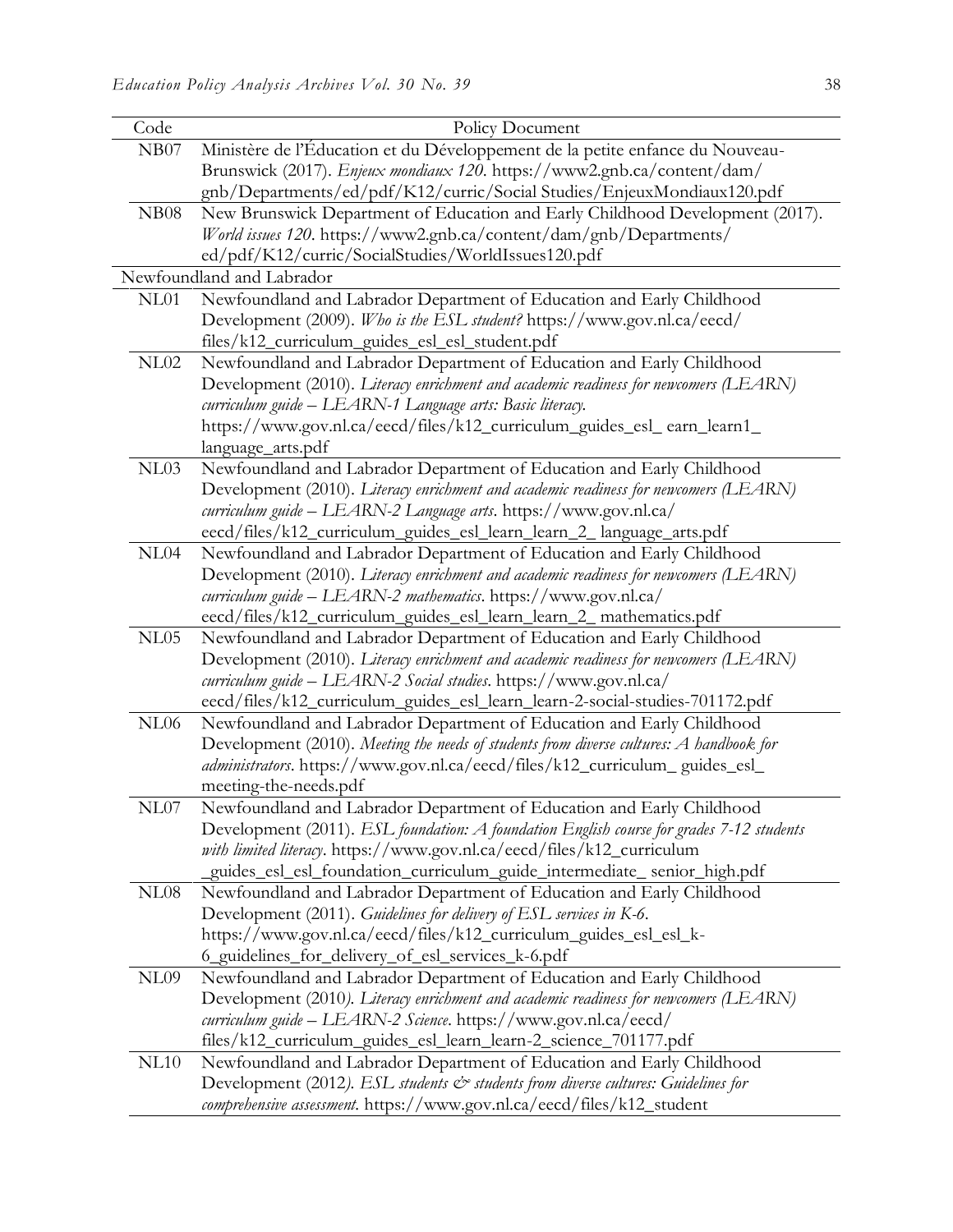| Code | Policy Document |
|---|---|
| NB07 | Ministère de l'Éducation et du Développement de la petite enfance du Nouveau-Brunswick (2017). *Enjeux mondiaux 120*. https://www2.gnb.ca/content/dam/gnb/Departments/ed/pdf/K12/curric/Social Studies/EnjeuxMondiaux120.pdf |
| NB08 | New Brunswick Department of Education and Early Childhood Development (2017). *World issues 120*. https://www2.gnb.ca/content/dam/gnb/Departments/ed/pdf/K12/curric/SocialStudies/WorldIssues120.pdf |
| Newfoundland and Labrador | |
| NL01 | Newfoundland and Labrador Department of Education and Early Childhood Development (2009). *Who is the ESL student?* https://www.gov.nl.ca/eecd/files/k12_curriculum_guides_esl_esl_student.pdf |
| NL02 | Newfoundland and Labrador Department of Education and Early Childhood Development (2010). *Literacy enrichment and academic readiness for newcomers (LEARN) curriculum guide – LEARN-1 Language arts: Basic literacy.* https://www.gov.nl.ca/eecd/files/k12_curriculum_guides_esl_ earn_learn1_ language_arts.pdf |
| NL03 | Newfoundland and Labrador Department of Education and Early Childhood Development (2010). *Literacy enrichment and academic readiness for newcomers (LEARN) curriculum guide – LEARN-2 Language arts*. https://www.gov.nl.ca/eecd/files/k12_curriculum_guides_esl_learn_learn_2_ language_arts.pdf |
| NL04 | Newfoundland and Labrador Department of Education and Early Childhood Development (2010). *Literacy enrichment and academic readiness for newcomers (LEARN) curriculum guide – LEARN-2 mathematics*. https://www.gov.nl.ca/eecd/files/k12_curriculum_guides_esl_learn_learn_2_ mathematics.pdf |
| NL05 | Newfoundland and Labrador Department of Education and Early Childhood Development (2010). *Literacy enrichment and academic readiness for newcomers (LEARN) curriculum guide – LEARN-2 Social studies*. https://www.gov.nl.ca/eecd/files/k12_curriculum_guides_esl_learn_learn-2-social-studies-701172.pdf |
| NL06 | Newfoundland and Labrador Department of Education and Early Childhood Development (2010). *Meeting the needs of students from diverse cultures: A handbook for administrators*. https://www.gov.nl.ca/eecd/files/k12_curriculum_ guides_esl_ meeting-the-needs.pdf |
| NL07 | Newfoundland and Labrador Department of Education and Early Childhood Development (2011). *ESL foundation: A foundation English course for grades 7-12 students with limited literacy*. https://www.gov.nl.ca/eecd/files/k12_curriculum _guides_esl_esl_foundation_curriculum_guide_intermediate_ senior_high.pdf |
| NL08 | Newfoundland and Labrador Department of Education and Early Childhood Development (2011). *Guidelines for delivery of ESL services in K-6*. https://www.gov.nl.ca/eecd/files/k12_curriculum_guides_esl_esl_k-6_guidelines_for_delivery_of_esl_services_k-6.pdf |
| NL09 | Newfoundland and Labrador Department of Education and Early Childhood Development (2010*). Literacy enrichment and academic readiness for newcomers (LEARN) curriculum guide – LEARN-2 Science*. https://www.gov.nl.ca/eecd/files/k12_curriculum_guides_esl_learn_learn-2_science_701177.pdf |
| NL10 | Newfoundland and Labrador Department of Education and Early Childhood Development (2012*). ESL students & students from diverse cultures: Guidelines for comprehensive assessment.* https://www.gov.nl.ca/eecd/files/k12_student |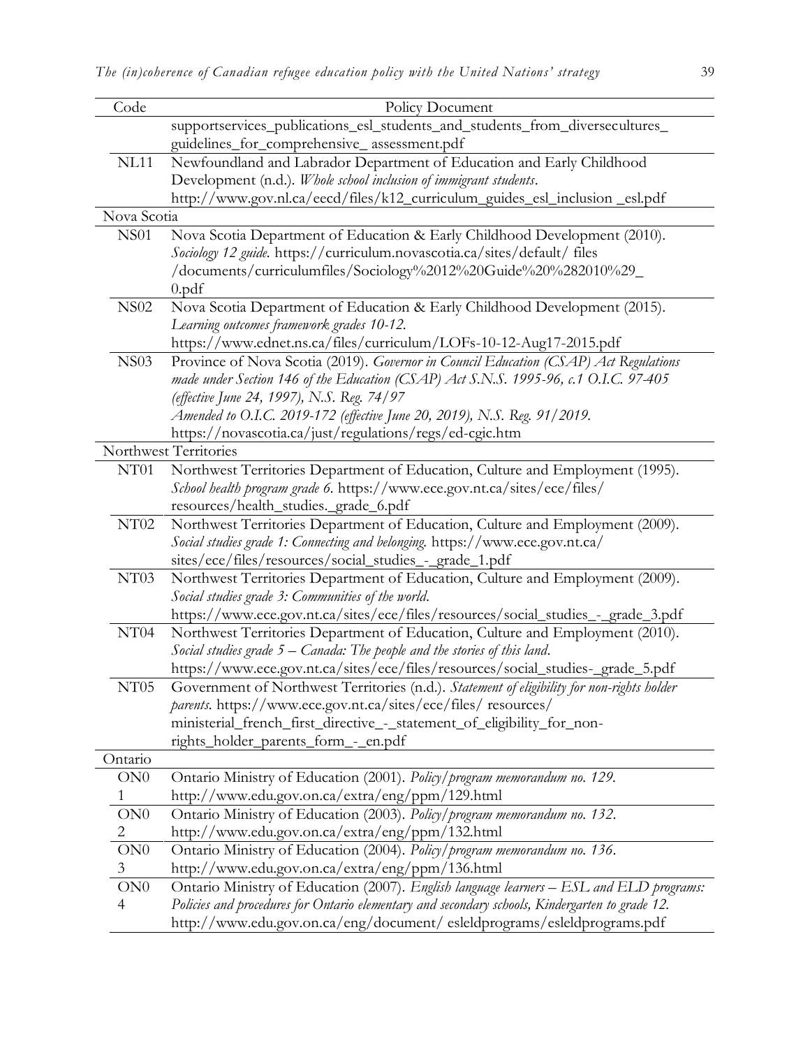| Code | Policy Document |
|---|---|
| | supportservices_publications_esl_students_and_students_from_diversecultures_guidelines_for_comprehensive_ assessment.pdf |
| NL11 | Newfoundland and Labrador Department of Education and Early Childhood Development (n.d.). *Whole school inclusion of immigrant students*. http://www.gov.nl.ca/eecd/files/k12_curriculum_guides_esl_inclusion _esl.pdf |
| Nova Scotia | |
| NS01 | Nova Scotia Department of Education & Early Childhood Development (2010). *Sociology 12 guide*. https://curriculum.novascotia.ca/sites/default/ files /documents/curriculumfiles/Sociology%2012%20Guide%20%282010%29_ 0.pdf |
| NS02 | Nova Scotia Department of Education & Early Childhood Development (2015). *Learning outcomes framework grades 10-12*. https://www.ednet.ns.ca/files/curriculum/LOFs-10-12-Aug17-2015.pdf |
| NS03 | Province of Nova Scotia (2019). *Governor in Council Education (CSAP) Act Regulations made under Section 146 of the Education (CSAP) Act S.N.S. 1995-96, c.1 O.I.C. 97-405 (effective June 24, 1997), N.S. Reg. 74/97 Amended to O.I.C. 2019-172 (effective June 20, 2019), N.S. Reg. 91/2019*. https://novascotia.ca/just/regulations/regs/ed-cgic.htm |
| Northwest Territories | |
| NT01 | Northwest Territories Department of Education, Culture and Employment (1995). *School health program grade 6*. https://www.ece.gov.nt.ca/sites/ece/files/ resources/health_studies._grade_6.pdf |
| NT02 | Northwest Territories Department of Education, Culture and Employment (2009). *Social studies grade 1: Connecting and belonging*. https://www.ece.gov.nt.ca/ sites/ece/files/resources/social_studies_-_grade_1.pdf |
| NT03 | Northwest Territories Department of Education, Culture and Employment (2009). *Social studies grade 3: Communities of the world*. https://www.ece.gov.nt.ca/sites/ece/files/resources/social_studies_-_grade_3.pdf |
| NT04 | Northwest Territories Department of Education, Culture and Employment (2010). *Social studies grade 5 – Canada: The people and the stories of this land*. https://www.ece.gov.nt.ca/sites/ece/files/resources/social_studies-_grade_5.pdf |
| NT05 | Government of Northwest Territories (n.d.). *Statement of eligibility for non-rights holder parents*. https://www.ece.gov.nt.ca/sites/ece/files/ resources/ ministerial_french_first_directive_-_statement_of_eligibility_for_non-rights_holder_parents_form_-_en.pdf |
| Ontario | |
| ON01 | Ontario Ministry of Education (2001). *Policy/program memorandum no. 129*. http://www.edu.gov.on.ca/extra/eng/ppm/129.html |
| ON02 | Ontario Ministry of Education (2003). *Policy/program memorandum no. 132*. http://www.edu.gov.on.ca/extra/eng/ppm/132.html |
| ON03 | Ontario Ministry of Education (2004). *Policy/program memorandum no. 136*. http://www.edu.gov.on.ca/extra/eng/ppm/136.html |
| ON04 | Ontario Ministry of Education (2007). *English language learners – ESL and ELD programs: Policies and procedures for Ontario elementary and secondary schools, Kindergarten to grade 12*. http://www.edu.gov.on.ca/eng/document/ esleldprograms/esleldprograms.pdf |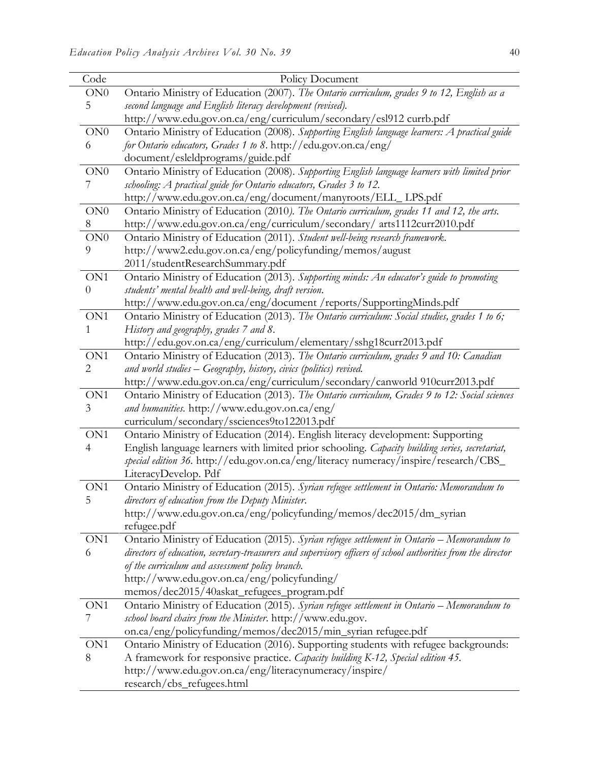| Code | Policy Document |
|---|---|
| ON05 | Ontario Ministry of Education (2007). *The Ontario curriculum, grades 9 to 12, English as a second language and English literacy development (revised).* http://www.edu.gov.on.ca/eng/curriculum/secondary/esl912 currb.pdf |
| ON06 | Ontario Ministry of Education (2008). *Supporting English language learners: A practical guide for Ontario educators, Grades 1 to 8*. http://edu.gov.on.ca/eng/ document/esleldprograms/guide.pdf |
| ON07 | Ontario Ministry of Education (2008). *Supporting English language learners with limited prior schooling: A practical guide for Ontario educators, Grades 3 to 12*. http://www.edu.gov.on.ca/eng/document/manyroots/ELL_ LPS.pdf |
| ON08 | Ontario Ministry of Education (2010*). The Ontario curriculum, grades 11 and 12, the arts*. http://www.edu.gov.on.ca/eng/curriculum/secondary/ arts1112curr2010.pdf |
| ON09 | Ontario Ministry of Education (2011). *Student well-being research framework*. http://www2.edu.gov.on.ca/eng/policyfunding/memos/august 2011/studentResearchSummary.pdf |
| ON10 | Ontario Ministry of Education (2013). *Supporting minds: An educator's guide to promoting students' mental health and well-being, draft version*. http://www.edu.gov.on.ca/eng/document /reports/SupportingMinds.pdf |
| ON11 | Ontario Ministry of Education (2013). *The Ontario curriculum: Social studies, grades 1 to 6; History and geography, grades 7 and 8*. http://edu.gov.on.ca/eng/curriculum/elementary/sshg18curr2013.pdf |
| ON12 | Ontario Ministry of Education (2013). *The Ontario curriculum, grades 9 and 10: Canadian and world studies – Geography, history, civics (politics) revised.* http://www.edu.gov.on.ca/eng/curriculum/secondary/canworld 910curr2013.pdf |
| ON13 | Ontario Ministry of Education (2013). *The Ontario curriculum, Grades 9 to 12: Social sciences and humanities*. http://www.edu.gov.on.ca/eng/ curriculum/secondary/ssciences9to122013.pdf |
| ON14 | Ontario Ministry of Education (2014). English literacy development: Supporting English language learners with limited prior schooling. *Capacity building series, secretariat, special edition 36*. http://edu.gov.on.ca/eng/literacy numeracy/inspire/research/CBS_ LiteracyDevelop. Pdf |
| ON15 | Ontario Ministry of Education (2015). *Syrian refugee settlement in Ontario: Memorandum to directors of education from the Deputy Minister*. http://www.edu.gov.on.ca/eng/policyfunding/memos/dec2015/dm_syrian refugee.pdf |
| ON16 | Ontario Ministry of Education (2015). *Syrian refugee settlement in Ontario – Memorandum to directors of education, secretary-treasurers and supervisory officers of school authorities from the director of the curriculum and assessment policy branch.* http://www.edu.gov.on.ca/eng/policyfunding/ memos/dec2015/40askat_refugees_program.pdf |
| ON17 | Ontario Ministry of Education (2015). *Syrian refugee settlement in Ontario – Memorandum to school board chairs from the Minister*. http://www.edu.gov. on.ca/eng/policyfunding/memos/dec2015/min_syrian refugee.pdf |
| ON18 | Ontario Ministry of Education (2016). Supporting students with refugee backgrounds: A framework for responsive practice. *Capacity building K-12, Special edition 45*. http://www.edu.gov.on.ca/eng/literacynumeracy/inspire/ research/cbs_refugees.html |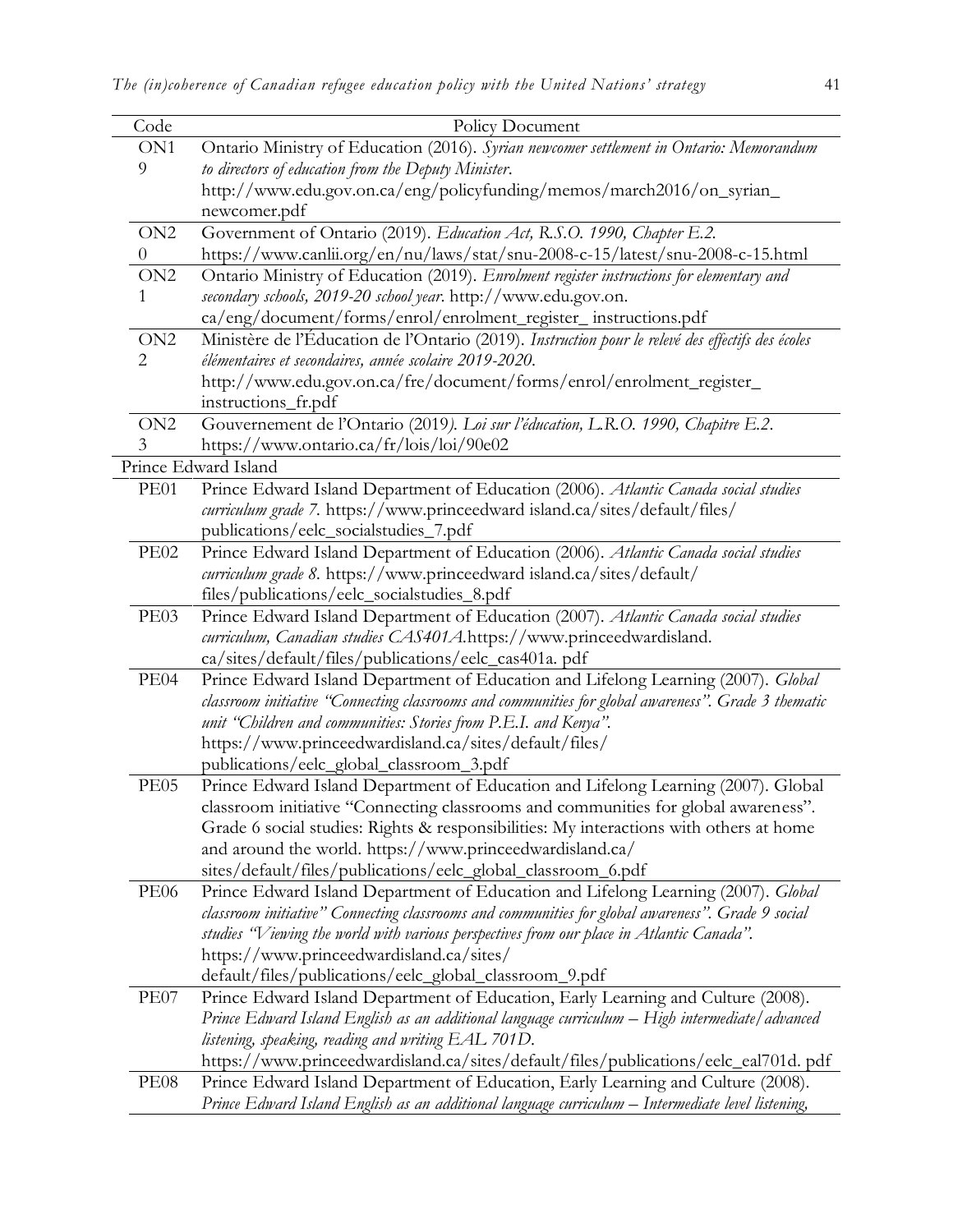| Code | Policy Document |
|---|---|
| ON19 | Ontario Ministry of Education (2016). *Syrian newcomer settlement in Ontario: Memorandum to directors of education from the Deputy Minister*. http://www.edu.gov.on.ca/eng/policyfunding/memos/march2016/on_syrian_newcomer.pdf |
| ON20 | Government of Ontario (2019). *Education Act, R.S.O. 1990, Chapter E.2*. https://www.canlii.org/en/nu/laws/stat/snu-2008-c-15/latest/snu-2008-c-15.html |
| ON21 | Ontario Ministry of Education (2019). *Enrolment register instructions for elementary and secondary schools, 2019-20 school year*. http://www.edu.gov.on.ca/eng/document/forms/enrol/enrolment_register_instructions.pdf |
| ON22 | Ministère de l'Éducation de l'Ontario (2019). *Instruction pour le relevé des effectifs des écoles élémentaires et secondaires, année scolaire 2019-2020*. http://www.edu.gov.on.ca/fre/document/forms/enrol/enrolment_register_instructions_fr.pdf |
| ON23 | Gouvernement de l'Ontario (2019*). Loi sur l'éducation, L.R.O. 1990, Chapitre E.2*. https://www.ontario.ca/fr/lois/loi/90e02 |
| Prince Edward Island | |
| PE01 | Prince Edward Island Department of Education (2006). *Atlantic Canada social studies curriculum grade 7*. https://www.princeedward island.ca/sites/default/files/publications/eelc_socialstudies_7.pdf |
| PE02 | Prince Edward Island Department of Education (2006). *Atlantic Canada social studies curriculum grade 8*. https://www.princeedward island.ca/sites/default/files/publications/eelc_socialstudies_8.pdf |
| PE03 | Prince Edward Island Department of Education (2007). *Atlantic Canada social studies curriculum, Canadian studies CAS401A*.https://www.princeedwardisland.ca/sites/default/files/publications/eelc_cas401a. pdf |
| PE04 | Prince Edward Island Department of Education and Lifelong Learning (2007). *Global classroom initiative "Connecting classrooms and communities for global awareness". Grade 3 thematic unit "Children and communities: Stories from P.E.I. and Kenya"*. https://www.princeedwardisland.ca/sites/default/files/publications/eelc_global_classroom_3.pdf |
| PE05 | Prince Edward Island Department of Education and Lifelong Learning (2007). Global classroom initiative "Connecting classrooms and communities for global awareness". Grade 6 social studies: Rights & responsibilities: My interactions with others at home and around the world. https://www.princeedwardisland.ca/sites/default/files/publications/eelc_global_classroom_6.pdf |
| PE06 | Prince Edward Island Department of Education and Lifelong Learning (2007). *Global classroom initiative" Connecting classrooms and communities for global awareness". Grade 9 social studies "Viewing the world with various perspectives from our place in Atlantic Canada"*. https://www.princeedwardisland.ca/sites/default/files/publications/eelc_global_classroom_9.pdf |
| PE07 | Prince Edward Island Department of Education, Early Learning and Culture (2008). *Prince Edward Island English as an additional language curriculum – High intermediate/advanced listening, speaking, reading and writing EAL 701D*. https://www.princeedwardisland.ca/sites/default/files/publications/eelc_eal701d. pdf |
| PE08 | Prince Edward Island Department of Education, Early Learning and Culture (2008). *Prince Edward Island English as an additional language curriculum – Intermediate level listening,* |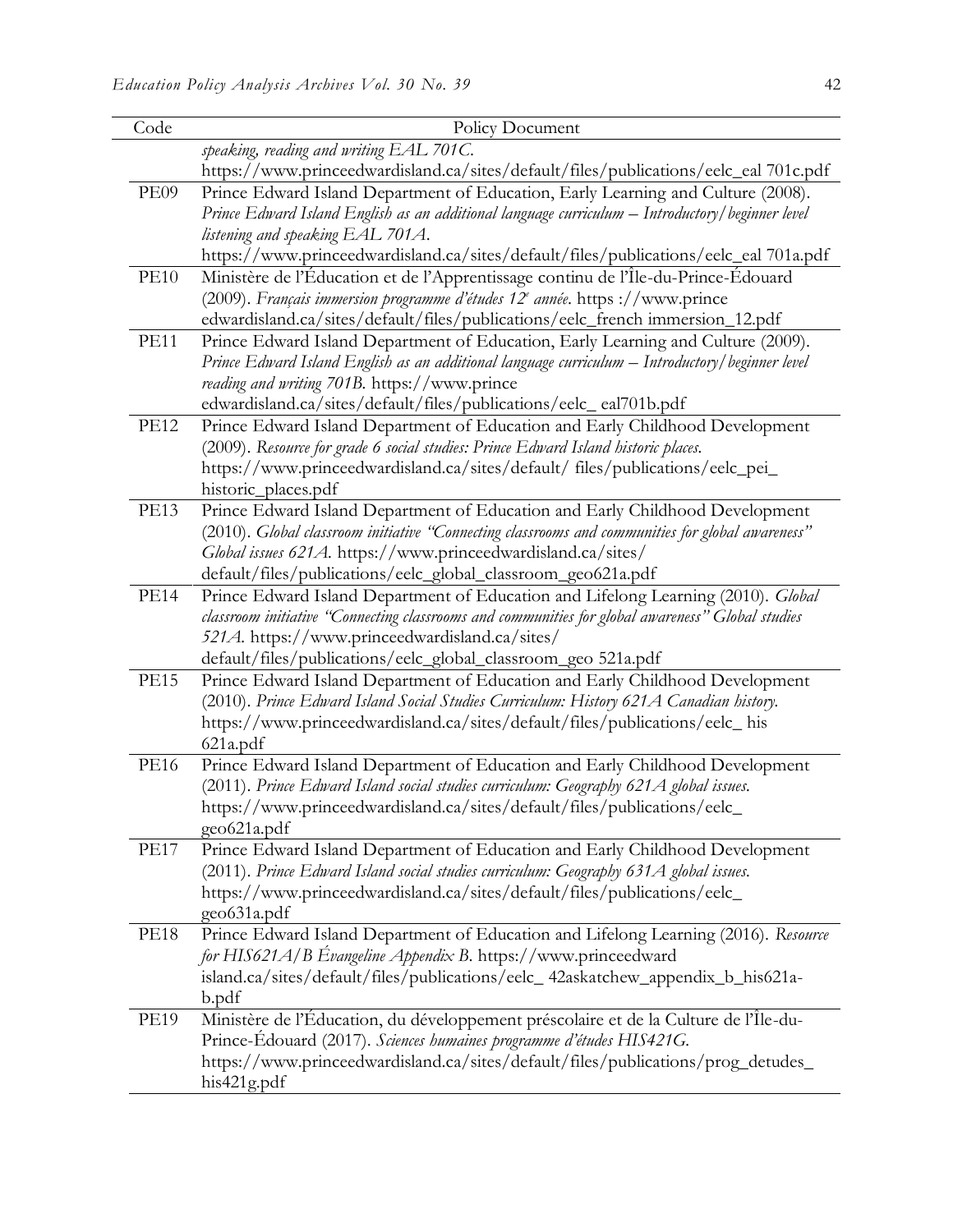| Code | Policy Document |
|---|---|
| | *speaking, reading and writing EAL 701C.* https://www.princeedwardisland.ca/sites/default/files/publications/eelc_eal 701c.pdf |
| PE09 | Prince Edward Island Department of Education, Early Learning and Culture (2008). *Prince Edward Island English as an additional language curriculum – Introductory/beginner level listening and speaking EAL 701A.* https://www.princeedwardisland.ca/sites/default/files/publications/eelc_eal 701a.pdf |
| PE10 | Ministère de l'Éducation et de l'Apprentissage continu de l'Île-du-Prince-Édouard (2009). *Français immersion programme d'études 12e année*. https ://www.prince edwardisland.ca/sites/default/files/publications/eelc_french immersion_12.pdf |
| PE11 | Prince Edward Island Department of Education, Early Learning and Culture (2009). *Prince Edward Island English as an additional language curriculum – Introductory/beginner level reading and writing 701B.* https://www.prince edwardisland.ca/sites/default/files/publications/eelc_ eal701b.pdf |
| PE12 | Prince Edward Island Department of Education and Early Childhood Development (2009). *Resource for grade 6 social studies: Prince Edward Island historic places.* https://www.princeedwardisland.ca/sites/default/ files/publications/eelc_pei_ historic_places.pdf |
| PE13 | Prince Edward Island Department of Education and Early Childhood Development (2010). *Global classroom initiative "Connecting classrooms and communities for global awareness" Global issues 621A.* https://www.princeedwardisland.ca/sites/ default/files/publications/eelc_global_classroom_geo621a.pdf |
| PE14 | Prince Edward Island Department of Education and Lifelong Learning (2010). *Global classroom initiative "Connecting classrooms and communities for global awareness" Global studies 521A.* https://www.princeedwardisland.ca/sites/ default/files/publications/eelc_global_classroom_geo 521a.pdf |
| PE15 | Prince Edward Island Department of Education and Early Childhood Development (2010). *Prince Edward Island Social Studies Curriculum: History 621A Canadian history.* https://www.princeedwardisland.ca/sites/default/files/publications/eelc_ his 621a.pdf |
| PE16 | Prince Edward Island Department of Education and Early Childhood Development (2011). *Prince Edward Island social studies curriculum: Geography 621A global issues.* https://www.princeedwardisland.ca/sites/default/files/publications/eelc_ geo621a.pdf |
| PE17 | Prince Edward Island Department of Education and Early Childhood Development (2011). *Prince Edward Island social studies curriculum: Geography 631A global issues.* https://www.princeedwardisland.ca/sites/default/files/publications/eelc_ geo631a.pdf |
| PE18 | Prince Edward Island Department of Education and Lifelong Learning (2016). *Resource for HIS621A/B Évangeline Appendix B.* https://www.princeedward island.ca/sites/default/files/publications/eelc_ 42askatchew_appendix_b_his621a-b.pdf |
| PE19 | Ministère de l'Éducation, du développement préscolaire et de la Culture de l'Île-du-Prince-Édouard (2017). *Sciences humaines programme d'études HIS421G.* https://www.princeedwardisland.ca/sites/default/files/publications/prog_detudes_ his421g.pdf |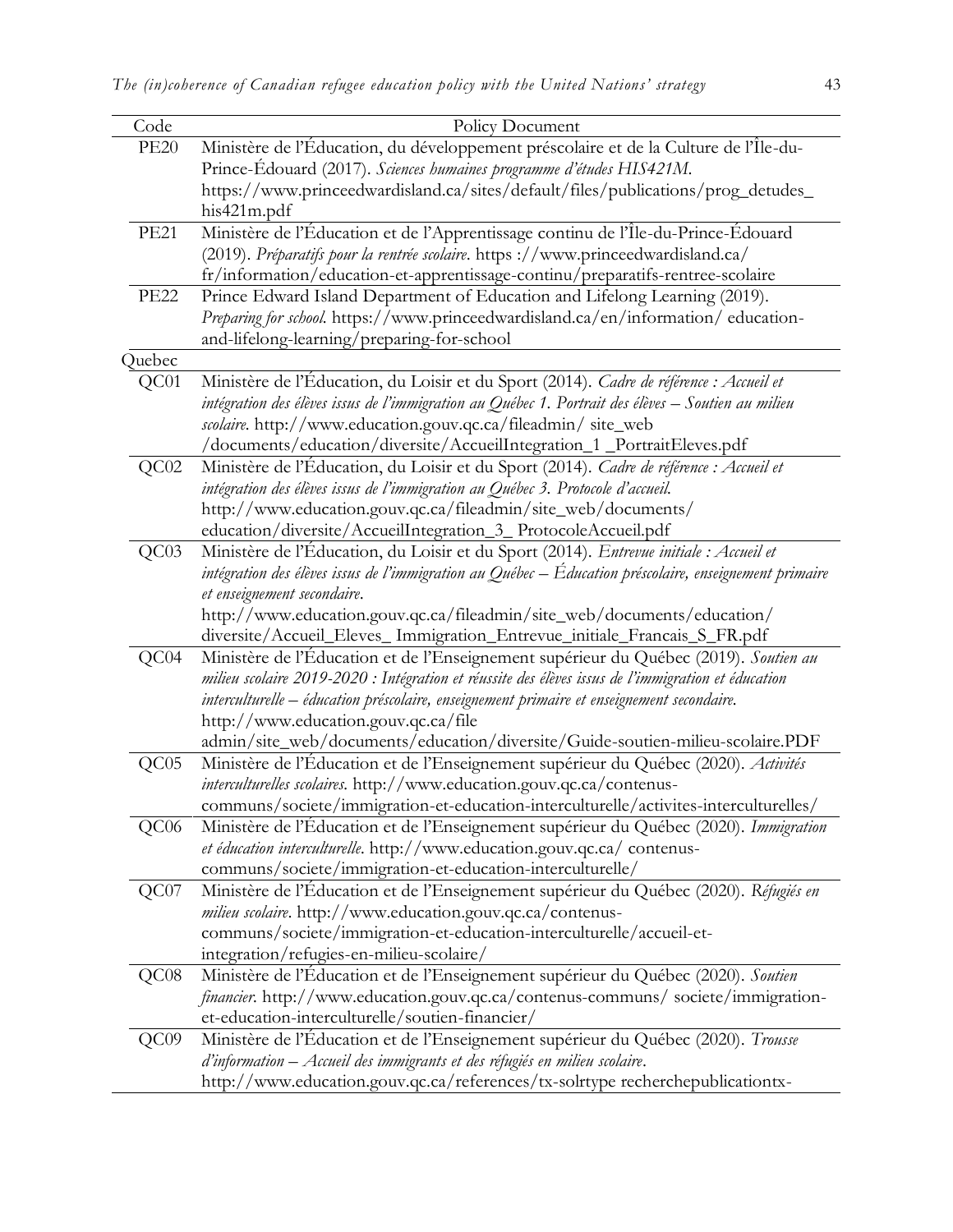| Code | Policy Document |
|---|---|
| PE20 | Ministère de l'Éducation, du développement préscolaire et de la Culture de l'Île-du-Prince-Édouard (2017). *Sciences humaines programme d'études HIS421M*. https://www.princeedwardisland.ca/sites/default/files/publications/prog_detudes_his421m.pdf |
| PE21 | Ministère de l'Éducation et de l'Apprentissage continu de l'Île-du-Prince-Édouard (2019). *Préparatifs pour la rentrée scolaire*. https ://www.princeedwardisland.ca/fr/information/education-et-apprentissage-continu/preparatifs-rentree-scolaire |
| PE22 | Prince Edward Island Department of Education and Lifelong Learning (2019). *Preparing for school*. https://www.princeedwardisland.ca/en/information/ education-and-lifelong-learning/preparing-for-school |
| Quebec | |
| QC01 | Ministère de l'Éducation, du Loisir et du Sport (2014). *Cadre de référence : Accueil et intégration des élèves issus de l'immigration au Québec 1. Portrait des élèves – Soutien au milieu scolaire*. http://www.education.gouv.qc.ca/fileadmin/ site_web /documents/education/diversite/AccueilIntegration_1 _PortraitEleves.pdf |
| QC02 | Ministère de l'Éducation, du Loisir et du Sport (2014). *Cadre de référence : Accueil et intégration des élèves issus de l'immigration au Québec 3. Protocole d'accueil*. http://www.education.gouv.qc.ca/fileadmin/site_web/documents/ education/diversite/AccueilIntegration_3_ ProtocoleAccueil.pdf |
| QC03 | Ministère de l'Éducation, du Loisir et du Sport (2014). *Entrevue initiale : Accueil et intégration des élèves issus de l'immigration au Québec – Éducation préscolaire, enseignement primaire et enseignement secondaire*. http://www.education.gouv.qc.ca/fileadmin/site_web/documents/education/ diversite/Accueil_Eleves_ Immigration_Entrevue_initiale_Francais_S_FR.pdf |
| QC04 | Ministère de l'Éducation et de l'Enseignement supérieur du Québec (2019). *Soutien au milieu scolaire 2019-2020 : Intégration et réussite des élèves issus de l'immigration et éducation interculturelle – éducation préscolaire, enseignement primaire et enseignement secondaire*. http://www.education.gouv.qc.ca/file admin/site_web/documents/education/diversite/Guide-soutien-milieu-scolaire.PDF |
| QC05 | Ministère de l'Éducation et de l'Enseignement supérieur du Québec (2020). *Activités interculturelles scolaires*. http://www.education.gouv.qc.ca/contenus-communs/societe/immigration-et-education-interculturelle/activites-interculturelles/ |
| QC06 | Ministère de l'Éducation et de l'Enseignement supérieur du Québec (2020). *Immigration et éducation interculturelle*. http://www.education.gouv.qc.ca/ contenus-communs/societe/immigration-et-education-interculturelle/ |
| QC07 | Ministère de l'Éducation et de l'Enseignement supérieur du Québec (2020). *Réfugiés en milieu scolaire*. http://www.education.gouv.qc.ca/contenus-communs/societe/immigration-et-education-interculturelle/accueil-et-integration/refugies-en-milieu-scolaire/ |
| QC08 | Ministère de l'Éducation et de l'Enseignement supérieur du Québec (2020). *Soutien financier*. http://www.education.gouv.qc.ca/contenus-communs/ societe/immigration-et-education-interculturelle/soutien-financier/ |
| QC09 | Ministère de l'Éducation et de l'Enseignement supérieur du Québec (2020). *Trousse d'information – Accueil des immigrants et des réfugiés en milieu scolaire*. http://www.education.gouv.qc.ca/references/tx-solrtype recherchepublicationtx- |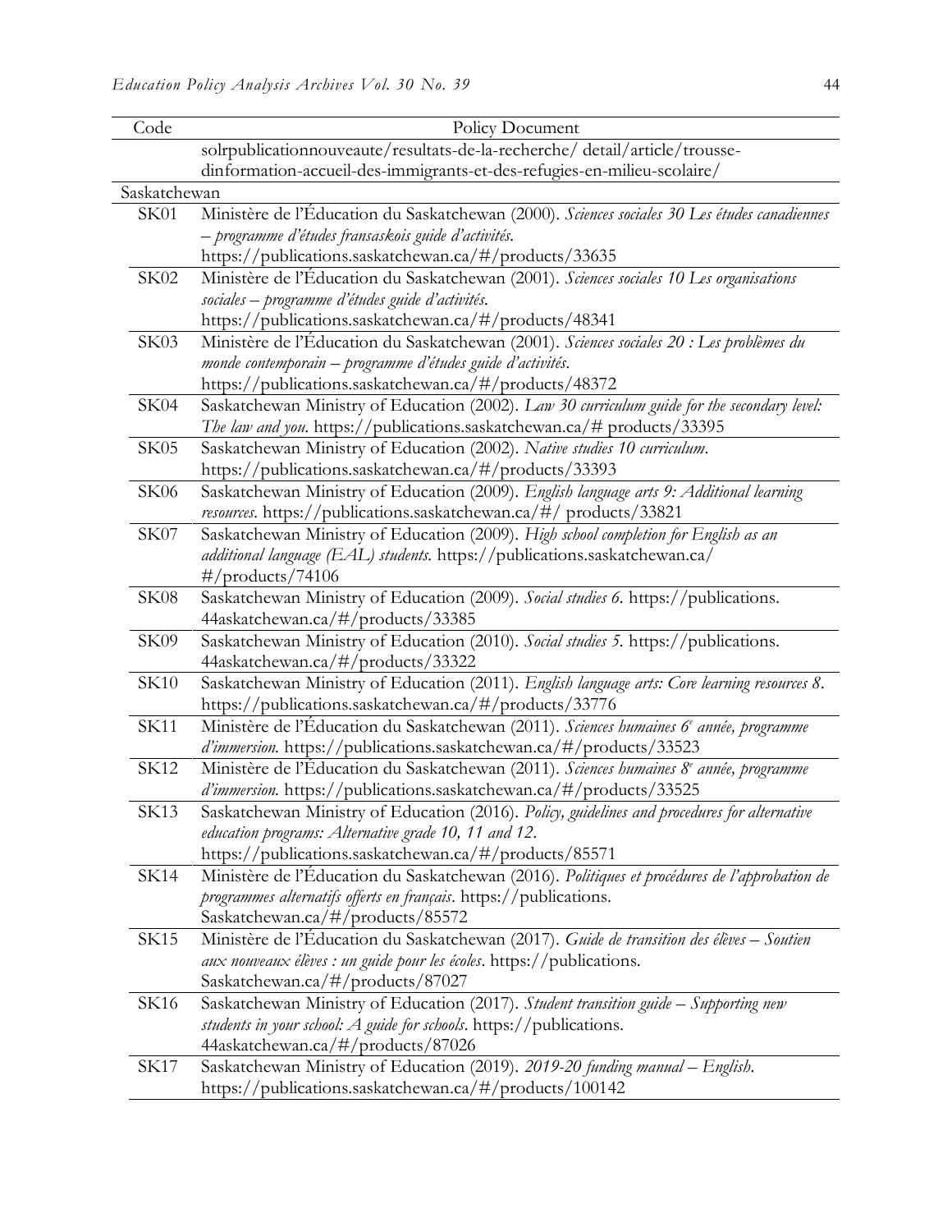| Code | Policy Document |
|---|---|
| | solrpublicationnouveaute/resultats-de-la-recherche/ detail/article/trousse-dinformation-accueil-des-immigrants-et-des-refugies-en-milieu-scolaire/ |
| Saskatchewan | |
| SK01 | Ministère de l'Éducation du Saskatchewan (2000). *Sciences sociales 30 Les études canadiennes – programme d'études fransaskois guide d'activités*. https://publications.saskatchewan.ca/#/products/33635 |
| SK02 | Ministère de l'Éducation du Saskatchewan (2001). *Sciences sociales 10 Les organisations sociales – programme d'études guide d'activités*. https://publications.saskatchewan.ca/#/products/48341 |
| SK03 | Ministère de l'Éducation du Saskatchewan (2001). *Sciences sociales 20 : Les problèmes du monde contemporain – programme d'études guide d'activités*. https://publications.saskatchewan.ca/#/products/48372 |
| SK04 | Saskatchewan Ministry of Education (2002). *Law 30 curriculum guide for the secondary level: The law and you*. https://publications.saskatchewan.ca/# products/33395 |
| SK05 | Saskatchewan Ministry of Education (2002). *Native studies 10 curriculum*. https://publications.saskatchewan.ca/#/products/33393 |
| SK06 | Saskatchewan Ministry of Education (2009). *English language arts 9: Additional learning resources*. https://publications.saskatchewan.ca/#/ products/33821 |
| SK07 | Saskatchewan Ministry of Education (2009). *High school completion for English as an additional language (EAL) students*. https://publications.saskatchewan.ca/ #/products/74106 |
| SK08 | Saskatchewan Ministry of Education (2009). *Social studies 6*. https://publications. 44askatchewan.ca/#/products/33385 |
| SK09 | Saskatchewan Ministry of Education (2010). *Social studies 5*. https://publications. 44askatchewan.ca/#/products/33322 |
| SK10 | Saskatchewan Ministry of Education (2011). *English language arts: Core learning resources 8*. https://publications.saskatchewan.ca/#/products/33776 |
| SK11 | Ministère de l'Éducation du Saskatchewan (2011). *Sciences humaines 6e année, programme d'immersion*. https://publications.saskatchewan.ca/#/products/33523 |
| SK12 | Ministère de l'Éducation du Saskatchewan (2011). *Sciences humaines 8e année, programme d'immersion*. https://publications.saskatchewan.ca/#/products/33525 |
| SK13 | Saskatchewan Ministry of Education (2016). *Policy, guidelines and procedures for alternative education programs: Alternative grade 10, 11 and 12*. https://publications.saskatchewan.ca/#/products/85571 |
| SK14 | Ministère de l'Éducation du Saskatchewan (2016). *Politiques et procédures de l'approbation de programmes alternatifs offerts en français*. https://publications. Saskatchewan.ca/#/products/85572 |
| SK15 | Ministère de l'Éducation du Saskatchewan (2017). *Guide de transition des élèves – Soutien aux nouveaux élèves : un guide pour les écoles*. https://publications. Saskatchewan.ca/#/products/87027 |
| SK16 | Saskatchewan Ministry of Education (2017). *Student transition guide – Supporting new students in your school: A guide for schools*. https://publications. 44askatchewan.ca/#/products/87026 |
| SK17 | Saskatchewan Ministry of Education (2019). *2019-20 funding manual – English*. https://publications.saskatchewan.ca/#/products/100142 |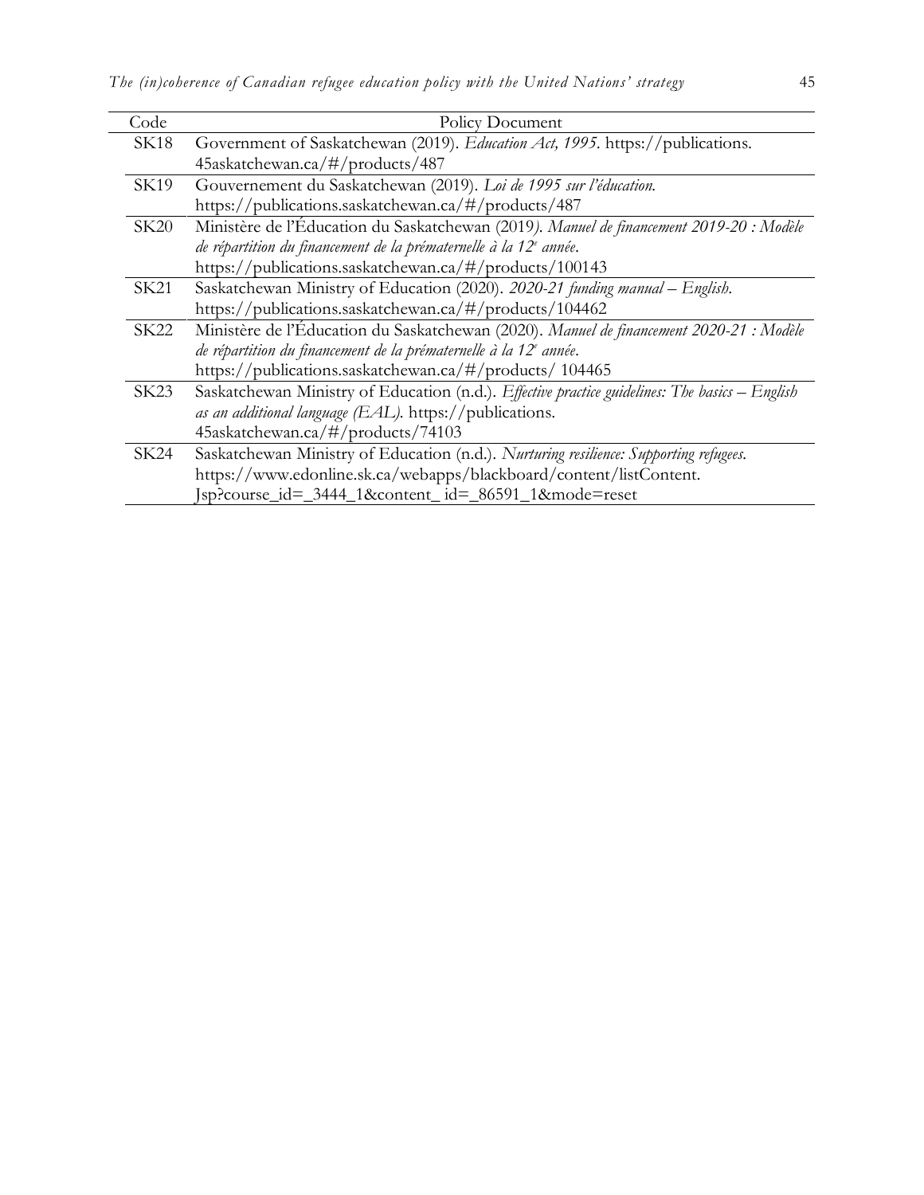| Code | Policy Document |
|---|---|
| SK18 | Government of Saskatchewan (2019). *Education Act, 1995*. https://publications. 45askatchewan.ca/#/products/487 |
| SK19 | Gouvernement du Saskatchewan (2019). *Loi de 1995 sur l'éducation.* https://publications.saskatchewan.ca/#/products/487 |
| SK20 | Ministère de l'Éducation du Saskatchewan (2019*). Manuel de financement 2019-20 : Modèle de répartition du financement de la prématernelle à la 12e année*. https://publications.saskatchewan.ca/#/products/100143 |
| SK21 | Saskatchewan Ministry of Education (2020). *2020-21 funding manual – English*. https://publications.saskatchewan.ca/#/products/104462 |
| SK22 | Ministère de l'Éducation du Saskatchewan (2020). *Manuel de financement 2020-21 : Modèle de répartition du financement de la prématernelle à la 12e année*. https://publications.saskatchewan.ca/#/products/ 104465 |
| SK23 | Saskatchewan Ministry of Education (n.d.). *Effective practice guidelines: The basics – English as an additional language (EAL)*. https://publications. 45askatchewan.ca/#/products/74103 |
| SK24 | Saskatchewan Ministry of Education (n.d.). *Nurturing resilience: Supporting refugees.* https://www.edonline.sk.ca/webapps/blackboard/content/listContent. Jsp?course_id=_3444_1&content_ id=_86591_1&mode=reset |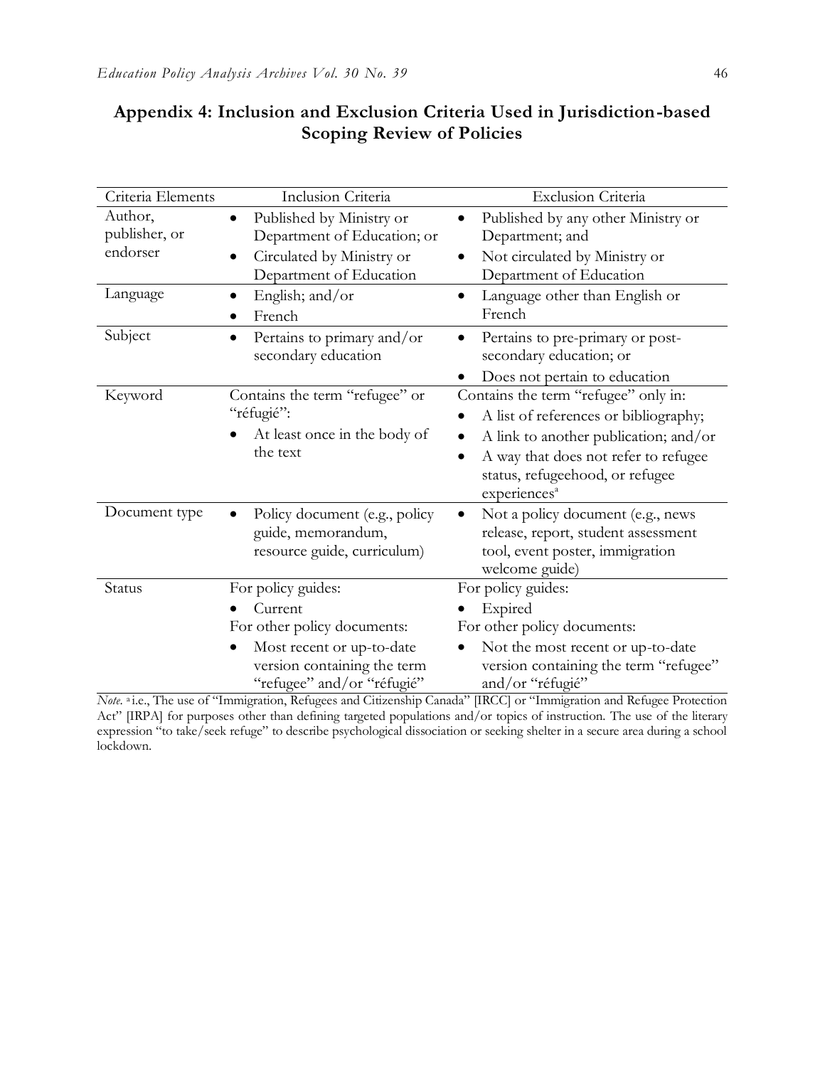## Appendix 4: Inclusion and Exclusion Criteria Used in Jurisdiction-based Scoping Review of Policies

| Criteria Elements | Inclusion Criteria | Exclusion Criteria |
|---|---|---|
| Author, publisher, or endorser | • Published by Ministry or Department of Education; or<br>• Circulated by Ministry or Department of Education | • Published by any other Ministry or Department; and<br>• Not circulated by Ministry or Department of Education |
| Language | • English; and/or<br>• French | • Language other than English or French |
| Subject | • Pertains to primary and/or secondary education | • Pertains to pre-primary or post-secondary education; or<br>• Does not pertain to education |
| Keyword | Contains the term "refugee" or "réfugié":<br>• At least once in the body of the text | Contains the term "refugee" only in:<br>• A list of references or bibliography;<br>• A link to another publication; and/or<br>• A way that does not refer to refugee status, refugeehood, or refugee experiences[a] |
| Document type | • Policy document (e.g., policy guide, memorandum, resource guide, curriculum) | • Not a policy document (e.g., news release, report, student assessment tool, event poster, immigration welcome guide) |
| Status | For policy guides:<br>• Current<br>For other policy documents:<br>• Most recent or up-to-date version containing the term "refugee" and/or "réfugié" | For policy guides:<br>• Expired<br>For other policy documents:<br>• Not the most recent or up-to-date version containing the term "refugee" and/or "réfugié" |

*Note.* [a] i.e., The use of "Immigration, Refugees and Citizenship Canada" [IRCC] or "Immigration and Refugee Protection Act" [IRPA] for purposes other than defining targeted populations and/or topics of instruction. The use of the literary expression "to take/seek refuge" to describe psychological dissociation or seeking shelter in a secure area during a school lockdown.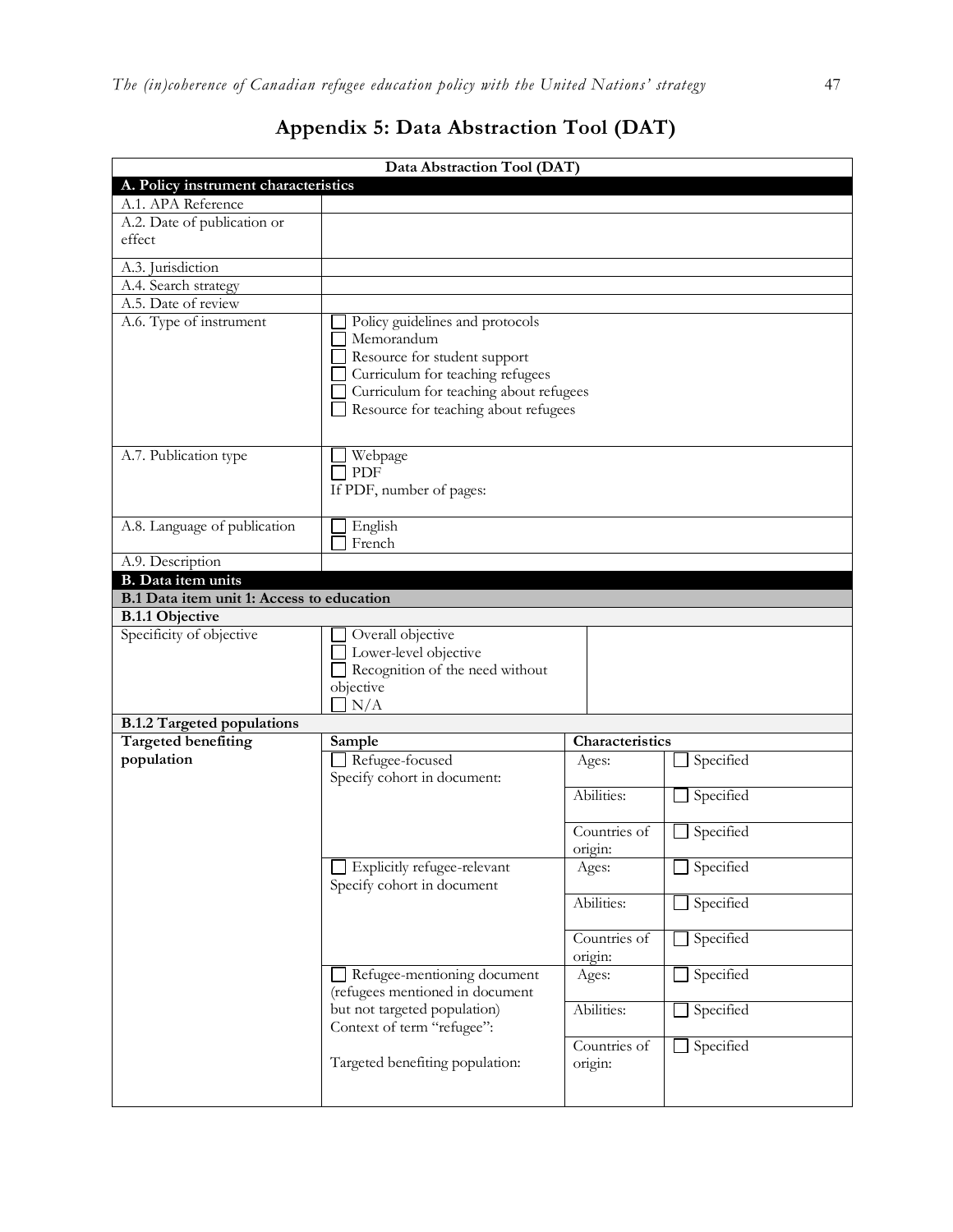## Appendix 5: Data Abstraction Tool (DAT)

| Data Abstraction Tool (DAT) | | | |
|---|---|---|---|
| **A. Policy instrument characteristics** | | | |
| A.1. APA Reference | | | |
| A.2. Date of publication or effect | | | |
| A.3. Jurisdiction | | | |
| A.4. Search strategy | | | |
| A.5. Date of review | | | |
| A.6. Type of instrument | ☐ Policy guidelines and protocols<br>☐ Memorandum<br>☐ Resource for student support<br>☐ Curriculum for teaching refugees<br>☐ Curriculum for teaching about refugees<br>☐ Resource for teaching about refugees | | |
| A.7. Publication type | ☐ Webpage<br>☐ PDF<br>If PDF, number of pages: | | |
| A.8. Language of publication | ☐ English<br>☐ French | | |
| A.9. Description | | | |
| **B. Data item units** | | | |
| **B.1 Data item unit 1: Access to education** | | | |
| **B.1.1 Objective** | | | |
| Specificity of objective | ☐ Overall objective<br>☐ Lower-level objective<br>☐ Recognition of the need without objective<br>☐ N/A | | |
| **B.1.2 Targeted populations** | | | |
| **Targeted benefiting population** | **Sample** | **Characteristics** | |
| | ☐ Refugee-focused<br>Specify cohort in document: | Ages: | ☐ Specified |
| | | Abilities: | ☐ Specified |
| | | Countries of origin: | ☐ Specified |
| | ☐ Explicitly refugee-relevant<br>Specify cohort in document | Ages: | ☐ Specified |
| | | Abilities: | ☐ Specified |
| | | Countries of origin: | ☐ Specified |
| | ☐ Refugee-mentioning document (refugees mentioned in document but not targeted population)<br>Context of term "refugee":<br><br>Targeted benefiting population: | Ages: | ☐ Specified |
| | | Abilities: | ☐ Specified |
| | | Countries of origin: | ☐ Specified |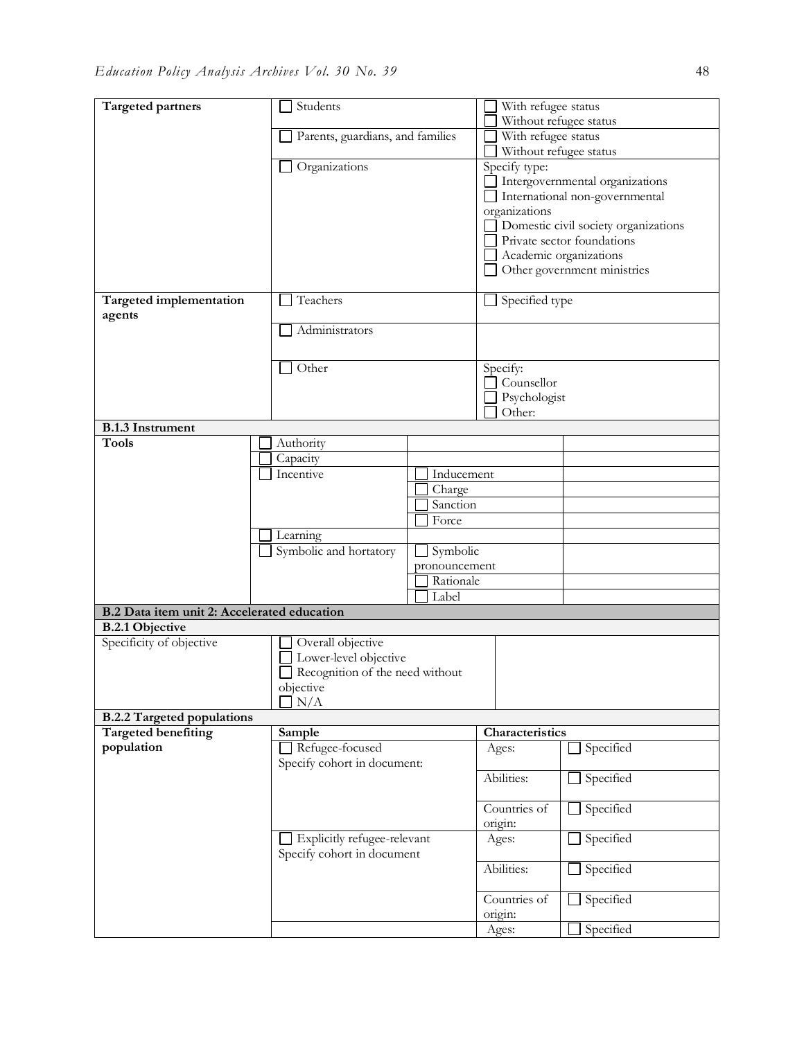| | | | |
|---|---|---|---|
| **Targeted partners** | ☐ Students | ☐ With refugee status<br>☐ Without refugee status | |
| | ☐ Parents, guardians, and families | ☐ With refugee status<br>☐ Without refugee status | |
| | ☐ Organizations | Specify type:<br>☐ Intergovernmental organizations<br>☐ International non-governmental organizations<br>☐ Domestic civil society organizations<br>☐ Private sector foundations<br>☐ Academic organizations<br>☐ Other government ministries | |
| **Targeted implementation agents** | ☐ Teachers | ☐ Specified type | |
| | ☐ Administrators | | |
| | ☐ Other | Specify:<br>☐ Counsellor<br>☐ Psychologist<br>☐ Other: | |
| **B.1.3 Instrument** | | | |

| | | | | |
|---|---|---|---|---|
| **Tools** | ☐ Authority | | | |
| | ☐ Capacity | | | |
| | ☐ Incentive | ☐ Inducement | | |
| | | ☐ Charge | | |
| | | ☐ Sanction | | |
| | | ☐ Force | | |
| | ☐ Learning | | | |
| | ☐ Symbolic and hortatory | ☐ Symbolic pronouncement | | |
| | | ☐ Rationale | | |
| | | ☐ Label | | |

| | | | |
|---|---|---|---|
| **B.2 Data item unit 2: Accelerated education** | | | |
| **B.2.1 Objective** | | | |
| Specificity of objective | ☐ Overall objective<br>☐ Lower-level objective<br>☐ Recognition of the need without objective<br>☐ N/A | | |
| **B.2.2 Targeted populations** | | | |
| **Targeted benefiting population** | **Sample** | **Characteristics** | |
| | ☐ Refugee-focused<br>Specify cohort in document: | Ages: | ☐ Specified |
| | | Abilities: | ☐ Specified |
| | | Countries of origin: | ☐ Specified |
| | ☐ Explicitly refugee-relevant<br>Specify cohort in document | Ages: | ☐ Specified |
| | | Abilities: | ☐ Specified |
| | | Countries of origin: | ☐ Specified |
| | | Ages: | ☐ Specified |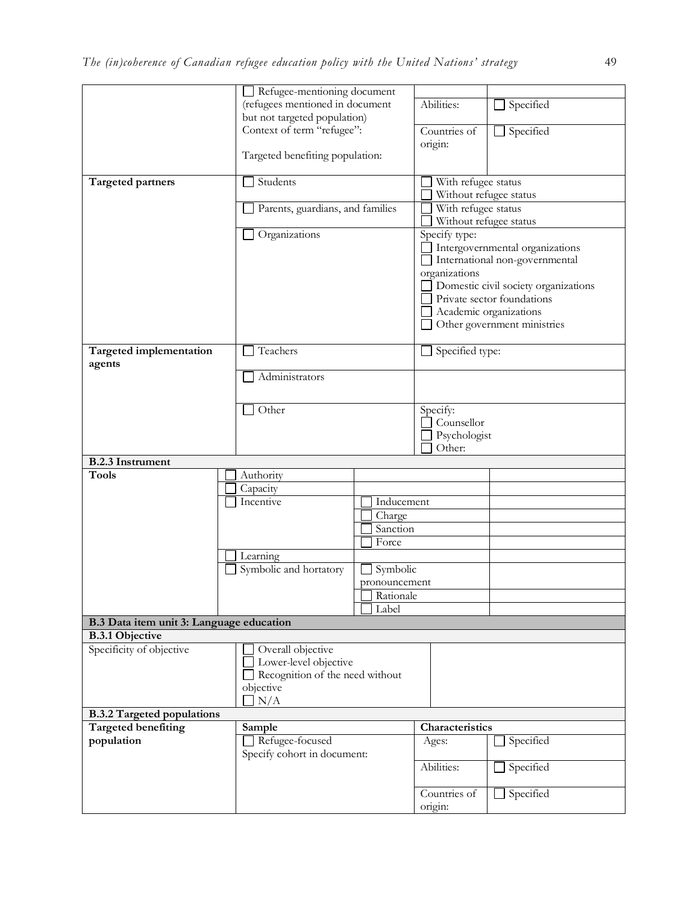| | | | |
|---|---|---|---|
| | ☐ Refugee-mentioning document (refugees mentioned in document but not targeted population) Context of term "refugee": Targeted benefiting population: | Abilities: | ☐ Specified |
| | | Countries of origin: | ☐ Specified |
| **Targeted partners** | ☐ Students | ☐ With refugee status ☐ Without refugee status | |
| | ☐ Parents, guardians, and families | ☐ With refugee status ☐ Without refugee status | |
| | ☐ Organizations | Specify type: ☐ Intergovernmental organizations ☐ International non-governmental organizations ☐ Domestic civil society organizations ☐ Private sector foundations ☐ Academic organizations ☐ Other government ministries | |
| **Targeted implementation agents** | ☐ Teachers | ☐ Specified type: | |
| | ☐ Administrators | | |
| | ☐ Other | Specify: ☐ Counsellor ☐ Psychologist ☐ Other: | |

**B.2.3 Instrument**

| | | | | |
|---|---|---|---|---|
| **Tools** | ☐ Authority | | | |
| | ☐ Capacity | | | |
| | ☐ Incentive | ☐ Inducement | | |
| | | ☐ Charge | | |
| | | ☐ Sanction | | |
| | | ☐ Force | | |
| | ☐ Learning | | | |
| | ☐ Symbolic and hortatory | ☐ Symbolic pronouncement | | |
| | | ☐ Rationale | | |
| | | ☐ Label | | |

**B.3 Data item unit 3: Language education**

**B.3.1 Objective**

| | | |
|---|---|---|
| Specificity of objective | ☐ Overall objective ☐ Lower-level objective ☐ Recognition of the need without objective ☐ N/A | |

**B.3.2 Targeted populations**

| | | | |
|---|---|---|---|
| **Targeted benefiting population** | **Sample** | **Characteristics** | |
| | ☐ Refugee-focused Specify cohort in document: | Ages: | ☐ Specified |
| | | Abilities: | ☐ Specified |
| | | Countries of origin: | ☐ Specified |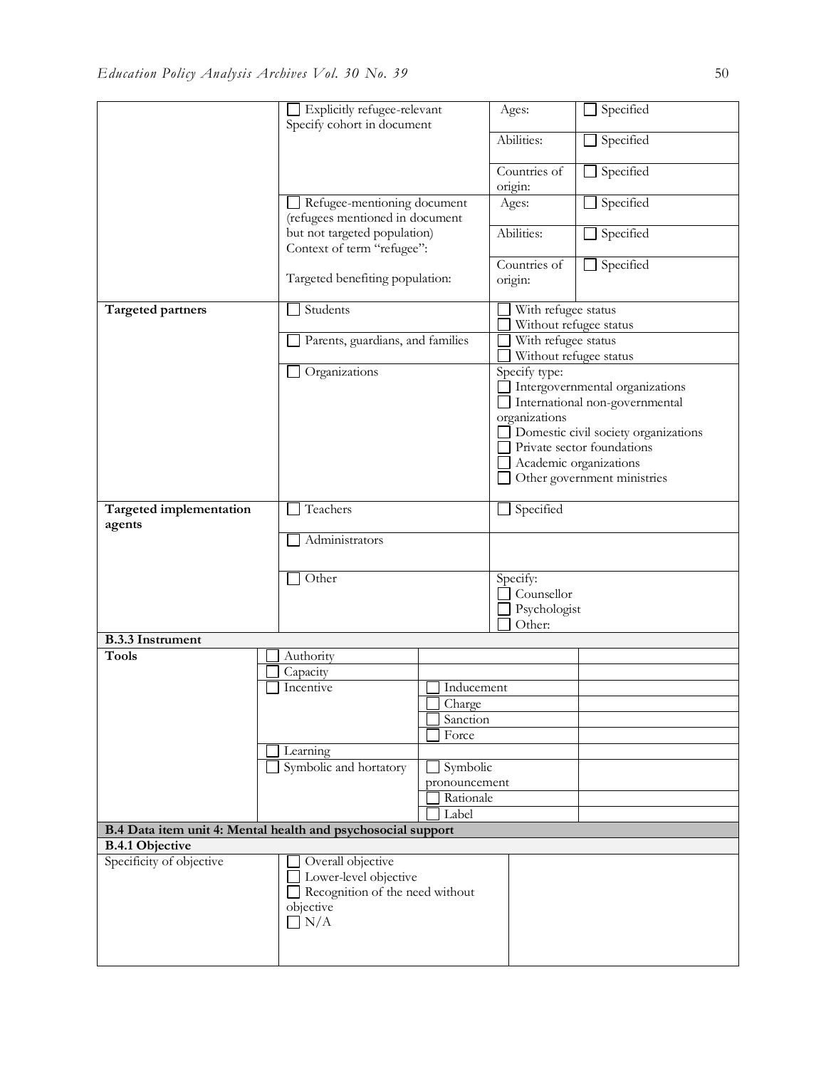| | | | |
|---|---|---|---|
| | ☐ Explicitly refugee-relevant Specify cohort in document | Ages: | ☐ Specified |
| | | Abilities: | ☐ Specified |
| | | Countries of origin: | ☐ Specified |
| | ☐ Refugee-mentioning document (refugees mentioned in document but not targeted population) Context of term "refugee": Targeted benefiting population: | Ages: | ☐ Specified |
| | | Abilities: | ☐ Specified |
| | | Countries of origin: | ☐ Specified |
| **Targeted partners** | ☐ Students | ☐ With refugee status ☐ Without refugee status | |
| | ☐ Parents, guardians, and families | ☐ With refugee status ☐ Without refugee status | |
| | ☐ Organizations | Specify type: ☐ Intergovernmental organizations ☐ International non-governmental organizations ☐ Domestic civil society organizations ☐ Private sector foundations ☐ Academic organizations ☐ Other government ministries | |
| **Targeted implementation agents** | ☐ Teachers | ☐ Specified | |
| | ☐ Administrators | | |
| | ☐ Other | Specify: ☐ Counsellor ☐ Psychologist ☐ Other: | |

**B.3.3 Instrument**

| | | | |
|---|---|---|---|
| **Tools** | ☐ Authority | | |
| | ☐ Capacity | | |
| | ☐ Incentive | ☐ Inducement | |
| | | ☐ Charge | |
| | | ☐ Sanction | |
| | | ☐ Force | |
| | ☐ Learning | | |
| | ☐ Symbolic and hortatory | ☐ Symbolic pronouncement | |
| | | ☐ Rationale | |
| | | ☐ Label | |

**B.4 Data item unit 4: Mental health and psychosocial support**

**B.4.1 Objective**

| | | |
|---|---|---|
| Specificity of objective | ☐ Overall objective ☐ Lower-level objective ☐ Recognition of the need without objective ☐ N/A | |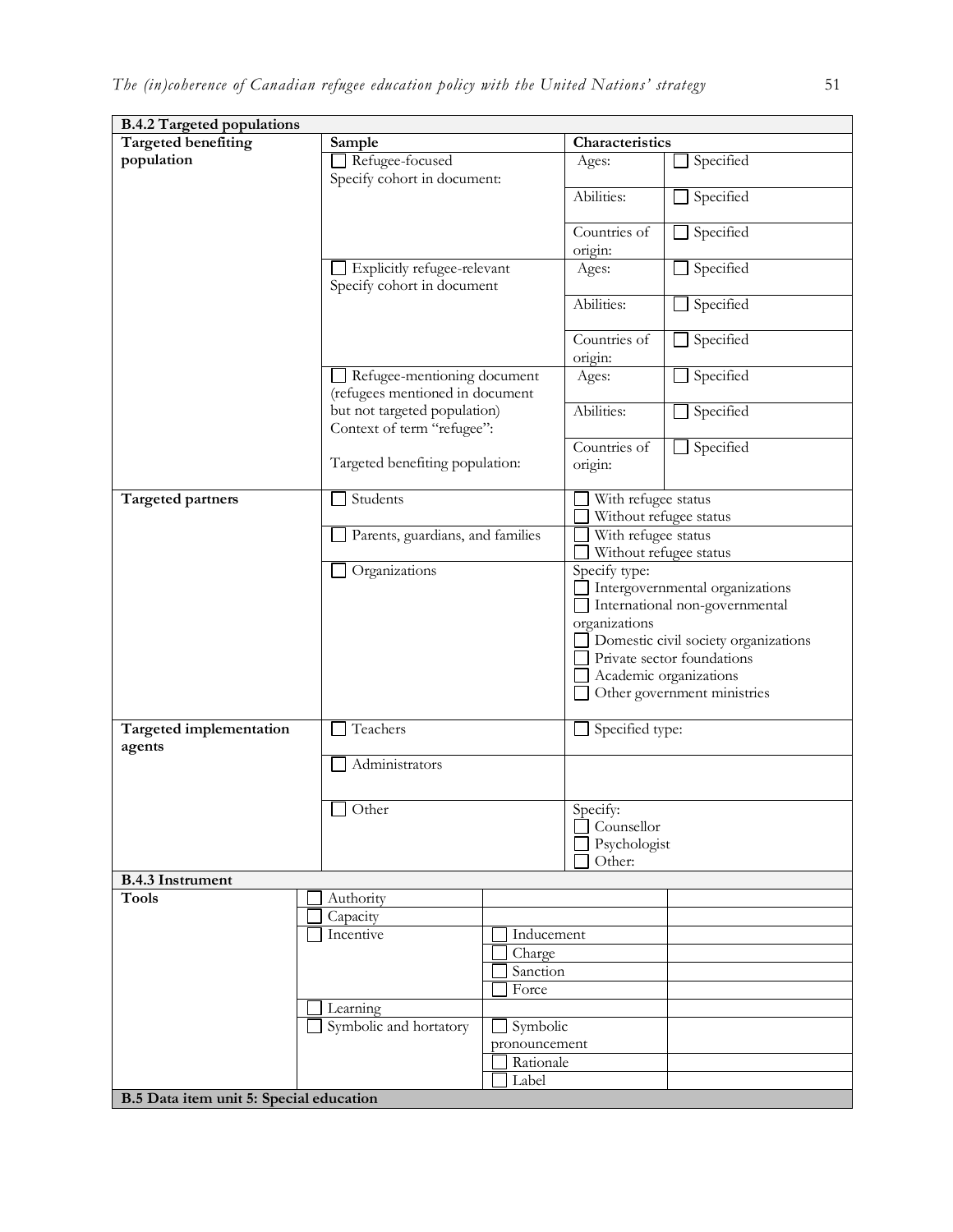| B.4.2 Targeted populations | | | |
|---|---|---|---|
| **Targeted benefiting population** | **Sample** | **Characteristics** | |
| | ☐ Refugee-focused<br>Specify cohort in document: | Ages: | ☐ Specified |
| | | Abilities: | ☐ Specified |
| | | Countries of origin: | ☐ Specified |
| | ☐ Explicitly refugee-relevant<br>Specify cohort in document | Ages: | ☐ Specified |
| | | Abilities: | ☐ Specified |
| | | Countries of origin: | ☐ Specified |
| | ☐ Refugee-mentioning document (refugees mentioned in document but not targeted population)<br>Context of term "refugee":<br><br>Targeted benefiting population: | Ages: | ☐ Specified |
| | | Abilities: | ☐ Specified |
| | | Countries of origin: | ☐ Specified |
| **Targeted partners** | ☐ Students | ☐ With refugee status<br>☐ Without refugee status | |
| | ☐ Parents, guardians, and families | ☐ With refugee status<br>☐ Without refugee status | |
| | ☐ Organizations | Specify type:<br>☐ Intergovernmental organizations<br>☐ International non-governmental organizations<br>☐ Domestic civil society organizations<br>☐ Private sector foundations<br>☐ Academic organizations<br>☐ Other government ministries | |
| **Targeted implementation agents** | ☐ Teachers | ☐ Specified type: | |
| | ☐ Administrators | | |
| | ☐ Other | Specify:<br>☐ Counsellor<br>☐ Psychologist<br>☐ Other: | |

| B.4.3 Instrument | | | |
|---|---|---|---|
| **Tools** | ☐ Authority | | |
| | ☐ Capacity | | |
| | ☐ Incentive | ☐ Inducement | |
| | | ☐ Charge | |
| | | ☐ Sanction | |
| | | ☐ Force | |
| | ☐ Learning | | |
| | ☐ Symbolic and hortatory | ☐ Symbolic pronouncement | |
| | | ☐ Rationale | |
| | | ☐ Label | |

**B.5 Data item unit 5: Special education**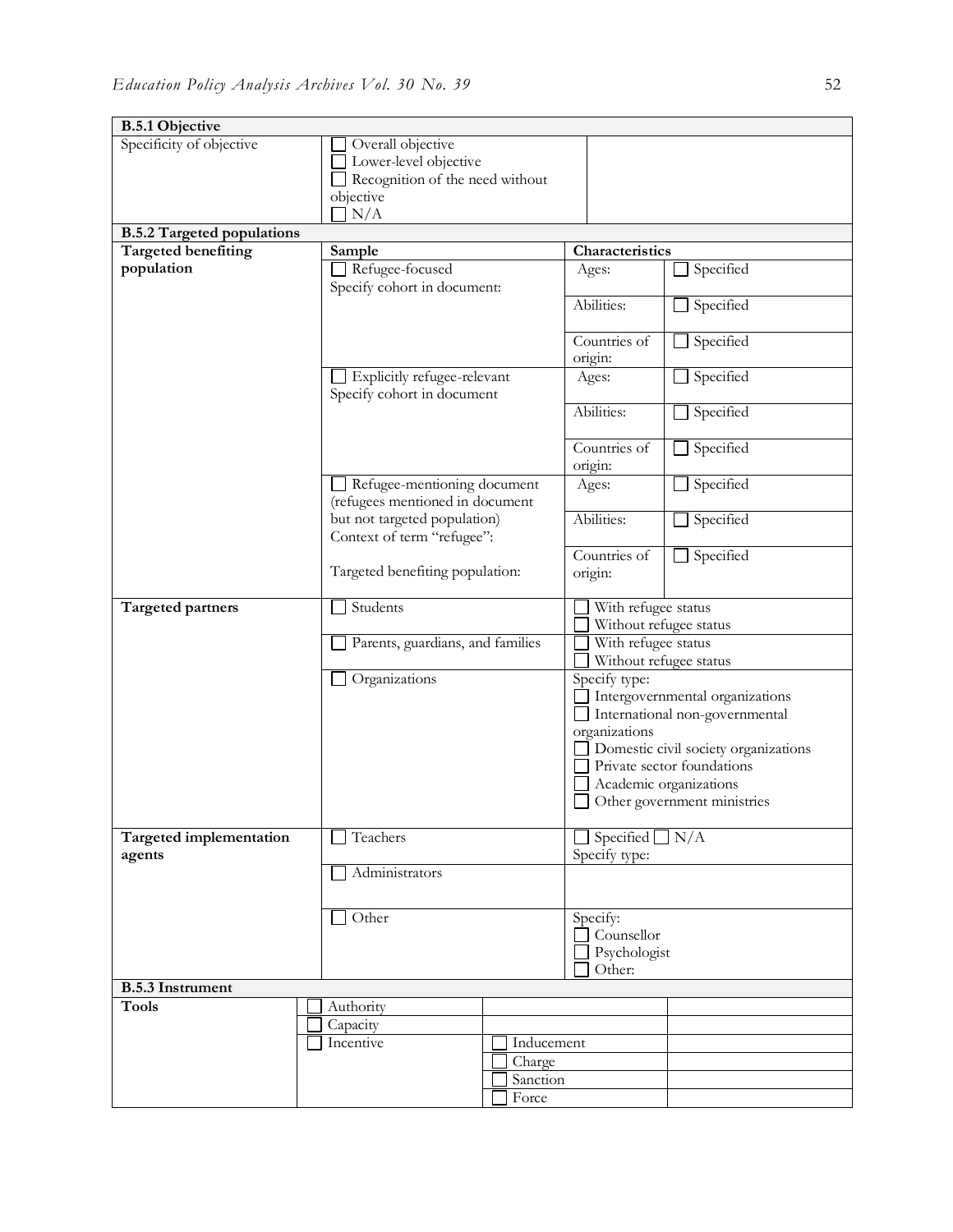| **B.5.1 Objective** | | | |
|---|---|---|---|
| Specificity of objective | ☐ Overall objective<br>☐ Lower-level objective<br>☐ Recognition of the need without objective<br>☐ N/A | | |
| **B.5.2 Targeted populations** | | | |
| **Targeted benefiting population** | **Sample** | **Characteristics** | |
| | ☐ Refugee-focused<br>Specify cohort in document: | Ages: | ☐ Specified |
| | | Abilities: | ☐ Specified |
| | | Countries of origin: | ☐ Specified |
| | ☐ Explicitly refugee-relevant<br>Specify cohort in document | Ages: | ☐ Specified |
| | | Abilities: | ☐ Specified |
| | | Countries of origin: | ☐ Specified |
| | ☐ Refugee-mentioning document (refugees mentioned in document but not targeted population)<br>Context of term "refugee":<br><br>Targeted benefiting population: | Ages: | ☐ Specified |
| | | Abilities: | ☐ Specified |
| | | Countries of origin: | ☐ Specified |
| **Targeted partners** | ☐ Students | ☐ With refugee status<br>☐ Without refugee status | |
| | ☐ Parents, guardians, and families | ☐ With refugee status<br>☐ Without refugee status | |
| | ☐ Organizations | Specify type:<br>☐ Intergovernmental organizations<br>☐ International non-governmental organizations<br>☐ Domestic civil society organizations<br>☐ Private sector foundations<br>☐ Academic organizations<br>☐ Other government ministries | |
| **Targeted implementation agents** | ☐ Teachers | ☐ Specified ☐ N/A<br>Specify type: | |
| | ☐ Administrators | | |
| | ☐ Other | Specify:<br>☐ Counsellor<br>☐ Psychologist<br>☐ Other: | |

| **B.5.3 Instrument** | | | | |
|---|---|---|---|---|
| **Tools** | ☐ Authority | | | |
| | ☐ Capacity | | | |
| | ☐ Incentive | ☐ Inducement | | |
| | | ☐ Charge | | |
| | | ☐ Sanction | | |
| | | ☐ Force | | |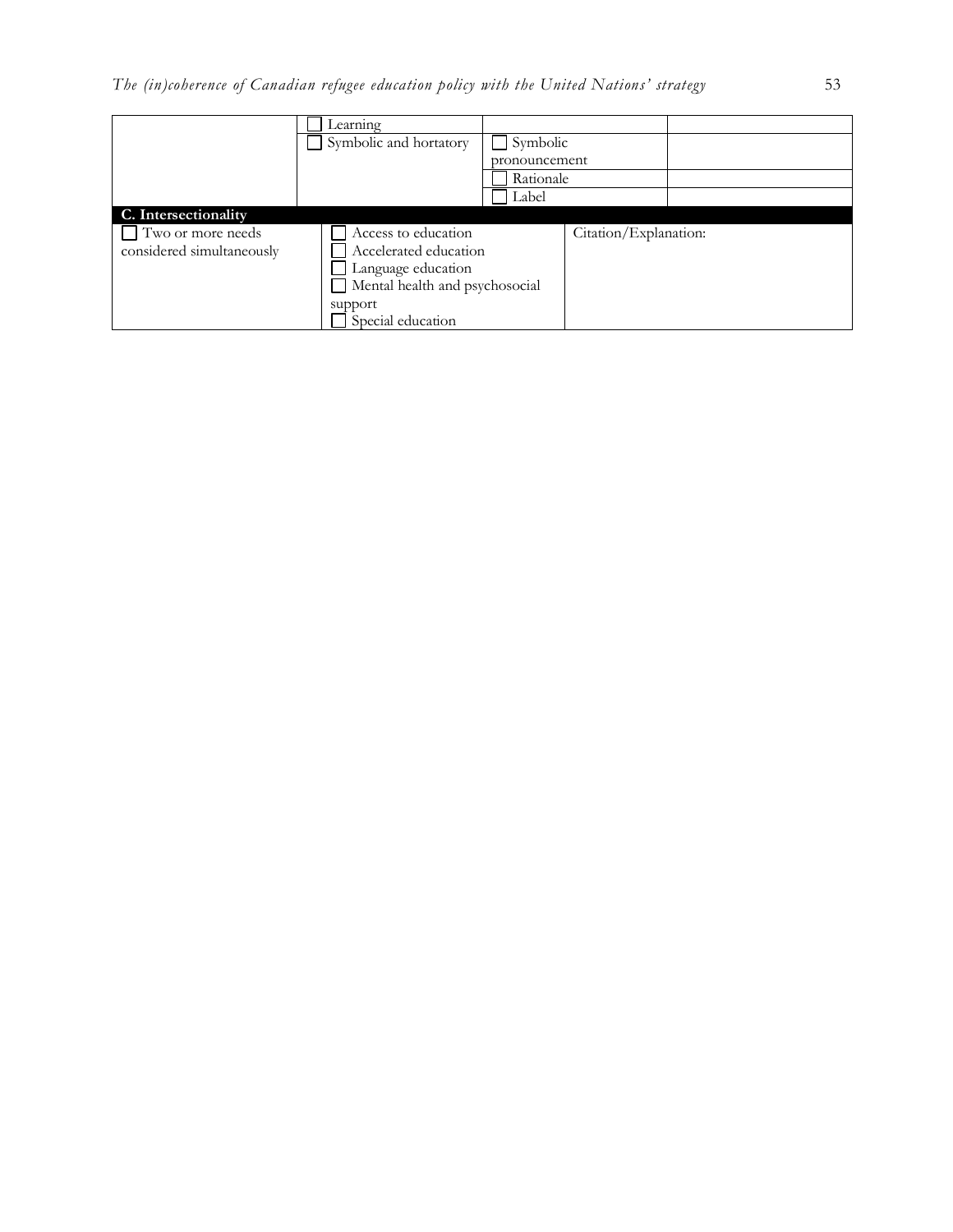| | | | |
|---|---|---|---|
| | ☐ Learning | | |
| | ☐ Symbolic and hortatory | ☐ Symbolic pronouncement | |
| | | ☐ Rationale | |
| | | ☐ Label | |

**C. Intersectionality**

| | | |
|---|---|---|
| ☐ Two or more needs considered simultaneously | ☐ Access to education<br>☐ Accelerated education<br>☐ Language education<br>☐ Mental health and psychosocial support<br>☐ Special education | Citation/Explanation: |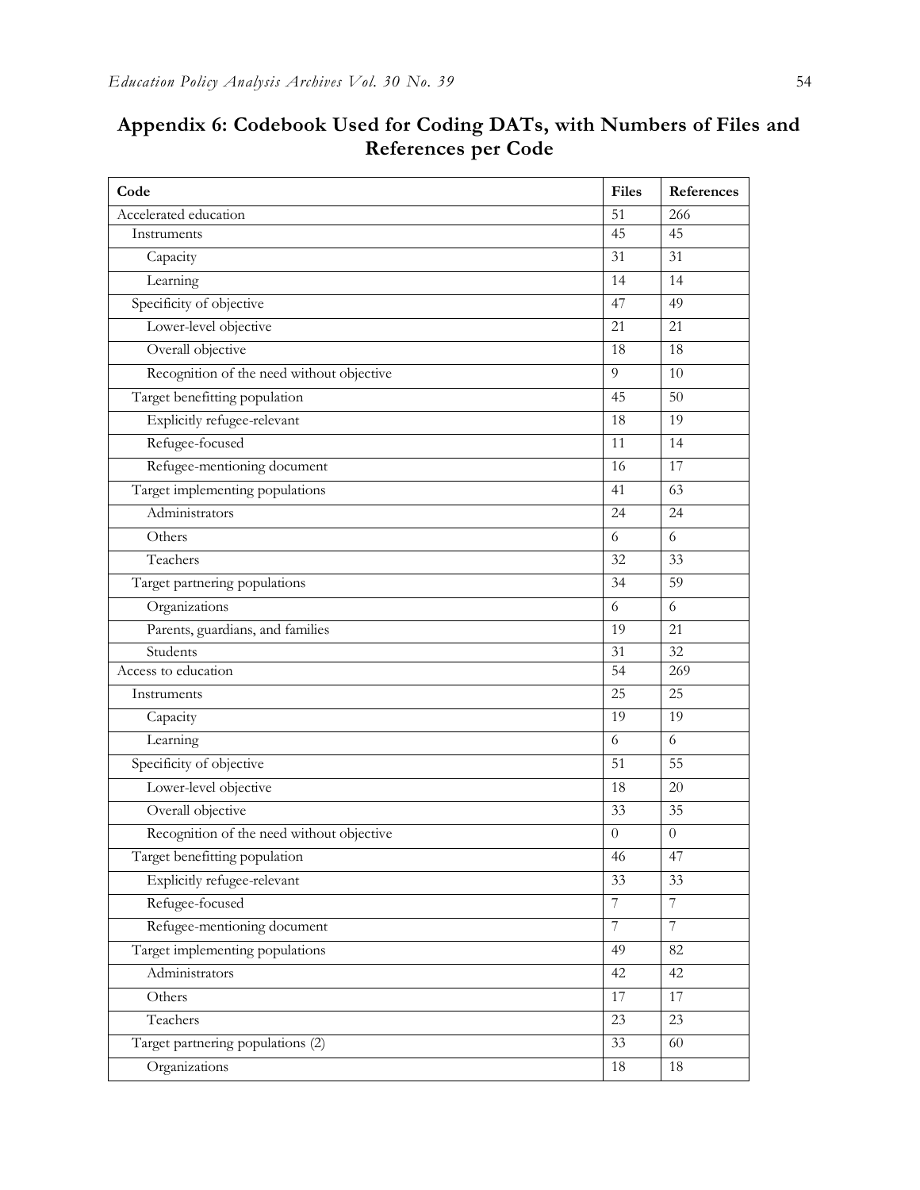## Appendix 6: Codebook Used for Coding DATs, with Numbers of Files and References per Code

| Code | Files | References |
|---|---|---|
| Accelerated education | 51 | 266 |
| Instruments | 45 | 45 |
| Capacity | 31 | 31 |
| Learning | 14 | 14 |
| Specificity of objective | 47 | 49 |
| Lower-level objective | 21 | 21 |
| Overall objective | 18 | 18 |
| Recognition of the need without objective | 9 | 10 |
| Target benefitting population | 45 | 50 |
| Explicitly refugee-relevant | 18 | 19 |
| Refugee-focused | 11 | 14 |
| Refugee-mentioning document | 16 | 17 |
| Target implementing populations | 41 | 63 |
| Administrators | 24 | 24 |
| Others | 6 | 6 |
| Teachers | 32 | 33 |
| Target partnering populations | 34 | 59 |
| Organizations | 6 | 6 |
| Parents, guardians, and families | 19 | 21 |
| Students | 31 | 32 |
| Access to education | 54 | 269 |
| Instruments | 25 | 25 |
| Capacity | 19 | 19 |
| Learning | 6 | 6 |
| Specificity of objective | 51 | 55 |
| Lower-level objective | 18 | 20 |
| Overall objective | 33 | 35 |
| Recognition of the need without objective | 0 | 0 |
| Target benefitting population | 46 | 47 |
| Explicitly refugee-relevant | 33 | 33 |
| Refugee-focused | 7 | 7 |
| Refugee-mentioning document | 7 | 7 |
| Target implementing populations | 49 | 82 |
| Administrators | 42 | 42 |
| Others | 17 | 17 |
| Teachers | 23 | 23 |
| Target partnering populations (2) | 33 | 60 |
| Organizations | 18 | 18 |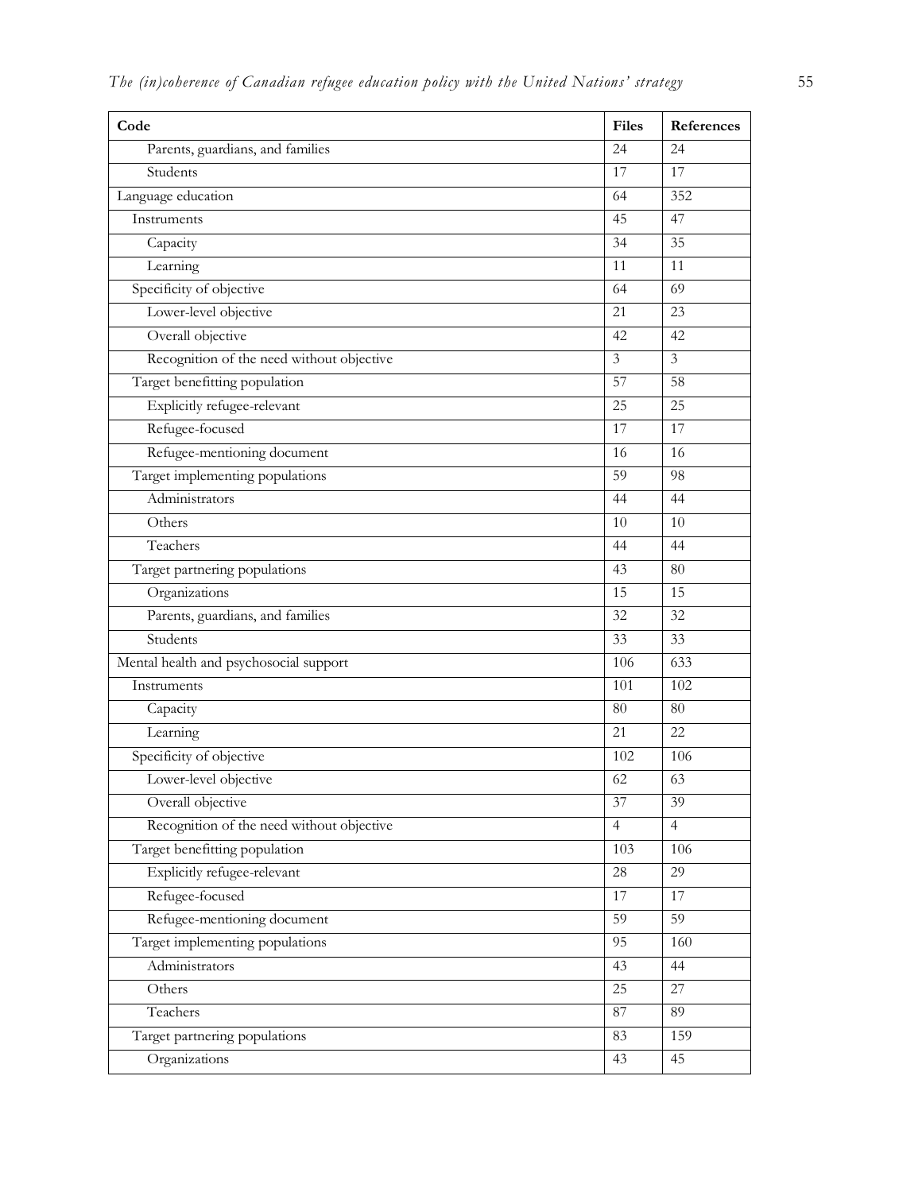| Code | Files | References |
|---|---|---|
| Parents, guardians, and families | 24 | 24 |
| Students | 17 | 17 |
| Language education | 64 | 352 |
| Instruments | 45 | 47 |
| Capacity | 34 | 35 |
| Learning | 11 | 11 |
| Specificity of objective | 64 | 69 |
| Lower-level objective | 21 | 23 |
| Overall objective | 42 | 42 |
| Recognition of the need without objective | 3 | 3 |
| Target benefitting population | 57 | 58 |
| Explicitly refugee-relevant | 25 | 25 |
| Refugee-focused | 17 | 17 |
| Refugee-mentioning document | 16 | 16 |
| Target implementing populations | 59 | 98 |
| Administrators | 44 | 44 |
| Others | 10 | 10 |
| Teachers | 44 | 44 |
| Target partnering populations | 43 | 80 |
| Organizations | 15 | 15 |
| Parents, guardians, and families | 32 | 32 |
| Students | 33 | 33 |
| Mental health and psychosocial support | 106 | 633 |
| Instruments | 101 | 102 |
| Capacity | 80 | 80 |
| Learning | 21 | 22 |
| Specificity of objective | 102 | 106 |
| Lower-level objective | 62 | 63 |
| Overall objective | 37 | 39 |
| Recognition of the need without objective | 4 | 4 |
| Target benefitting population | 103 | 106 |
| Explicitly refugee-relevant | 28 | 29 |
| Refugee-focused | 17 | 17 |
| Refugee-mentioning document | 59 | 59 |
| Target implementing populations | 95 | 160 |
| Administrators | 43 | 44 |
| Others | 25 | 27 |
| Teachers | 87 | 89 |
| Target partnering populations | 83 | 159 |
| Organizations | 43 | 45 |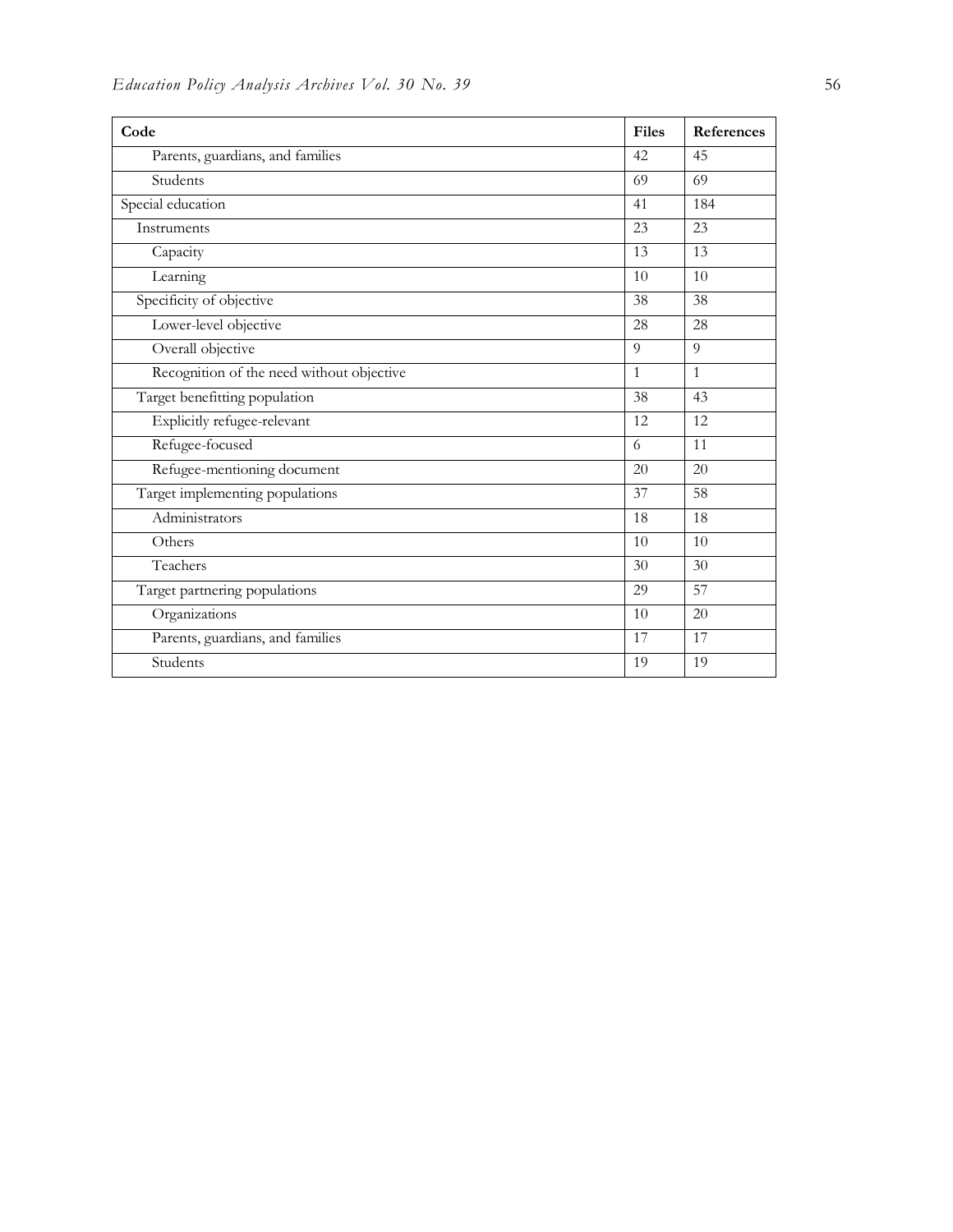| Code | Files | References |
|---|---|---|
| Parents, guardians, and families | 42 | 45 |
| Students | 69 | 69 |
| Special education | 41 | 184 |
| Instruments | 23 | 23 |
| Capacity | 13 | 13 |
| Learning | 10 | 10 |
| Specificity of objective | 38 | 38 |
| Lower-level objective | 28 | 28 |
| Overall objective | 9 | 9 |
| Recognition of the need without objective | 1 | 1 |
| Target benefitting population | 38 | 43 |
| Explicitly refugee-relevant | 12 | 12 |
| Refugee-focused | 6 | 11 |
| Refugee-mentioning document | 20 | 20 |
| Target implementing populations | 37 | 58 |
| Administrators | 18 | 18 |
| Others | 10 | 10 |
| Teachers | 30 | 30 |
| Target partnering populations | 29 | 57 |
| Organizations | 10 | 20 |
| Parents, guardians, and families | 17 | 17 |
| Students | 19 | 19 |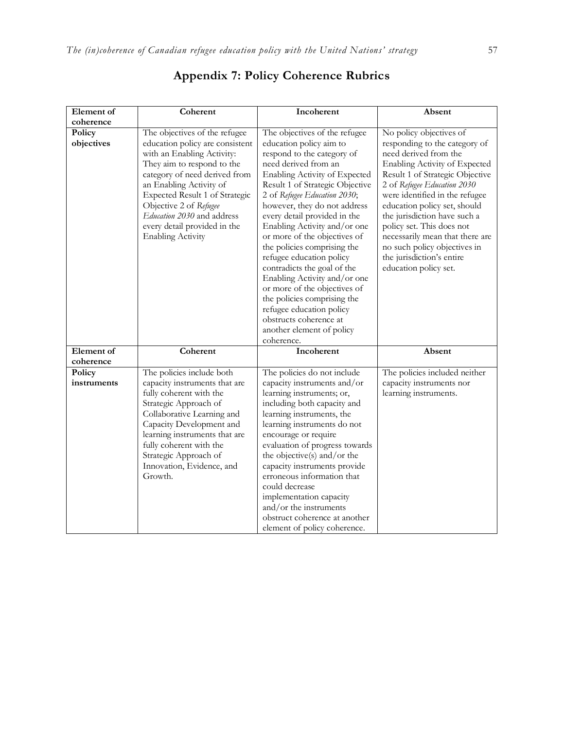## Appendix 7: Policy Coherence Rubrics

| Element of coherence | Coherent | Incoherent | Absent |
|---|---|---|---|
| **Policy objectives** | The objectives of the refugee education policy are consistent with an Enabling Activity: They aim to respond to the category of need derived from an Enabling Activity of Expected Result 1 of Strategic Objective 2 of *Refugee Education 2030* and address every detail provided in the Enabling Activity | The objectives of the refugee education policy aim to respond to the category of need derived from an Enabling Activity of Expected Result 1 of Strategic Objective 2 of *Refugee Education 2030*; however, they do not address every detail provided in the Enabling Activity and/or one or more of the objectives of the policies comprising the refugee education policy contradicts the goal of the Enabling Activity and/or one or more of the objectives of the policies comprising the refugee education policy obstructs coherence at another element of policy coherence. | No policy objectives of responding to the category of need derived from the Enabling Activity of Expected Result 1 of Strategic Objective 2 of *Refugee Education 2030* were identified in the refugee education policy set, should the jurisdiction have such a policy set. This does not necessarily mean that there are no such policy objectives in the jurisdiction's entire education policy set. |
| **Element of coherence** | **Coherent** | **Incoherent** | **Absent** |
| **Policy instruments** | The policies include both capacity instruments that are fully coherent with the Strategic Approach of Collaborative Learning and Capacity Development and learning instruments that are fully coherent with the Strategic Approach of Innovation, Evidence, and Growth. | The policies do not include capacity instruments and/or learning instruments; or, including both capacity and learning instruments, the learning instruments do not encourage or require evaluation of progress towards the objective(s) and/or the capacity instruments provide erroneous information that could decrease implementation capacity and/or the instruments obstruct coherence at another element of policy coherence. | The policies included neither capacity instruments nor learning instruments. |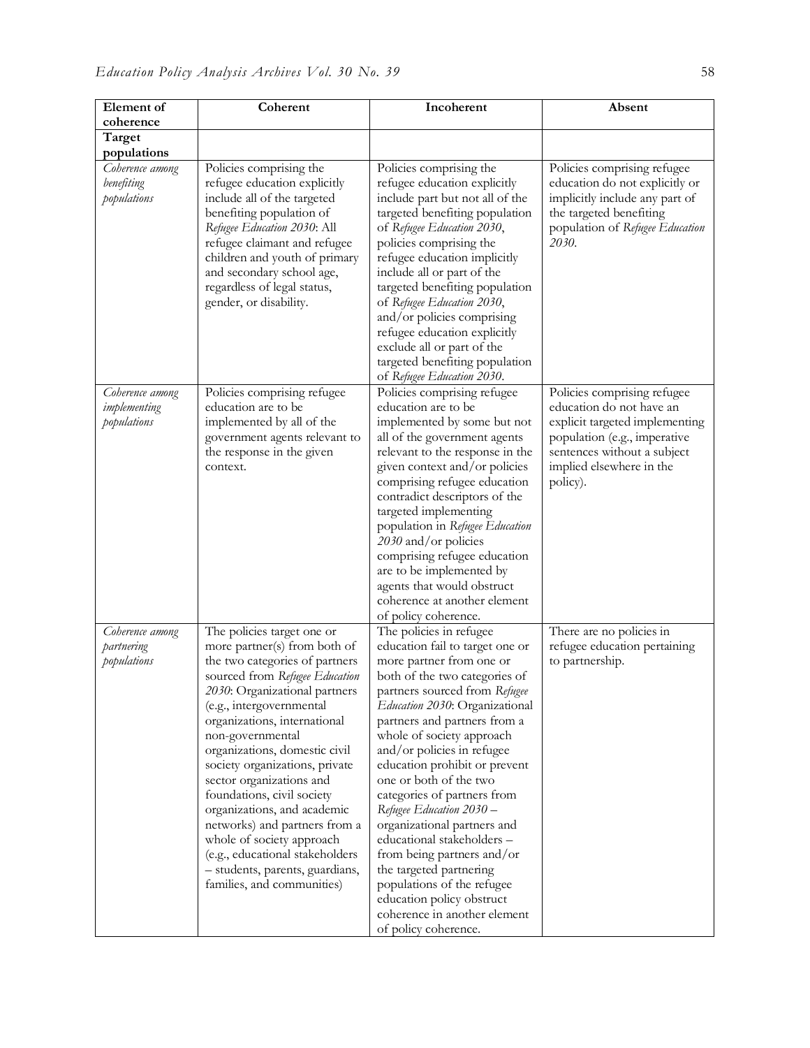| **Element of coherence** | **Coherent** | **Incoherent** | **Absent** |
|---|---|---|---|
| **Target populations** | | | |
| *Coherence among benefiting populations* | Policies comprising the refugee education explicitly include all of the targeted benefiting population of *Refugee Education 2030*: All refugee claimant and refugee children and youth of primary and secondary school age, regardless of legal status, gender, or disability. | Policies comprising the refugee education explicitly include part but not all of the targeted benefiting population of *Refugee Education 2030*, policies comprising the refugee education implicitly include all or part of the targeted benefiting population of *Refugee Education 2030*, and/or policies comprising refugee education explicitly exclude all or part of the targeted benefiting population of *Refugee Education 2030*. | Policies comprising refugee education do not explicitly or implicitly include any part of the targeted benefiting population of *Refugee Education 2030*. |
| *Coherence among implementing populations* | Policies comprising refugee education are to be implemented by all of the government agents relevant to the response in the given context. | Policies comprising refugee education are to be implemented by some but not all of the government agents relevant to the response in the given context and/or policies comprising refugee education contradict descriptors of the targeted implementing population in *Refugee Education 2030* and/or policies comprising refugee education are to be implemented by agents that would obstruct coherence at another element of policy coherence. | Policies comprising refugee education do not have an explicit targeted implementing population (e.g., imperative sentences without a subject implied elsewhere in the policy). |
| *Coherence among partnering populations* | The policies target one or more partner(s) from both of the two categories of partners sourced from *Refugee Education 2030*: Organizational partners (e.g., intergovernmental organizations, international non-governmental organizations, domestic civil society organizations, private sector organizations and foundations, civil society organizations, and academic networks) and partners from a whole of society approach (e.g., educational stakeholders – students, parents, guardians, families, and communities) | The policies in refugee education fail to target one or more partner from one or both of the two categories of partners sourced from *Refugee Education 2030*: Organizational partners and partners from a whole of society approach and/or policies in refugee education prohibit or prevent one or both of the two categories of partners from *Refugee Education 2030* – organizational partners and educational stakeholders – from being partners and/or the targeted partnering populations of the refugee education policy obstruct coherence in another element of policy coherence. | There are no policies in refugee education pertaining to partnership. |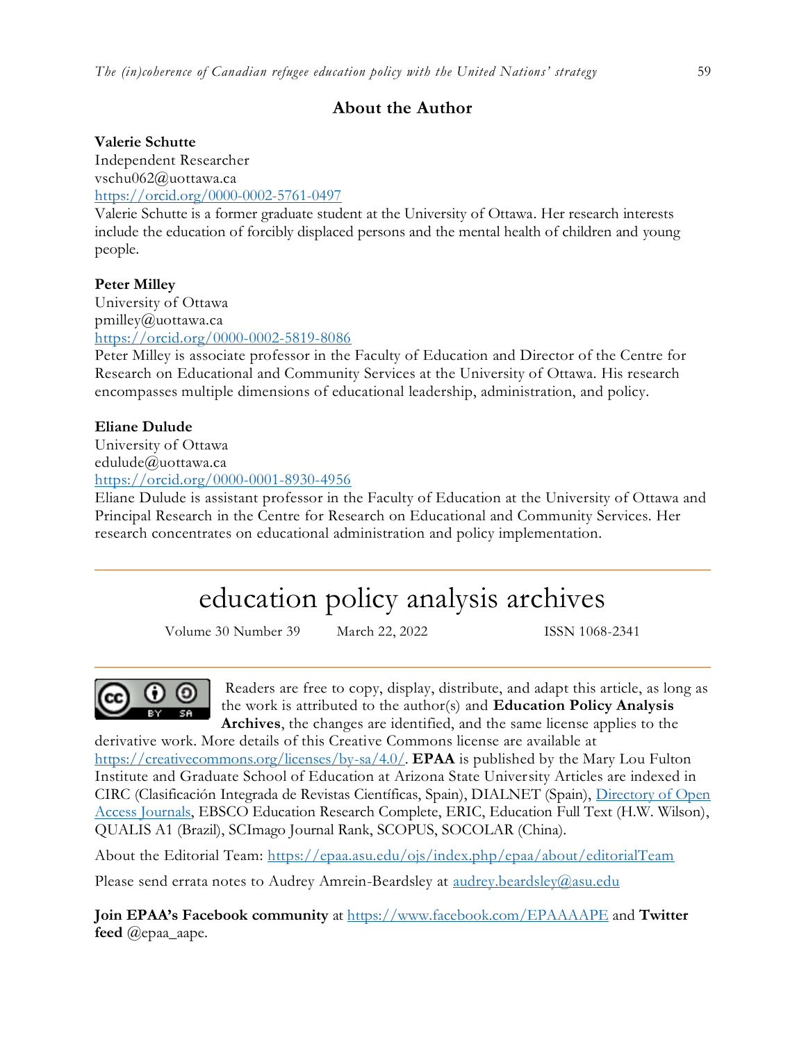## About the Author

**Valerie Schutte**
Independent Researcher
vschu062@uottawa.ca
https://orcid.org/0000-0002-5761-0497
Valerie Schutte is a former graduate student at the University of Ottawa. Her research interests include the education of forcibly displaced persons and the mental health of children and young people.

**Peter Milley**
University of Ottawa
pmilley@uottawa.ca
https://orcid.org/0000-0002-5819-8086
Peter Milley is associate professor in the Faculty of Education and Director of the Centre for Research on Educational and Community Services at the University of Ottawa. His research encompasses multiple dimensions of educational leadership, administration, and policy.

**Eliane Dulude**
University of Ottawa
edulude@uottawa.ca
https://orcid.org/0000-0001-8930-4956
Eliane Dulude is assistant professor in the Faculty of Education at the University of Ottawa and Principal Research in the Centre for Research on Educational and Community Services. Her research concentrates on educational administration and policy implementation.

---

# education policy analysis archives

Volume 30 Number 39 March 22, 2022 ISSN 1068-2341

---

Readers are free to copy, display, distribute, and adapt this article, as long as the work is attributed to the author(s) and **Education Policy Analysis Archives**, the changes are identified, and the same license applies to the derivative work. More details of this Creative Commons license are available at https://creativecommons.org/licenses/by-sa/4.0/. **EPAA** is published by the Mary Lou Fulton Institute and Graduate School of Education at Arizona State University Articles are indexed in CIRC (Clasificación Integrada de Revistas Científicas, Spain), DIALNET (Spain), Directory of Open Access Journals, EBSCO Education Research Complete, ERIC, Education Full Text (H.W. Wilson), QUALIS A1 (Brazil), SCImago Journal Rank, SCOPUS, SOCOLAR (China).

About the Editorial Team: https://epaa.asu.edu/ojs/index.php/epaa/about/editorialTeam

Please send errata notes to Audrey Amrein-Beardsley at audrey.beardsley@asu.edu

**Join EPAA's Facebook community** at https://www.facebook.com/EPAAAAPE and **Twitter feed** @epaa_aape.